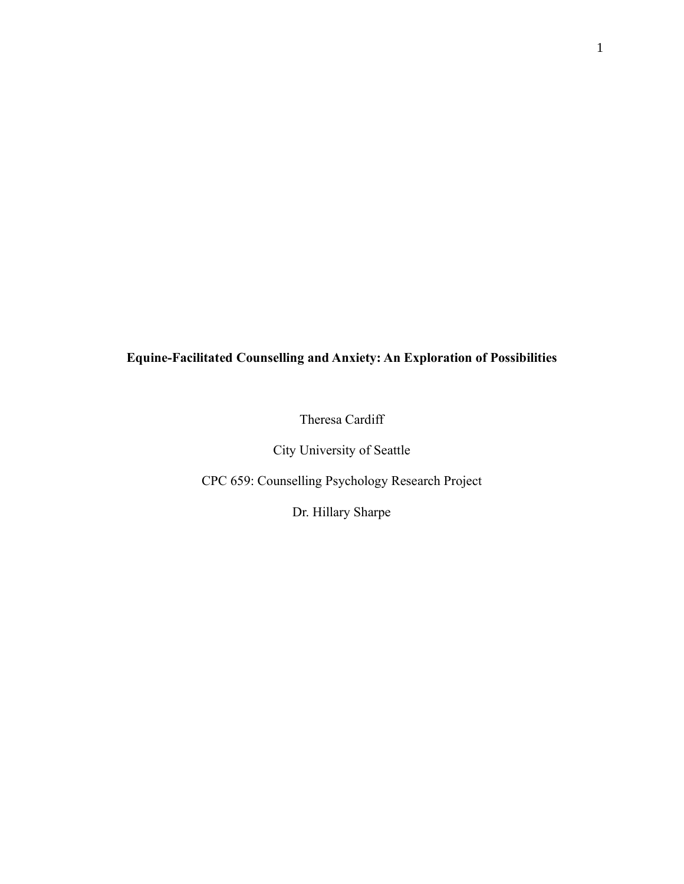# Equine-Facilitated Counselling and Anxiety: An Exploration of Possibilities

Theresa Cardiff

City University of Seattle

CPC 659: Counselling Psychology Research Project

Dr. Hillary Sharpe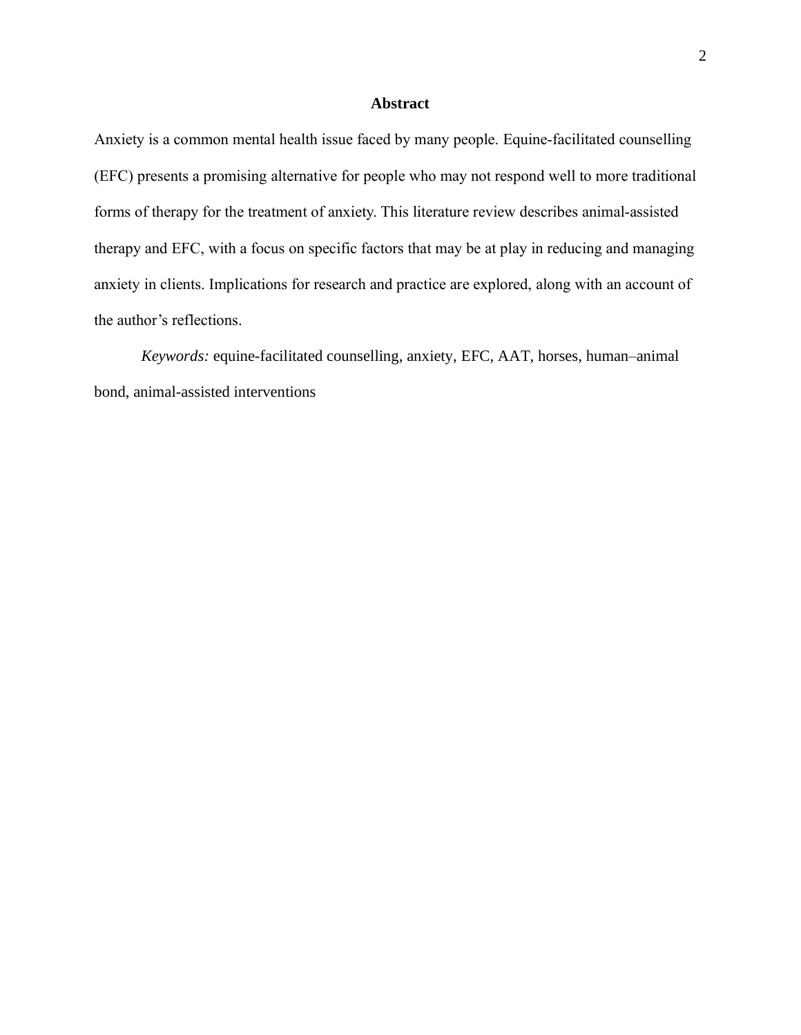# Abstract

Anxiety is a common mental health issue faced by many people. Equine-facilitated counselling (EFC) presents a promising alternative for people who may not respond well to more traditional forms of therapy for the treatment of anxiety. This literature review describes animal-assisted therapy and EFC, with a focus on specific factors that may be at play in reducing and managing anxiety in clients. Implications for research and practice are explored, along with an account of the author's reflections.

*Keywords:* equine-facilitated counselling, anxiety, EFC, AAT, horses, human–animal bond, animal-assisted interventions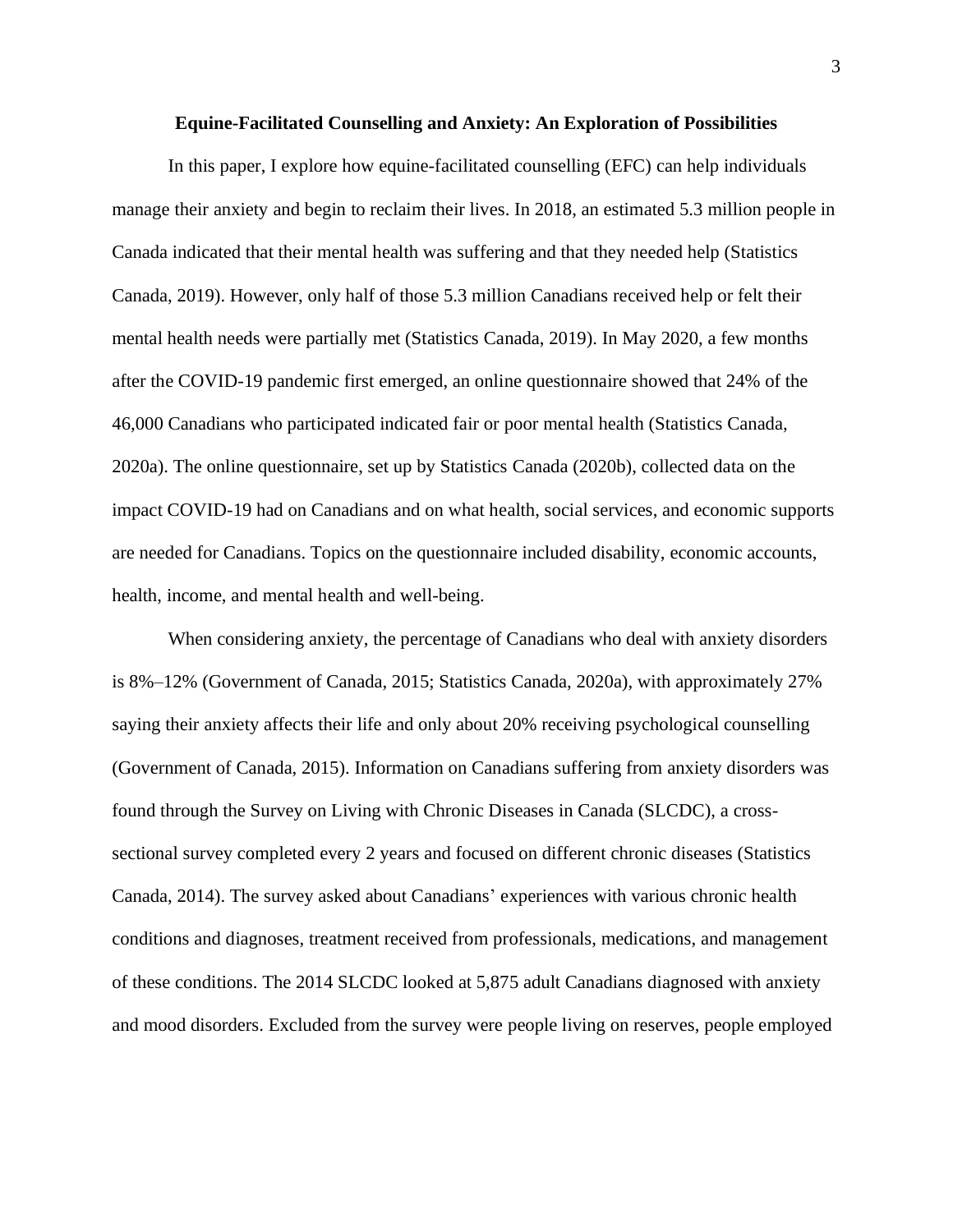## Equine-Facilitated Counselling and Anxiety: An Exploration of Possibilities

In this paper, I explore how equine-facilitated counselling (EFC) can help individuals manage their anxiety and begin to reclaim their lives. In 2018, an estimated 5.3 million people in Canada indicated that their mental health was suffering and that they needed help (Statistics Canada, 2019). However, only half of those 5.3 million Canadians received help or felt their mental health needs were partially met (Statistics Canada, 2019). In May 2020, a few months after the COVID-19 pandemic first emerged, an online questionnaire showed that 24% of the 46,000 Canadians who participated indicated fair or poor mental health (Statistics Canada, 2020a). The online questionnaire, set up by Statistics Canada (2020b), collected data on the impact COVID-19 had on Canadians and on what health, social services, and economic supports are needed for Canadians. Topics on the questionnaire included disability, economic accounts, health, income, and mental health and well-being.

When considering anxiety, the percentage of Canadians who deal with anxiety disorders is 8%–12% (Government of Canada, 2015; Statistics Canada, 2020a), with approximately 27% saying their anxiety affects their life and only about 20% receiving psychological counselling (Government of Canada, 2015). Information on Canadians suffering from anxiety disorders was found through the Survey on Living with Chronic Diseases in Canada (SLCDC), a cross-sectional survey completed every 2 years and focused on different chronic diseases (Statistics Canada, 2014). The survey asked about Canadians' experiences with various chronic health conditions and diagnoses, treatment received from professionals, medications, and management of these conditions. The 2014 SLCDC looked at 5,875 adult Canadians diagnosed with anxiety and mood disorders. Excluded from the survey were people living on reserves, people employed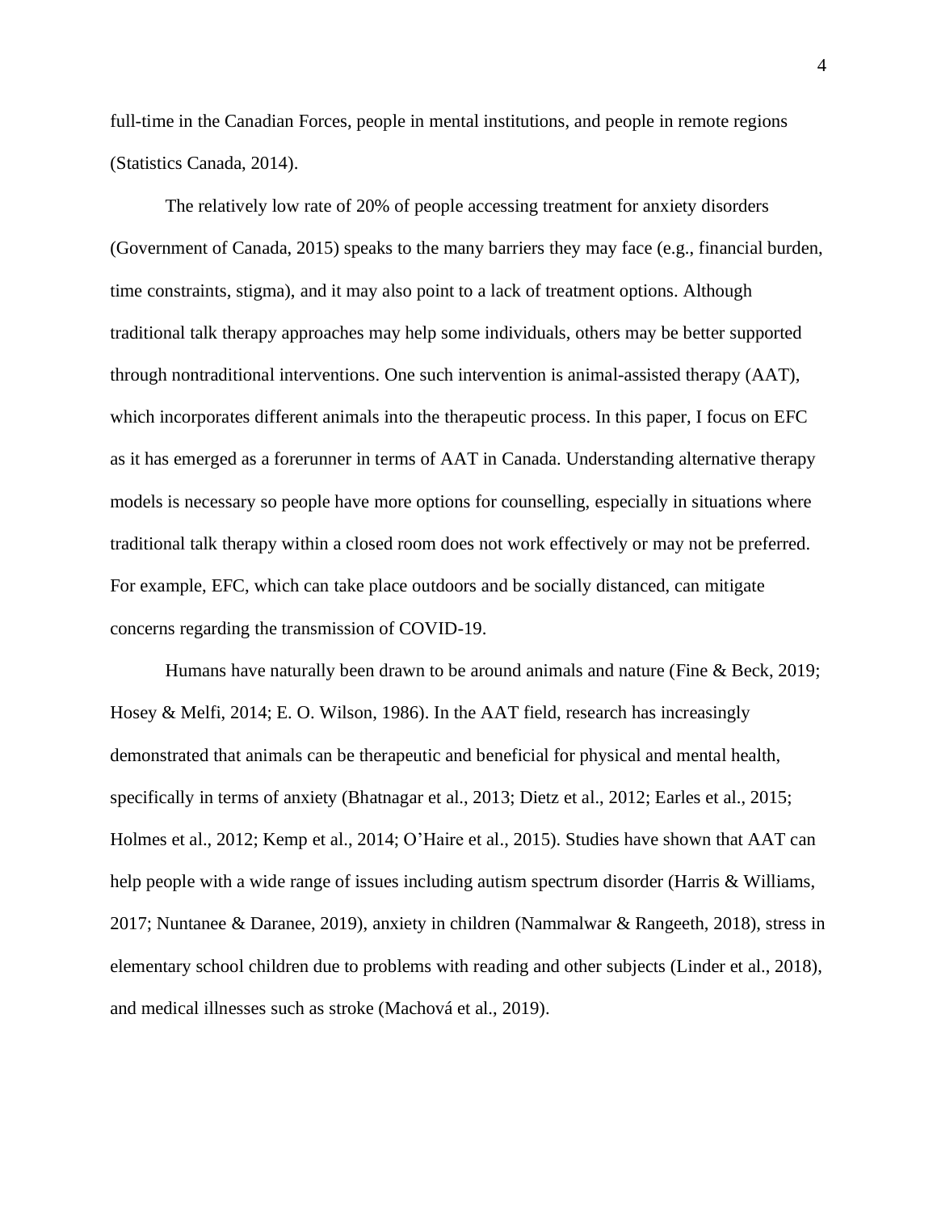full-time in the Canadian Forces, people in mental institutions, and people in remote regions (Statistics Canada, 2014).

The relatively low rate of 20% of people accessing treatment for anxiety disorders (Government of Canada, 2015) speaks to the many barriers they may face (e.g., financial burden, time constraints, stigma), and it may also point to a lack of treatment options. Although traditional talk therapy approaches may help some individuals, others may be better supported through nontraditional interventions. One such intervention is animal-assisted therapy (AAT), which incorporates different animals into the therapeutic process. In this paper, I focus on EFC as it has emerged as a forerunner in terms of AAT in Canada. Understanding alternative therapy models is necessary so people have more options for counselling, especially in situations where traditional talk therapy within a closed room does not work effectively or may not be preferred. For example, EFC, which can take place outdoors and be socially distanced, can mitigate concerns regarding the transmission of COVID-19.

Humans have naturally been drawn to be around animals and nature (Fine & Beck, 2019; Hosey & Melfi, 2014; E. O. Wilson, 1986). In the AAT field, research has increasingly demonstrated that animals can be therapeutic and beneficial for physical and mental health, specifically in terms of anxiety (Bhatnagar et al., 2013; Dietz et al., 2012; Earles et al., 2015; Holmes et al., 2012; Kemp et al., 2014; O'Haire et al., 2015). Studies have shown that AAT can help people with a wide range of issues including autism spectrum disorder (Harris & Williams, 2017; Nuntanee & Daranee, 2019), anxiety in children (Nammalwar & Rangeeth, 2018), stress in elementary school children due to problems with reading and other subjects (Linder et al., 2018), and medical illnesses such as stroke (Machová et al., 2019).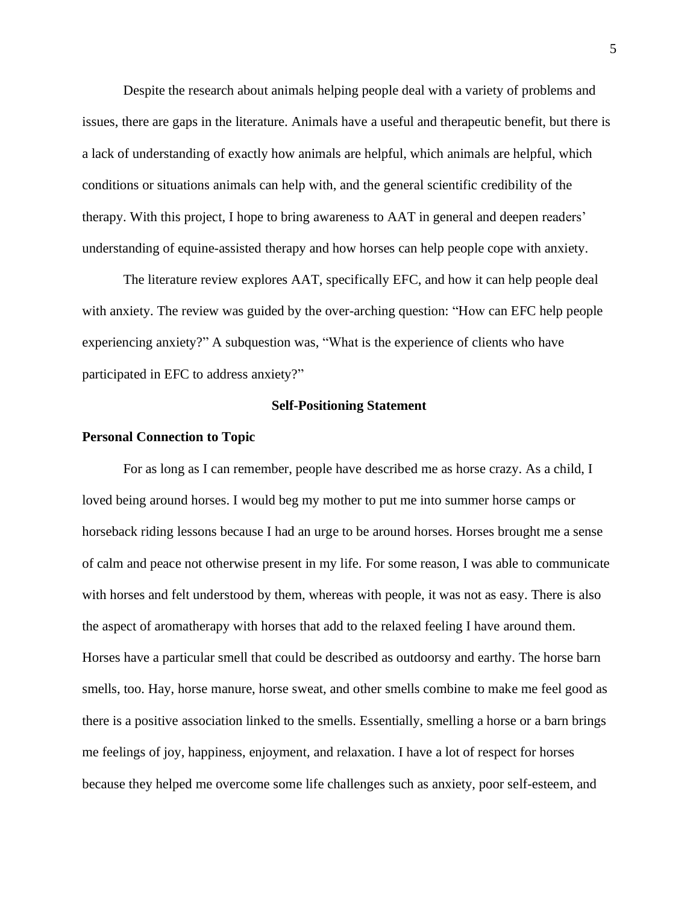Despite the research about animals helping people deal with a variety of problems and issues, there are gaps in the literature. Animals have a useful and therapeutic benefit, but there is a lack of understanding of exactly how animals are helpful, which animals are helpful, which conditions or situations animals can help with, and the general scientific credibility of the therapy. With this project, I hope to bring awareness to AAT in general and deepen readers' understanding of equine-assisted therapy and how horses can help people cope with anxiety.

The literature review explores AAT, specifically EFC, and how it can help people deal with anxiety. The review was guided by the over-arching question: "How can EFC help people experiencing anxiety?" A subquestion was, "What is the experience of clients who have participated in EFC to address anxiety?"

## Self-Positioning Statement

### Personal Connection to Topic

For as long as I can remember, people have described me as horse crazy. As a child, I loved being around horses. I would beg my mother to put me into summer horse camps or horseback riding lessons because I had an urge to be around horses. Horses brought me a sense of calm and peace not otherwise present in my life. For some reason, I was able to communicate with horses and felt understood by them, whereas with people, it was not as easy. There is also the aspect of aromatherapy with horses that add to the relaxed feeling I have around them. Horses have a particular smell that could be described as outdoorsy and earthy. The horse barn smells, too. Hay, horse manure, horse sweat, and other smells combine to make me feel good as there is a positive association linked to the smells. Essentially, smelling a horse or a barn brings me feelings of joy, happiness, enjoyment, and relaxation. I have a lot of respect for horses because they helped me overcome some life challenges such as anxiety, poor self-esteem, and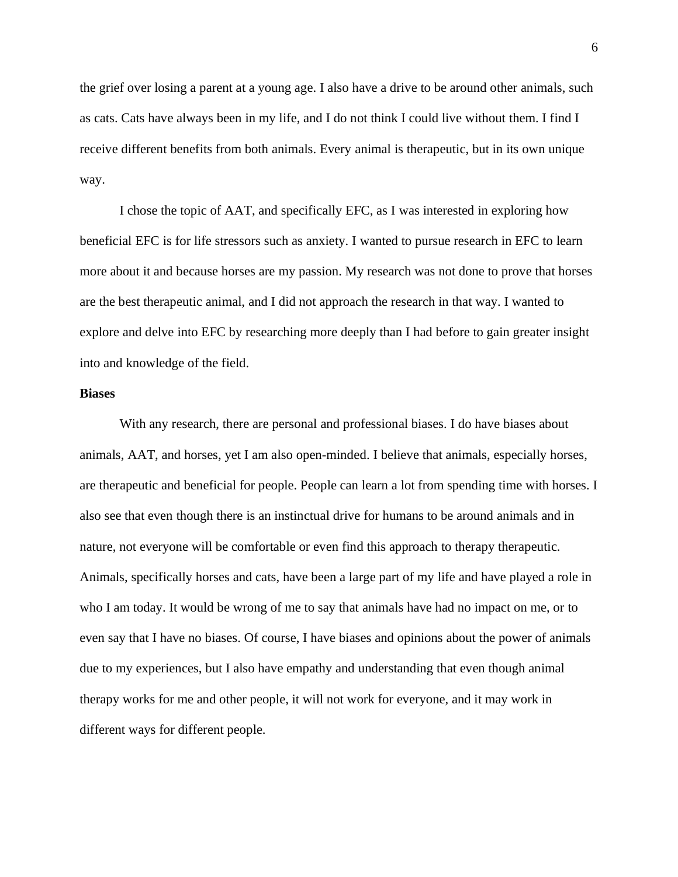the grief over losing a parent at a young age. I also have a drive to be around other animals, such as cats. Cats have always been in my life, and I do not think I could live without them. I find I receive different benefits from both animals. Every animal is therapeutic, but in its own unique way.

I chose the topic of AAT, and specifically EFC, as I was interested in exploring how beneficial EFC is for life stressors such as anxiety. I wanted to pursue research in EFC to learn more about it and because horses are my passion. My research was not done to prove that horses are the best therapeutic animal, and I did not approach the research in that way. I wanted to explore and delve into EFC by researching more deeply than I had before to gain greater insight into and knowledge of the field.

**Biases**

With any research, there are personal and professional biases. I do have biases about animals, AAT, and horses, yet I am also open-minded. I believe that animals, especially horses, are therapeutic and beneficial for people. People can learn a lot from spending time with horses. I also see that even though there is an instinctual drive for humans to be around animals and in nature, not everyone will be comfortable or even find this approach to therapy therapeutic. Animals, specifically horses and cats, have been a large part of my life and have played a role in who I am today. It would be wrong of me to say that animals have had no impact on me, or to even say that I have no biases. Of course, I have biases and opinions about the power of animals due to my experiences, but I also have empathy and understanding that even though animal therapy works for me and other people, it will not work for everyone, and it may work in different ways for different people.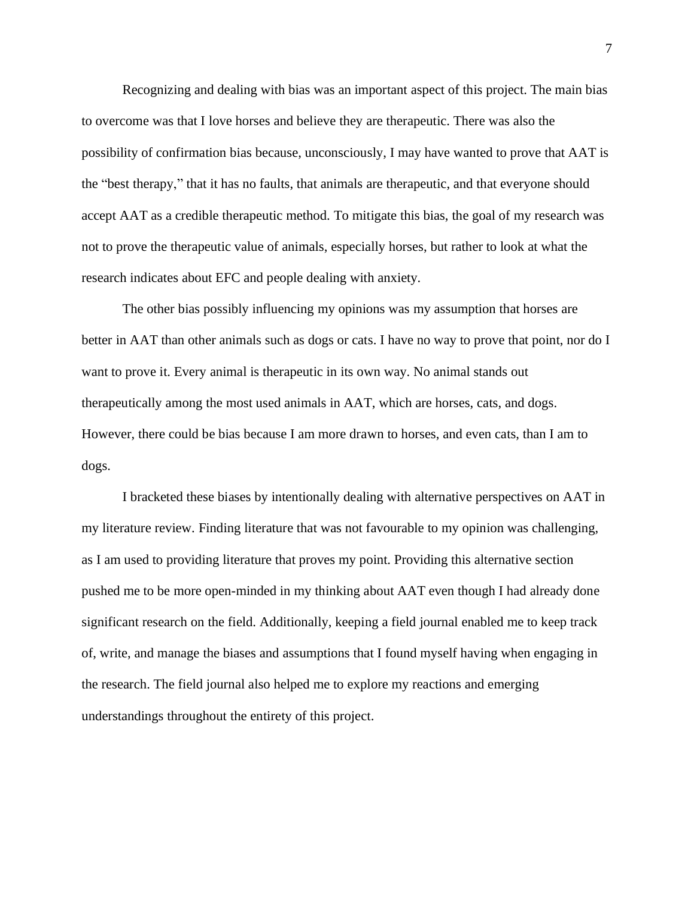Recognizing and dealing with bias was an important aspect of this project. The main bias to overcome was that I love horses and believe they are therapeutic. There was also the possibility of confirmation bias because, unconsciously, I may have wanted to prove that AAT is the "best therapy," that it has no faults, that animals are therapeutic, and that everyone should accept AAT as a credible therapeutic method. To mitigate this bias, the goal of my research was not to prove the therapeutic value of animals, especially horses, but rather to look at what the research indicates about EFC and people dealing with anxiety.

The other bias possibly influencing my opinions was my assumption that horses are better in AAT than other animals such as dogs or cats. I have no way to prove that point, nor do I want to prove it. Every animal is therapeutic in its own way. No animal stands out therapeutically among the most used animals in AAT, which are horses, cats, and dogs. However, there could be bias because I am more drawn to horses, and even cats, than I am to dogs.

I bracketed these biases by intentionally dealing with alternative perspectives on AAT in my literature review. Finding literature that was not favourable to my opinion was challenging, as I am used to providing literature that proves my point. Providing this alternative section pushed me to be more open-minded in my thinking about AAT even though I had already done significant research on the field. Additionally, keeping a field journal enabled me to keep track of, write, and manage the biases and assumptions that I found myself having when engaging in the research. The field journal also helped me to explore my reactions and emerging understandings throughout the entirety of this project.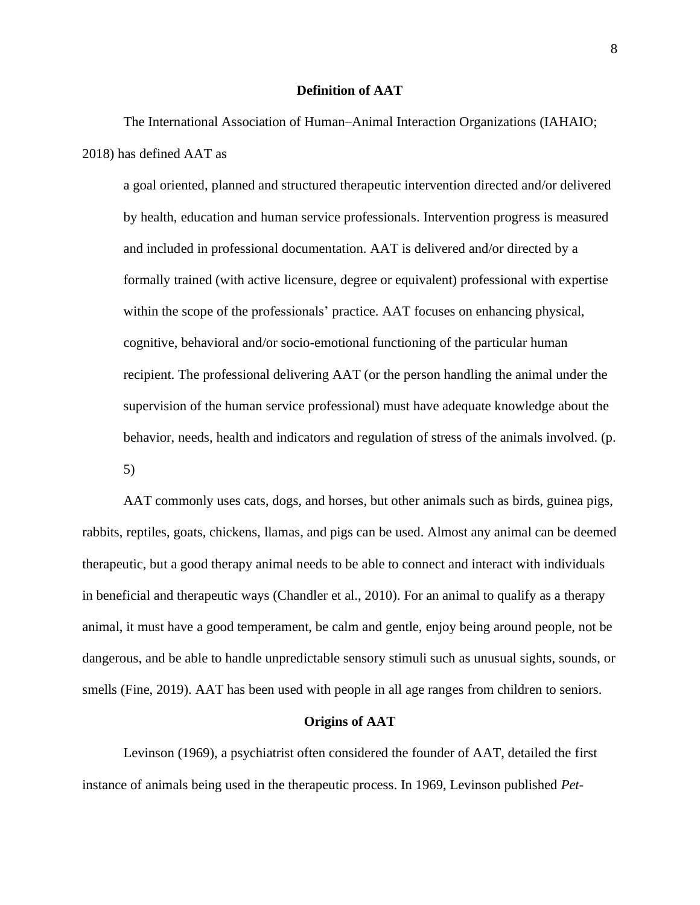## Definition of AAT

The International Association of Human–Animal Interaction Organizations (IAHAIO; 2018) has defined AAT as

> a goal oriented, planned and structured therapeutic intervention directed and/or delivered by health, education and human service professionals. Intervention progress is measured and included in professional documentation. AAT is delivered and/or directed by a formally trained (with active licensure, degree or equivalent) professional with expertise within the scope of the professionals' practice. AAT focuses on enhancing physical, cognitive, behavioral and/or socio-emotional functioning of the particular human recipient. The professional delivering AAT (or the person handling the animal under the supervision of the human service professional) must have adequate knowledge about the behavior, needs, health and indicators and regulation of stress of the animals involved. (p. 5)

AAT commonly uses cats, dogs, and horses, but other animals such as birds, guinea pigs, rabbits, reptiles, goats, chickens, llamas, and pigs can be used. Almost any animal can be deemed therapeutic, but a good therapy animal needs to be able to connect and interact with individuals in beneficial and therapeutic ways (Chandler et al., 2010). For an animal to qualify as a therapy animal, it must have a good temperament, be calm and gentle, enjoy being around people, not be dangerous, and be able to handle unpredictable sensory stimuli such as unusual sights, sounds, or smells (Fine, 2019). AAT has been used with people in all age ranges from children to seniors.

## Origins of AAT

Levinson (1969), a psychiatrist often considered the founder of AAT, detailed the first instance of animals being used in the therapeutic process. In 1969, Levinson published *Pet-*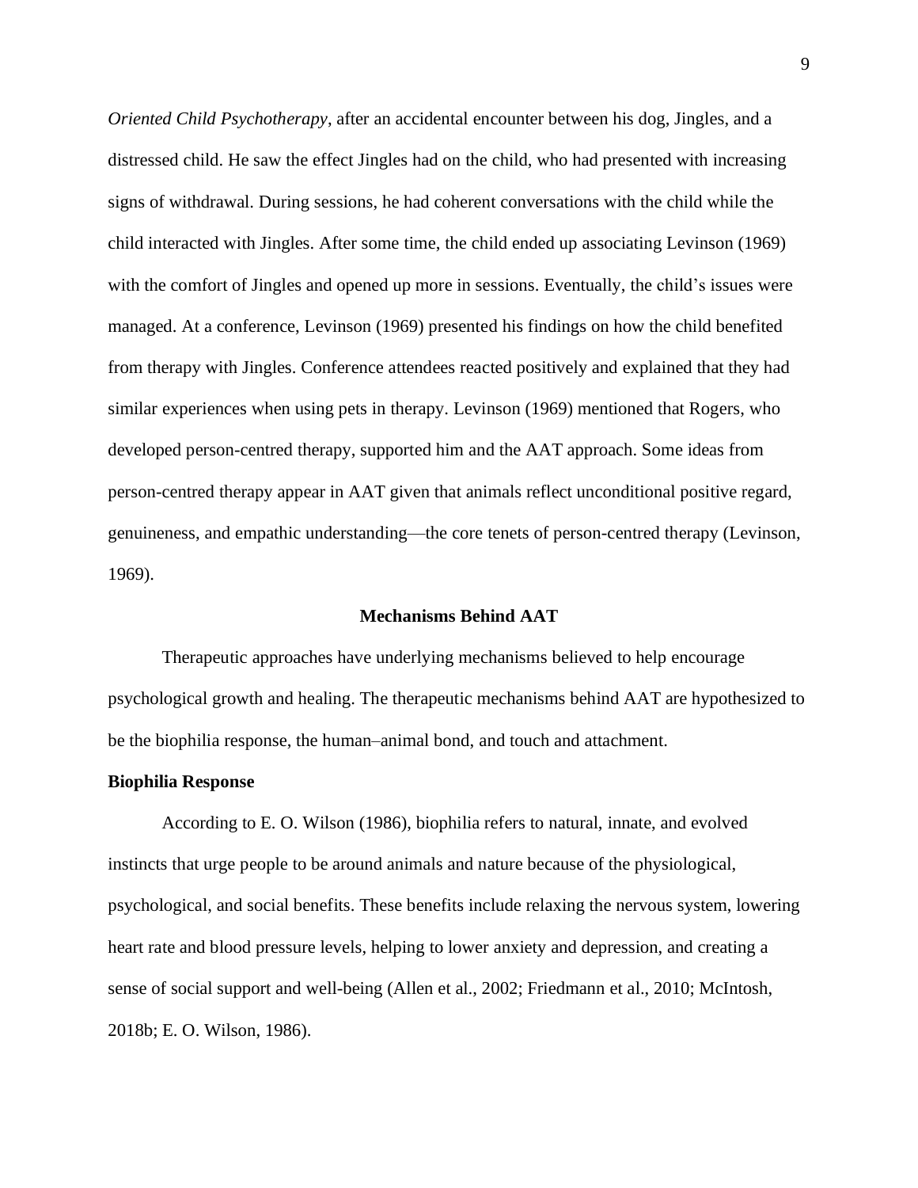*Oriented Child Psychotherapy*, after an accidental encounter between his dog, Jingles, and a distressed child. He saw the effect Jingles had on the child, who had presented with increasing signs of withdrawal. During sessions, he had coherent conversations with the child while the child interacted with Jingles. After some time, the child ended up associating Levinson (1969) with the comfort of Jingles and opened up more in sessions. Eventually, the child's issues were managed. At a conference, Levinson (1969) presented his findings on how the child benefited from therapy with Jingles. Conference attendees reacted positively and explained that they had similar experiences when using pets in therapy. Levinson (1969) mentioned that Rogers, who developed person-centred therapy, supported him and the AAT approach. Some ideas from person-centred therapy appear in AAT given that animals reflect unconditional positive regard, genuineness, and empathic understanding—the core tenets of person-centred therapy (Levinson, 1969).

## Mechanisms Behind AAT

Therapeutic approaches have underlying mechanisms believed to help encourage psychological growth and healing. The therapeutic mechanisms behind AAT are hypothesized to be the biophilia response, the human–animal bond, and touch and attachment.

### Biophilia Response

According to E. O. Wilson (1986), biophilia refers to natural, innate, and evolved instincts that urge people to be around animals and nature because of the physiological, psychological, and social benefits. These benefits include relaxing the nervous system, lowering heart rate and blood pressure levels, helping to lower anxiety and depression, and creating a sense of social support and well-being (Allen et al., 2002; Friedmann et al., 2010; McIntosh, 2018b; E. O. Wilson, 1986).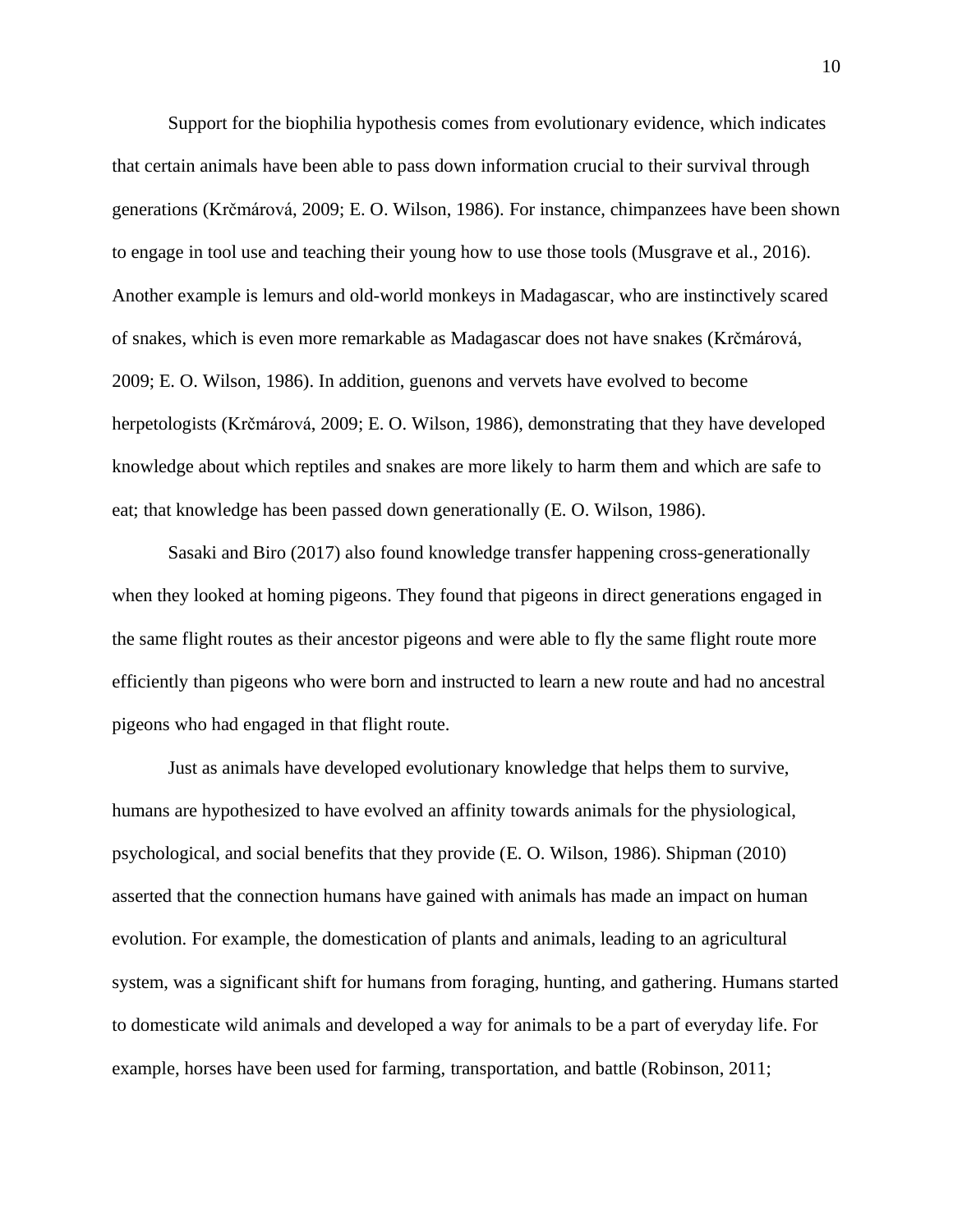Support for the biophilia hypothesis comes from evolutionary evidence, which indicates that certain animals have been able to pass down information crucial to their survival through generations (Krčmárová, 2009; E. O. Wilson, 1986). For instance, chimpanzees have been shown to engage in tool use and teaching their young how to use those tools (Musgrave et al., 2016). Another example is lemurs and old-world monkeys in Madagascar, who are instinctively scared of snakes, which is even more remarkable as Madagascar does not have snakes (Krčmárová, 2009; E. O. Wilson, 1986). In addition, guenons and vervets have evolved to become herpetologists (Krčmárová, 2009; E. O. Wilson, 1986), demonstrating that they have developed knowledge about which reptiles and snakes are more likely to harm them and which are safe to eat; that knowledge has been passed down generationally (E. O. Wilson, 1986).

Sasaki and Biro (2017) also found knowledge transfer happening cross-generationally when they looked at homing pigeons. They found that pigeons in direct generations engaged in the same flight routes as their ancestor pigeons and were able to fly the same flight route more efficiently than pigeons who were born and instructed to learn a new route and had no ancestral pigeons who had engaged in that flight route.

Just as animals have developed evolutionary knowledge that helps them to survive, humans are hypothesized to have evolved an affinity towards animals for the physiological, psychological, and social benefits that they provide (E. O. Wilson, 1986). Shipman (2010) asserted that the connection humans have gained with animals has made an impact on human evolution. For example, the domestication of plants and animals, leading to an agricultural system, was a significant shift for humans from foraging, hunting, and gathering. Humans started to domesticate wild animals and developed a way for animals to be a part of everyday life. For example, horses have been used for farming, transportation, and battle (Robinson, 2011;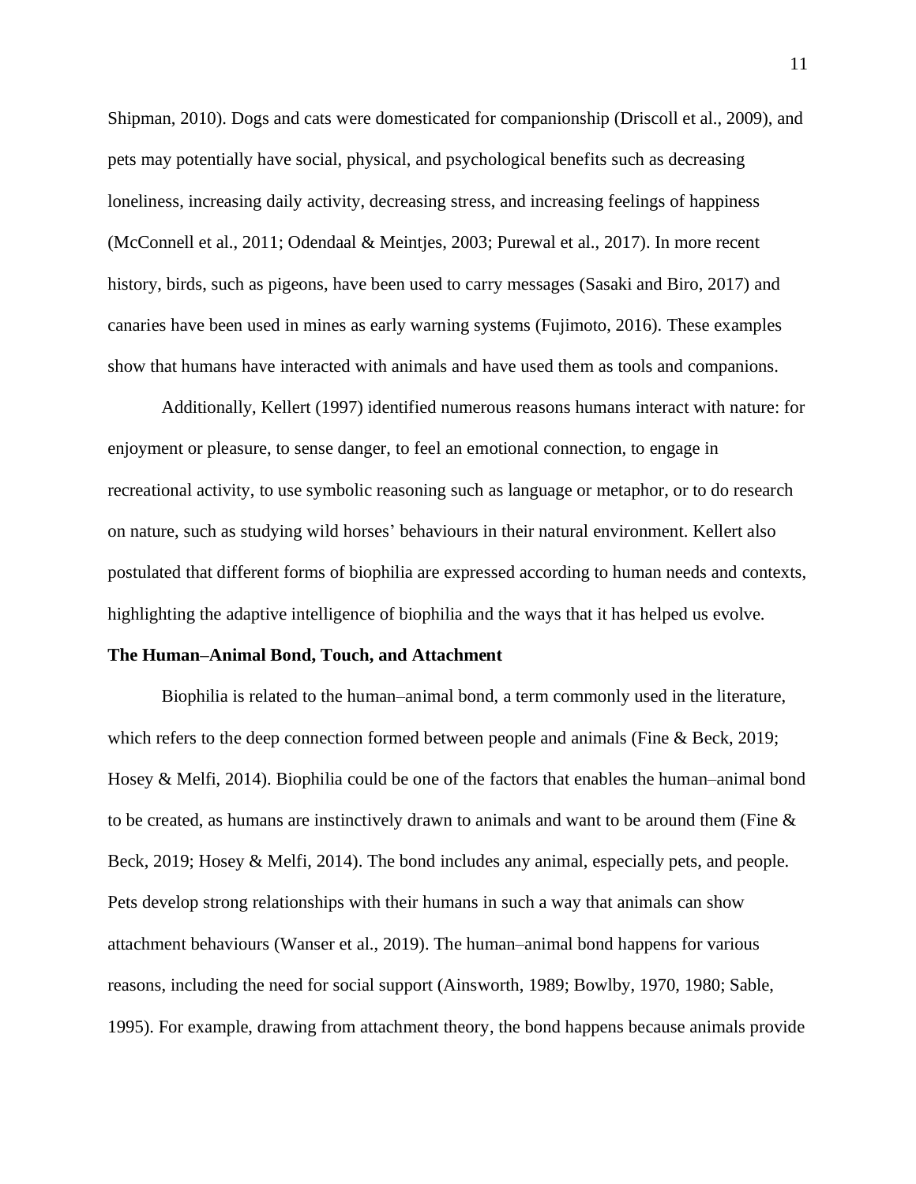Shipman, 2010). Dogs and cats were domesticated for companionship (Driscoll et al., 2009), and pets may potentially have social, physical, and psychological benefits such as decreasing loneliness, increasing daily activity, decreasing stress, and increasing feelings of happiness (McConnell et al., 2011; Odendaal & Meintjes, 2003; Purewal et al., 2017). In more recent history, birds, such as pigeons, have been used to carry messages (Sasaki and Biro, 2017) and canaries have been used in mines as early warning systems (Fujimoto, 2016). These examples show that humans have interacted with animals and have used them as tools and companions.

Additionally, Kellert (1997) identified numerous reasons humans interact with nature: for enjoyment or pleasure, to sense danger, to feel an emotional connection, to engage in recreational activity, to use symbolic reasoning such as language or metaphor, or to do research on nature, such as studying wild horses' behaviours in their natural environment. Kellert also postulated that different forms of biophilia are expressed according to human needs and contexts, highlighting the adaptive intelligence of biophilia and the ways that it has helped us evolve.

**The Human–Animal Bond, Touch, and Attachment**

Biophilia is related to the human–animal bond, a term commonly used in the literature, which refers to the deep connection formed between people and animals (Fine & Beck, 2019; Hosey & Melfi, 2014). Biophilia could be one of the factors that enables the human–animal bond to be created, as humans are instinctively drawn to animals and want to be around them (Fine & Beck, 2019; Hosey & Melfi, 2014). The bond includes any animal, especially pets, and people. Pets develop strong relationships with their humans in such a way that animals can show attachment behaviours (Wanser et al., 2019). The human–animal bond happens for various reasons, including the need for social support (Ainsworth, 1989; Bowlby, 1970, 1980; Sable, 1995). For example, drawing from attachment theory, the bond happens because animals provide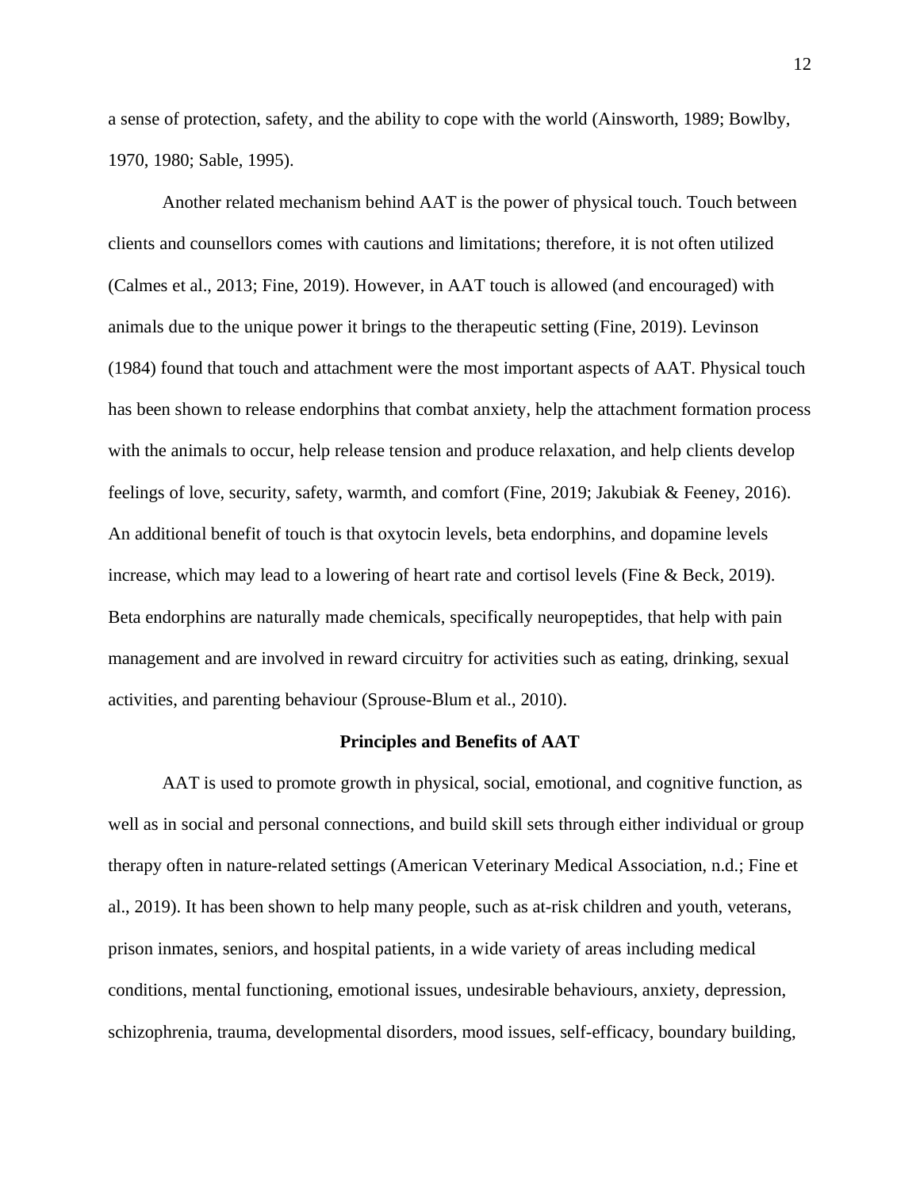a sense of protection, safety, and the ability to cope with the world (Ainsworth, 1989; Bowlby, 1970, 1980; Sable, 1995).

Another related mechanism behind AAT is the power of physical touch. Touch between clients and counsellors comes with cautions and limitations; therefore, it is not often utilized (Calmes et al., 2013; Fine, 2019). However, in AAT touch is allowed (and encouraged) with animals due to the unique power it brings to the therapeutic setting (Fine, 2019). Levinson (1984) found that touch and attachment were the most important aspects of AAT. Physical touch has been shown to release endorphins that combat anxiety, help the attachment formation process with the animals to occur, help release tension and produce relaxation, and help clients develop feelings of love, security, safety, warmth, and comfort (Fine, 2019; Jakubiak & Feeney, 2016). An additional benefit of touch is that oxytocin levels, beta endorphins, and dopamine levels increase, which may lead to a lowering of heart rate and cortisol levels (Fine & Beck, 2019). Beta endorphins are naturally made chemicals, specifically neuropeptides, that help with pain management and are involved in reward circuitry for activities such as eating, drinking, sexual activities, and parenting behaviour (Sprouse-Blum et al., 2010).

## Principles and Benefits of AAT

AAT is used to promote growth in physical, social, emotional, and cognitive function, as well as in social and personal connections, and build skill sets through either individual or group therapy often in nature-related settings (American Veterinary Medical Association, n.d.; Fine et al., 2019). It has been shown to help many people, such as at-risk children and youth, veterans, prison inmates, seniors, and hospital patients, in a wide variety of areas including medical conditions, mental functioning, emotional issues, undesirable behaviours, anxiety, depression, schizophrenia, trauma, developmental disorders, mood issues, self-efficacy, boundary building,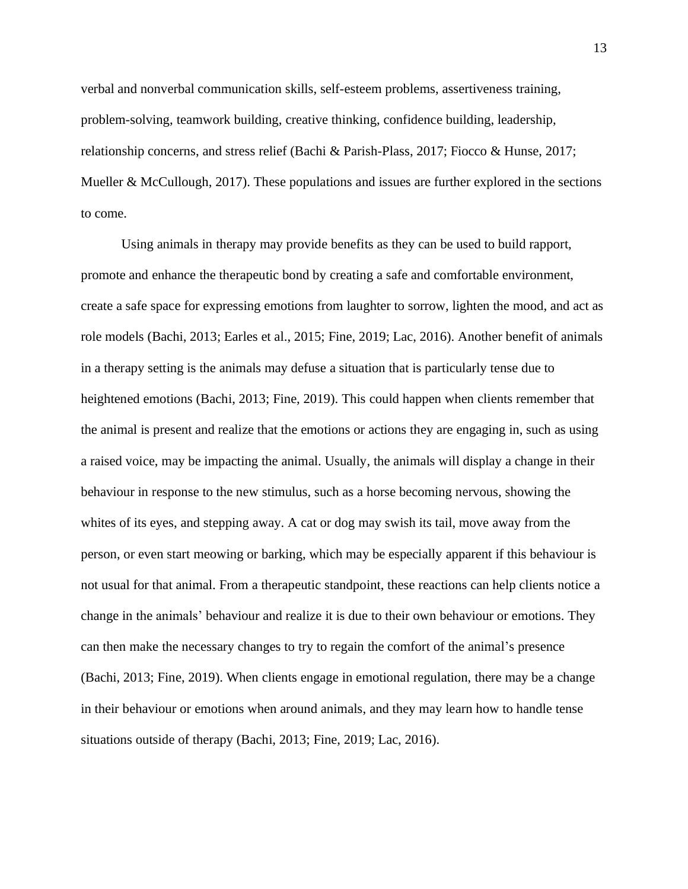verbal and nonverbal communication skills, self-esteem problems, assertiveness training, problem-solving, teamwork building, creative thinking, confidence building, leadership, relationship concerns, and stress relief (Bachi & Parish-Plass, 2017; Fiocco & Hunse, 2017; Mueller & McCullough, 2017). These populations and issues are further explored in the sections to come.

Using animals in therapy may provide benefits as they can be used to build rapport, promote and enhance the therapeutic bond by creating a safe and comfortable environment, create a safe space for expressing emotions from laughter to sorrow, lighten the mood, and act as role models (Bachi, 2013; Earles et al., 2015; Fine, 2019; Lac, 2016). Another benefit of animals in a therapy setting is the animals may defuse a situation that is particularly tense due to heightened emotions (Bachi, 2013; Fine, 2019). This could happen when clients remember that the animal is present and realize that the emotions or actions they are engaging in, such as using a raised voice, may be impacting the animal. Usually, the animals will display a change in their behaviour in response to the new stimulus, such as a horse becoming nervous, showing the whites of its eyes, and stepping away. A cat or dog may swish its tail, move away from the person, or even start meowing or barking, which may be especially apparent if this behaviour is not usual for that animal. From a therapeutic standpoint, these reactions can help clients notice a change in the animals' behaviour and realize it is due to their own behaviour or emotions. They can then make the necessary changes to try to regain the comfort of the animal's presence (Bachi, 2013; Fine, 2019). When clients engage in emotional regulation, there may be a change in their behaviour or emotions when around animals, and they may learn how to handle tense situations outside of therapy (Bachi, 2013; Fine, 2019; Lac, 2016).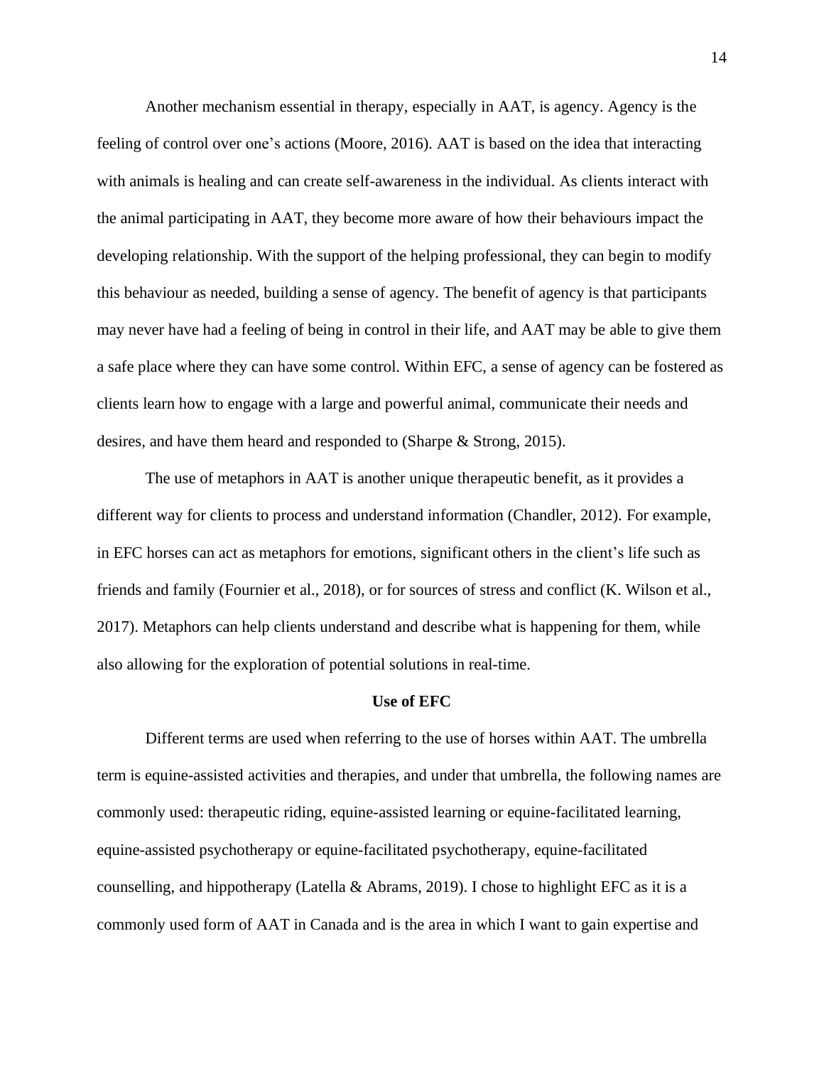Another mechanism essential in therapy, especially in AAT, is agency. Agency is the feeling of control over one's actions (Moore, 2016). AAT is based on the idea that interacting with animals is healing and can create self-awareness in the individual. As clients interact with the animal participating in AAT, they become more aware of how their behaviours impact the developing relationship. With the support of the helping professional, they can begin to modify this behaviour as needed, building a sense of agency. The benefit of agency is that participants may never have had a feeling of being in control in their life, and AAT may be able to give them a safe place where they can have some control. Within EFC, a sense of agency can be fostered as clients learn how to engage with a large and powerful animal, communicate their needs and desires, and have them heard and responded to (Sharpe & Strong, 2015).

The use of metaphors in AAT is another unique therapeutic benefit, as it provides a different way for clients to process and understand information (Chandler, 2012). For example, in EFC horses can act as metaphors for emotions, significant others in the client's life such as friends and family (Fournier et al., 2018), or for sources of stress and conflict (K. Wilson et al., 2017). Metaphors can help clients understand and describe what is happening for them, while also allowing for the exploration of potential solutions in real-time.

## Use of EFC

Different terms are used when referring to the use of horses within AAT. The umbrella term is equine-assisted activities and therapies, and under that umbrella, the following names are commonly used: therapeutic riding, equine-assisted learning or equine-facilitated learning, equine-assisted psychotherapy or equine-facilitated psychotherapy, equine-facilitated counselling, and hippotherapy (Latella & Abrams, 2019). I chose to highlight EFC as it is a commonly used form of AAT in Canada and is the area in which I want to gain expertise and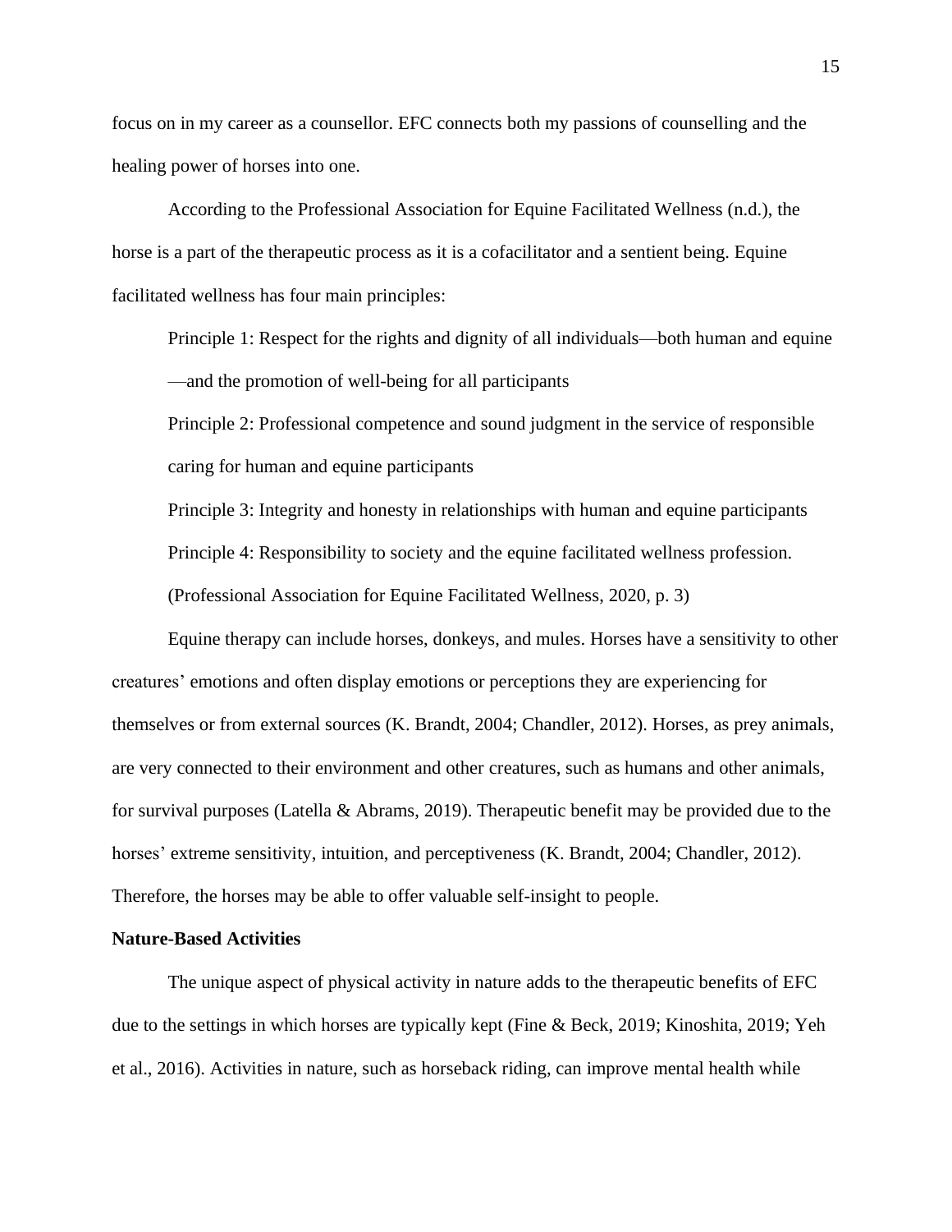focus on in my career as a counsellor. EFC connects both my passions of counselling and the healing power of horses into one.

According to the Professional Association for Equine Facilitated Wellness (n.d.), the horse is a part of the therapeutic process as it is a cofacilitator and a sentient being. Equine facilitated wellness has four main principles:

> Principle 1: Respect for the rights and dignity of all individuals—both human and equine—and the promotion of well-being for all participants
>
> Principle 2: Professional competence and sound judgment in the service of responsible caring for human and equine participants
>
> Principle 3: Integrity and honesty in relationships with human and equine participants
>
> Principle 4: Responsibility to society and the equine facilitated wellness profession. (Professional Association for Equine Facilitated Wellness, 2020, p. 3)

Equine therapy can include horses, donkeys, and mules. Horses have a sensitivity to other creatures' emotions and often display emotions or perceptions they are experiencing for themselves or from external sources (K. Brandt, 2004; Chandler, 2012). Horses, as prey animals, are very connected to their environment and other creatures, such as humans and other animals, for survival purposes (Latella & Abrams, 2019). Therapeutic benefit may be provided due to the horses' extreme sensitivity, intuition, and perceptiveness (K. Brandt, 2004; Chandler, 2012). Therefore, the horses may be able to offer valuable self-insight to people.

**Nature-Based Activities**

The unique aspect of physical activity in nature adds to the therapeutic benefits of EFC due to the settings in which horses are typically kept (Fine & Beck, 2019; Kinoshita, 2019; Yeh et al., 2016). Activities in nature, such as horseback riding, can improve mental health while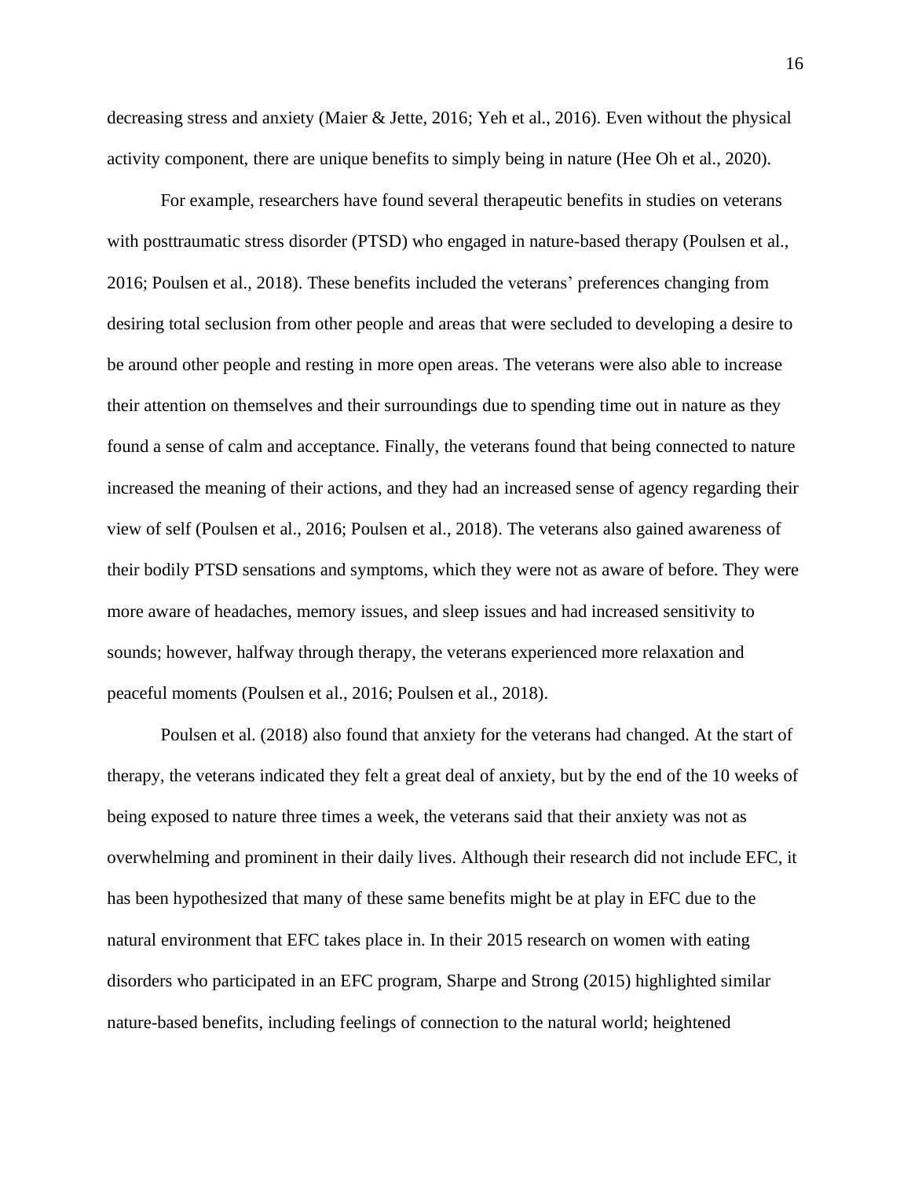decreasing stress and anxiety (Maier & Jette, 2016; Yeh et al., 2016). Even without the physical activity component, there are unique benefits to simply being in nature (Hee Oh et al., 2020).

For example, researchers have found several therapeutic benefits in studies on veterans with posttraumatic stress disorder (PTSD) who engaged in nature-based therapy (Poulsen et al., 2016; Poulsen et al., 2018). These benefits included the veterans' preferences changing from desiring total seclusion from other people and areas that were secluded to developing a desire to be around other people and resting in more open areas. The veterans were also able to increase their attention on themselves and their surroundings due to spending time out in nature as they found a sense of calm and acceptance. Finally, the veterans found that being connected to nature increased the meaning of their actions, and they had an increased sense of agency regarding their view of self (Poulsen et al., 2016; Poulsen et al., 2018). The veterans also gained awareness of their bodily PTSD sensations and symptoms, which they were not as aware of before. They were more aware of headaches, memory issues, and sleep issues and had increased sensitivity to sounds; however, halfway through therapy, the veterans experienced more relaxation and peaceful moments (Poulsen et al., 2016; Poulsen et al., 2018).

Poulsen et al. (2018) also found that anxiety for the veterans had changed. At the start of therapy, the veterans indicated they felt a great deal of anxiety, but by the end of the 10 weeks of being exposed to nature three times a week, the veterans said that their anxiety was not as overwhelming and prominent in their daily lives. Although their research did not include EFC, it has been hypothesized that many of these same benefits might be at play in EFC due to the natural environment that EFC takes place in. In their 2015 research on women with eating disorders who participated in an EFC program, Sharpe and Strong (2015) highlighted similar nature-based benefits, including feelings of connection to the natural world; heightened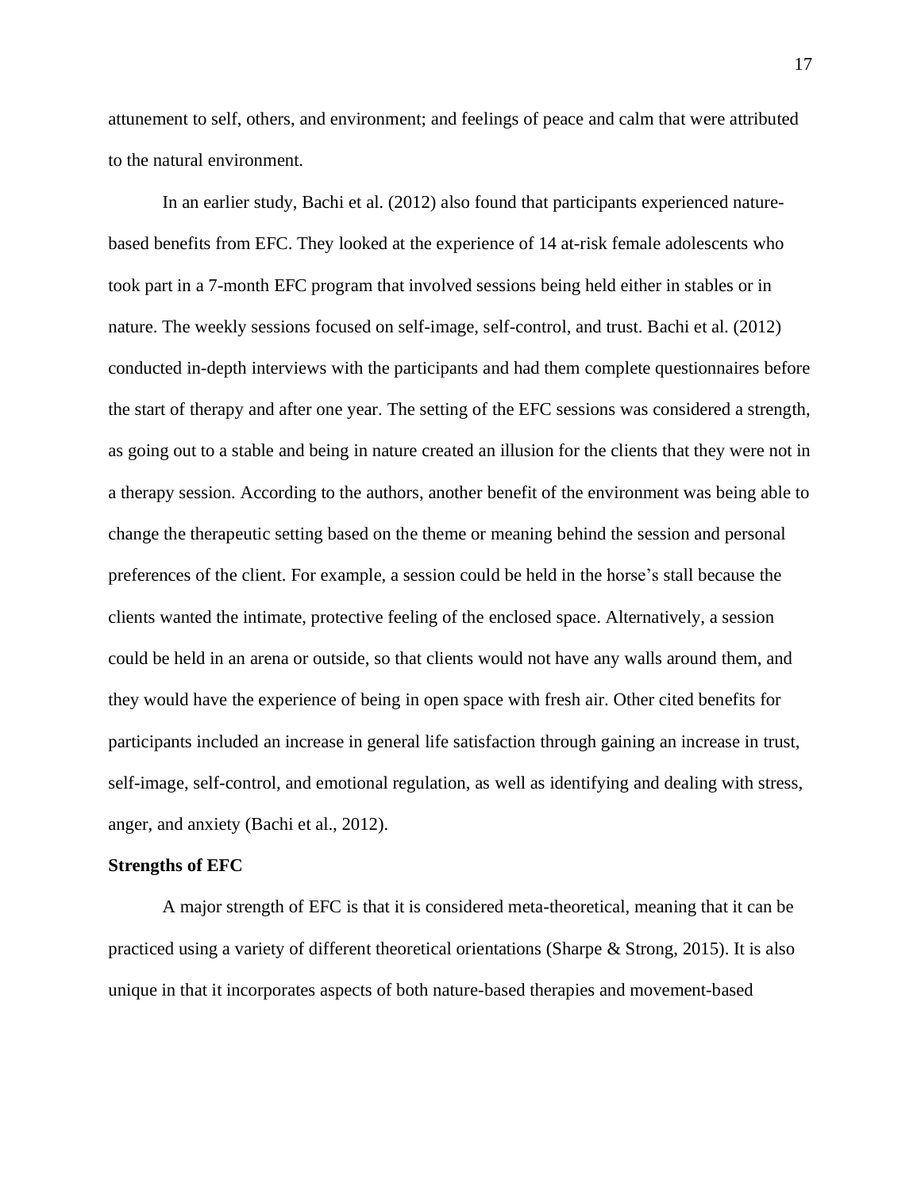attunement to self, others, and environment; and feelings of peace and calm that were attributed to the natural environment.

In an earlier study, Bachi et al. (2012) also found that participants experienced nature-based benefits from EFC. They looked at the experience of 14 at-risk female adolescents who took part in a 7-month EFC program that involved sessions being held either in stables or in nature. The weekly sessions focused on self-image, self-control, and trust. Bachi et al. (2012) conducted in-depth interviews with the participants and had them complete questionnaires before the start of therapy and after one year. The setting of the EFC sessions was considered a strength, as going out to a stable and being in nature created an illusion for the clients that they were not in a therapy session. According to the authors, another benefit of the environment was being able to change the therapeutic setting based on the theme or meaning behind the session and personal preferences of the client. For example, a session could be held in the horse's stall because the clients wanted the intimate, protective feeling of the enclosed space. Alternatively, a session could be held in an arena or outside, so that clients would not have any walls around them, and they would have the experience of being in open space with fresh air. Other cited benefits for participants included an increase in general life satisfaction through gaining an increase in trust, self-image, self-control, and emotional regulation, as well as identifying and dealing with stress, anger, and anxiety (Bachi et al., 2012).

**Strengths of EFC**

A major strength of EFC is that it is considered meta-theoretical, meaning that it can be practiced using a variety of different theoretical orientations (Sharpe & Strong, 2015). It is also unique in that it incorporates aspects of both nature-based therapies and movement-based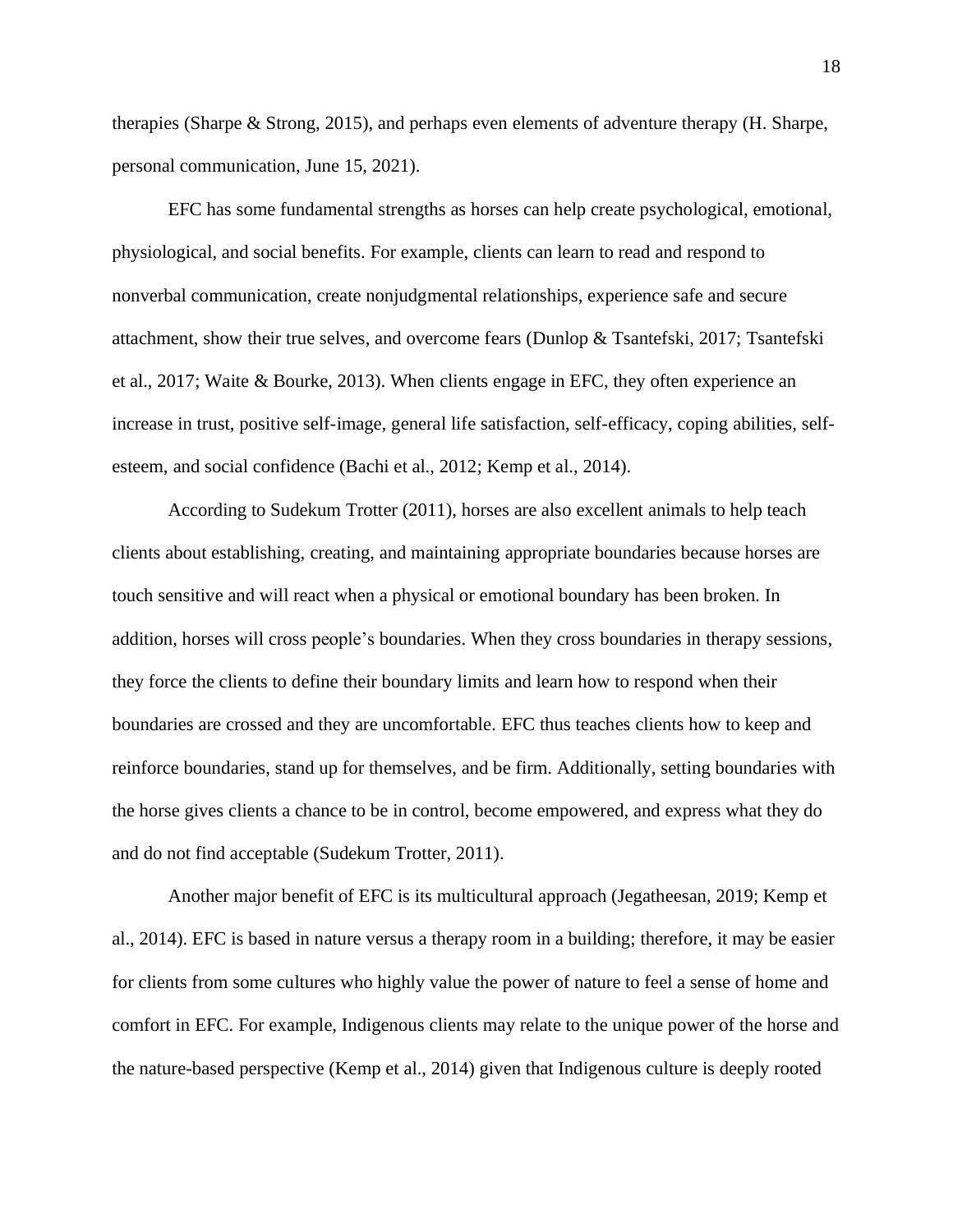therapies (Sharpe & Strong, 2015), and perhaps even elements of adventure therapy (H. Sharpe, personal communication, June 15, 2021).

EFC has some fundamental strengths as horses can help create psychological, emotional, physiological, and social benefits. For example, clients can learn to read and respond to nonverbal communication, create nonjudgmental relationships, experience safe and secure attachment, show their true selves, and overcome fears (Dunlop & Tsantefski, 2017; Tsantefski et al., 2017; Waite & Bourke, 2013). When clients engage in EFC, they often experience an increase in trust, positive self-image, general life satisfaction, self-efficacy, coping abilities, self-esteem, and social confidence (Bachi et al., 2012; Kemp et al., 2014).

According to Sudekum Trotter (2011), horses are also excellent animals to help teach clients about establishing, creating, and maintaining appropriate boundaries because horses are touch sensitive and will react when a physical or emotional boundary has been broken. In addition, horses will cross people's boundaries. When they cross boundaries in therapy sessions, they force the clients to define their boundary limits and learn how to respond when their boundaries are crossed and they are uncomfortable. EFC thus teaches clients how to keep and reinforce boundaries, stand up for themselves, and be firm. Additionally, setting boundaries with the horse gives clients a chance to be in control, become empowered, and express what they do and do not find acceptable (Sudekum Trotter, 2011).

Another major benefit of EFC is its multicultural approach (Jegatheesan, 2019; Kemp et al., 2014). EFC is based in nature versus a therapy room in a building; therefore, it may be easier for clients from some cultures who highly value the power of nature to feel a sense of home and comfort in EFC. For example, Indigenous clients may relate to the unique power of the horse and the nature-based perspective (Kemp et al., 2014) given that Indigenous culture is deeply rooted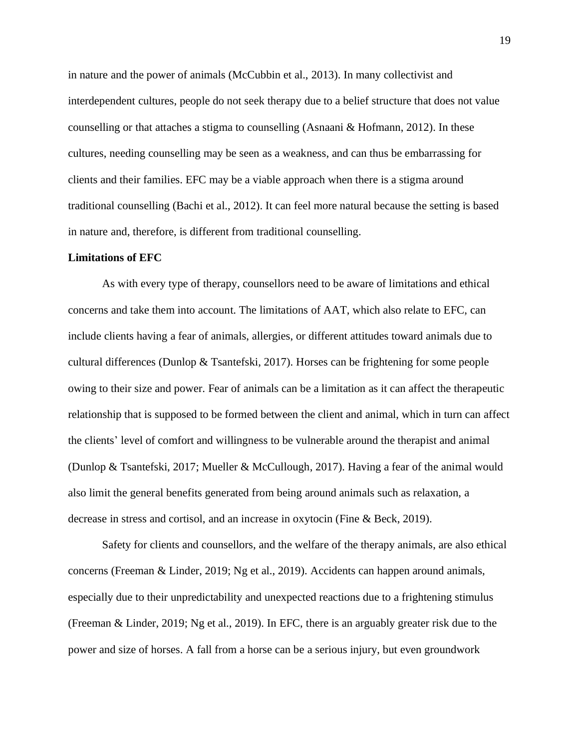in nature and the power of animals (McCubbin et al., 2013). In many collectivist and interdependent cultures, people do not seek therapy due to a belief structure that does not value counselling or that attaches a stigma to counselling (Asnaani & Hofmann, 2012). In these cultures, needing counselling may be seen as a weakness, and can thus be embarrassing for clients and their families. EFC may be a viable approach when there is a stigma around traditional counselling (Bachi et al., 2012). It can feel more natural because the setting is based in nature and, therefore, is different from traditional counselling.

**Limitations of EFC**

As with every type of therapy, counsellors need to be aware of limitations and ethical concerns and take them into account. The limitations of AAT, which also relate to EFC, can include clients having a fear of animals, allergies, or different attitudes toward animals due to cultural differences (Dunlop & Tsantefski, 2017). Horses can be frightening for some people owing to their size and power. Fear of animals can be a limitation as it can affect the therapeutic relationship that is supposed to be formed between the client and animal, which in turn can affect the clients' level of comfort and willingness to be vulnerable around the therapist and animal (Dunlop & Tsantefski, 2017; Mueller & McCullough, 2017). Having a fear of the animal would also limit the general benefits generated from being around animals such as relaxation, a decrease in stress and cortisol, and an increase in oxytocin (Fine & Beck, 2019).

Safety for clients and counsellors, and the welfare of the therapy animals, are also ethical concerns (Freeman & Linder, 2019; Ng et al., 2019). Accidents can happen around animals, especially due to their unpredictability and unexpected reactions due to a frightening stimulus (Freeman & Linder, 2019; Ng et al., 2019). In EFC, there is an arguably greater risk due to the power and size of horses. A fall from a horse can be a serious injury, but even groundwork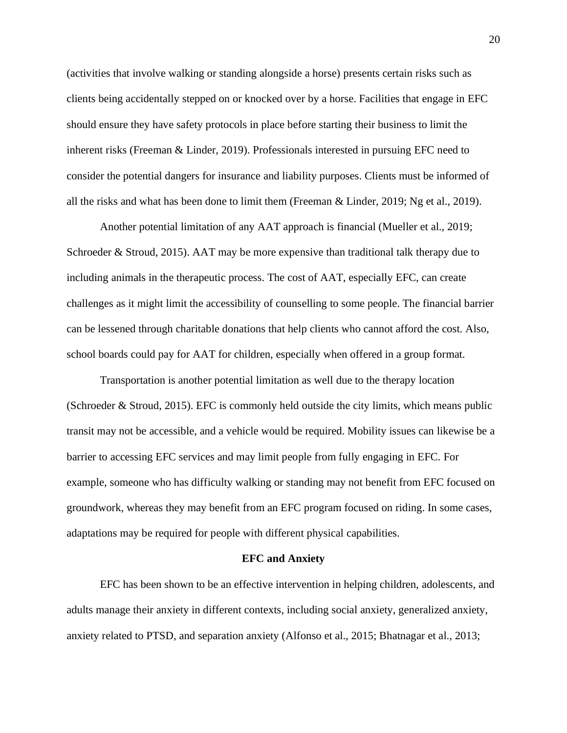(activities that involve walking or standing alongside a horse) presents certain risks such as clients being accidentally stepped on or knocked over by a horse. Facilities that engage in EFC should ensure they have safety protocols in place before starting their business to limit the inherent risks (Freeman & Linder, 2019). Professionals interested in pursuing EFC need to consider the potential dangers for insurance and liability purposes. Clients must be informed of all the risks and what has been done to limit them (Freeman & Linder, 2019; Ng et al., 2019).

Another potential limitation of any AAT approach is financial (Mueller et al., 2019; Schroeder & Stroud, 2015). AAT may be more expensive than traditional talk therapy due to including animals in the therapeutic process. The cost of AAT, especially EFC, can create challenges as it might limit the accessibility of counselling to some people. The financial barrier can be lessened through charitable donations that help clients who cannot afford the cost. Also, school boards could pay for AAT for children, especially when offered in a group format.

Transportation is another potential limitation as well due to the therapy location (Schroeder & Stroud, 2015). EFC is commonly held outside the city limits, which means public transit may not be accessible, and a vehicle would be required. Mobility issues can likewise be a barrier to accessing EFC services and may limit people from fully engaging in EFC. For example, someone who has difficulty walking or standing may not benefit from EFC focused on groundwork, whereas they may benefit from an EFC program focused on riding. In some cases, adaptations may be required for people with different physical capabilities.

## EFC and Anxiety

EFC has been shown to be an effective intervention in helping children, adolescents, and adults manage their anxiety in different contexts, including social anxiety, generalized anxiety, anxiety related to PTSD, and separation anxiety (Alfonso et al., 2015; Bhatnagar et al., 2013;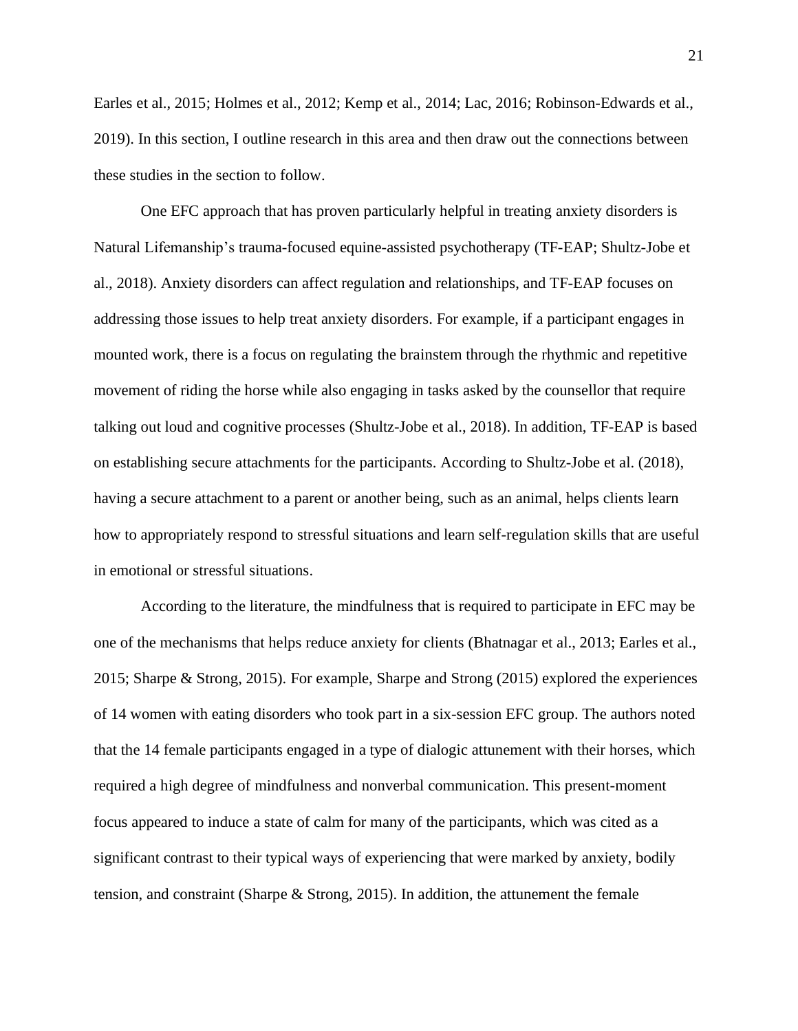Earles et al., 2015; Holmes et al., 2012; Kemp et al., 2014; Lac, 2016; Robinson-Edwards et al., 2019). In this section, I outline research in this area and then draw out the connections between these studies in the section to follow.

One EFC approach that has proven particularly helpful in treating anxiety disorders is Natural Lifemanship's trauma-focused equine-assisted psychotherapy (TF-EAP; Shultz-Jobe et al., 2018). Anxiety disorders can affect regulation and relationships, and TF-EAP focuses on addressing those issues to help treat anxiety disorders. For example, if a participant engages in mounted work, there is a focus on regulating the brainstem through the rhythmic and repetitive movement of riding the horse while also engaging in tasks asked by the counsellor that require talking out loud and cognitive processes (Shultz-Jobe et al., 2018). In addition, TF-EAP is based on establishing secure attachments for the participants. According to Shultz-Jobe et al. (2018), having a secure attachment to a parent or another being, such as an animal, helps clients learn how to appropriately respond to stressful situations and learn self-regulation skills that are useful in emotional or stressful situations.

According to the literature, the mindfulness that is required to participate in EFC may be one of the mechanisms that helps reduce anxiety for clients (Bhatnagar et al., 2013; Earles et al., 2015; Sharpe & Strong, 2015). For example, Sharpe and Strong (2015) explored the experiences of 14 women with eating disorders who took part in a six-session EFC group. The authors noted that the 14 female participants engaged in a type of dialogic attunement with their horses, which required a high degree of mindfulness and nonverbal communication. This present-moment focus appeared to induce a state of calm for many of the participants, which was cited as a significant contrast to their typical ways of experiencing that were marked by anxiety, bodily tension, and constraint (Sharpe & Strong, 2015). In addition, the attunement the female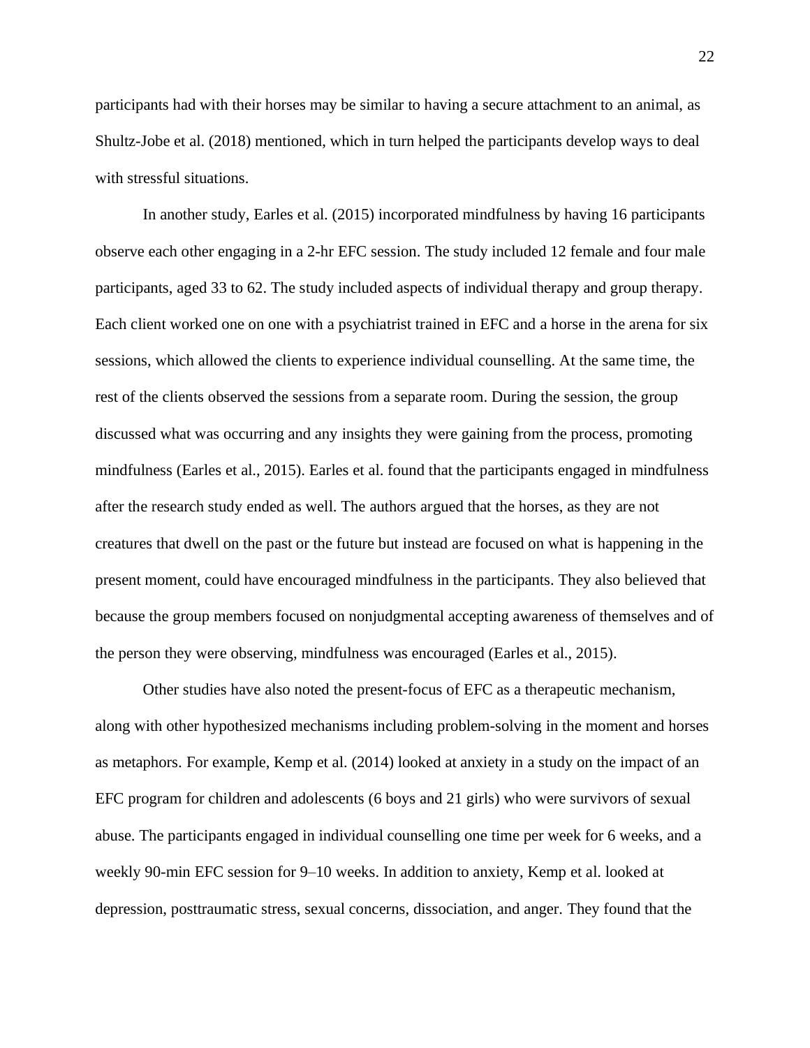participants had with their horses may be similar to having a secure attachment to an animal, as Shultz-Jobe et al. (2018) mentioned, which in turn helped the participants develop ways to deal with stressful situations.

In another study, Earles et al. (2015) incorporated mindfulness by having 16 participants observe each other engaging in a 2-hr EFC session. The study included 12 female and four male participants, aged 33 to 62. The study included aspects of individual therapy and group therapy. Each client worked one on one with a psychiatrist trained in EFC and a horse in the arena for six sessions, which allowed the clients to experience individual counselling. At the same time, the rest of the clients observed the sessions from a separate room. During the session, the group discussed what was occurring and any insights they were gaining from the process, promoting mindfulness (Earles et al., 2015). Earles et al. found that the participants engaged in mindfulness after the research study ended as well. The authors argued that the horses, as they are not creatures that dwell on the past or the future but instead are focused on what is happening in the present moment, could have encouraged mindfulness in the participants. They also believed that because the group members focused on nonjudgmental accepting awareness of themselves and of the person they were observing, mindfulness was encouraged (Earles et al., 2015).

Other studies have also noted the present-focus of EFC as a therapeutic mechanism, along with other hypothesized mechanisms including problem-solving in the moment and horses as metaphors. For example, Kemp et al. (2014) looked at anxiety in a study on the impact of an EFC program for children and adolescents (6 boys and 21 girls) who were survivors of sexual abuse. The participants engaged in individual counselling one time per week for 6 weeks, and a weekly 90-min EFC session for 9–10 weeks. In addition to anxiety, Kemp et al. looked at depression, posttraumatic stress, sexual concerns, dissociation, and anger. They found that the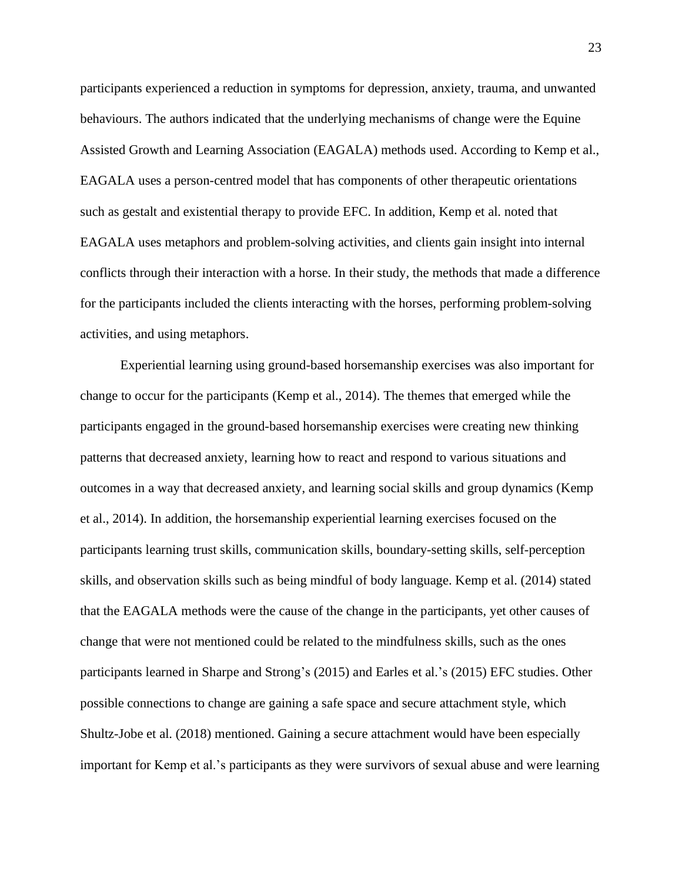participants experienced a reduction in symptoms for depression, anxiety, trauma, and unwanted behaviours. The authors indicated that the underlying mechanisms of change were the Equine Assisted Growth and Learning Association (EAGALA) methods used. According to Kemp et al., EAGALA uses a person-centred model that has components of other therapeutic orientations such as gestalt and existential therapy to provide EFC. In addition, Kemp et al. noted that EAGALA uses metaphors and problem-solving activities, and clients gain insight into internal conflicts through their interaction with a horse. In their study, the methods that made a difference for the participants included the clients interacting with the horses, performing problem-solving activities, and using metaphors.

Experiential learning using ground-based horsemanship exercises was also important for change to occur for the participants (Kemp et al., 2014). The themes that emerged while the participants engaged in the ground-based horsemanship exercises were creating new thinking patterns that decreased anxiety, learning how to react and respond to various situations and outcomes in a way that decreased anxiety, and learning social skills and group dynamics (Kemp et al., 2014). In addition, the horsemanship experiential learning exercises focused on the participants learning trust skills, communication skills, boundary-setting skills, self-perception skills, and observation skills such as being mindful of body language. Kemp et al. (2014) stated that the EAGALA methods were the cause of the change in the participants, yet other causes of change that were not mentioned could be related to the mindfulness skills, such as the ones participants learned in Sharpe and Strong's (2015) and Earles et al.'s (2015) EFC studies. Other possible connections to change are gaining a safe space and secure attachment style, which Shultz-Jobe et al. (2018) mentioned. Gaining a secure attachment would have been especially important for Kemp et al.'s participants as they were survivors of sexual abuse and were learning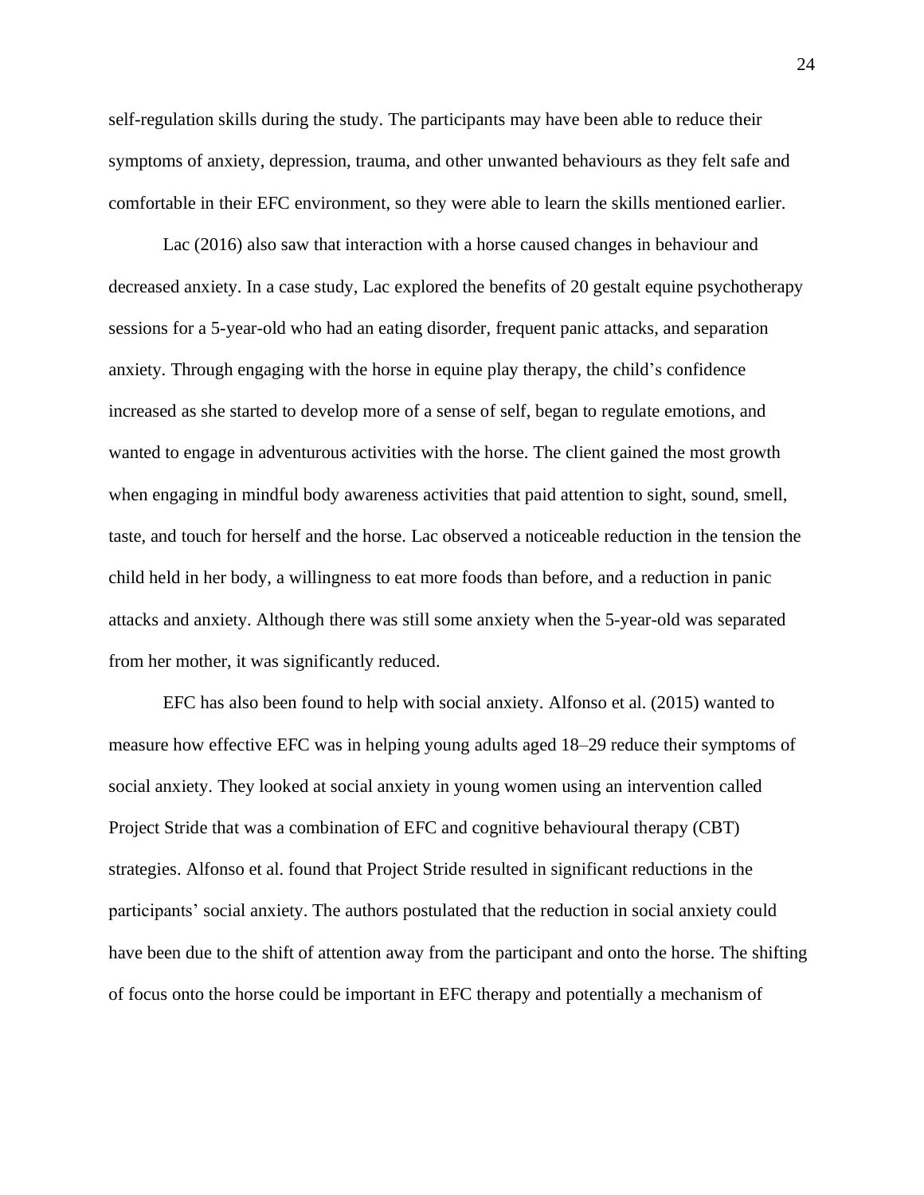self-regulation skills during the study. The participants may have been able to reduce their symptoms of anxiety, depression, trauma, and other unwanted behaviours as they felt safe and comfortable in their EFC environment, so they were able to learn the skills mentioned earlier.

Lac (2016) also saw that interaction with a horse caused changes in behaviour and decreased anxiety. In a case study, Lac explored the benefits of 20 gestalt equine psychotherapy sessions for a 5-year-old who had an eating disorder, frequent panic attacks, and separation anxiety. Through engaging with the horse in equine play therapy, the child's confidence increased as she started to develop more of a sense of self, began to regulate emotions, and wanted to engage in adventurous activities with the horse. The client gained the most growth when engaging in mindful body awareness activities that paid attention to sight, sound, smell, taste, and touch for herself and the horse. Lac observed a noticeable reduction in the tension the child held in her body, a willingness to eat more foods than before, and a reduction in panic attacks and anxiety. Although there was still some anxiety when the 5-year-old was separated from her mother, it was significantly reduced.

EFC has also been found to help with social anxiety. Alfonso et al. (2015) wanted to measure how effective EFC was in helping young adults aged 18–29 reduce their symptoms of social anxiety. They looked at social anxiety in young women using an intervention called Project Stride that was a combination of EFC and cognitive behavioural therapy (CBT) strategies. Alfonso et al. found that Project Stride resulted in significant reductions in the participants' social anxiety. The authors postulated that the reduction in social anxiety could have been due to the shift of attention away from the participant and onto the horse. The shifting of focus onto the horse could be important in EFC therapy and potentially a mechanism of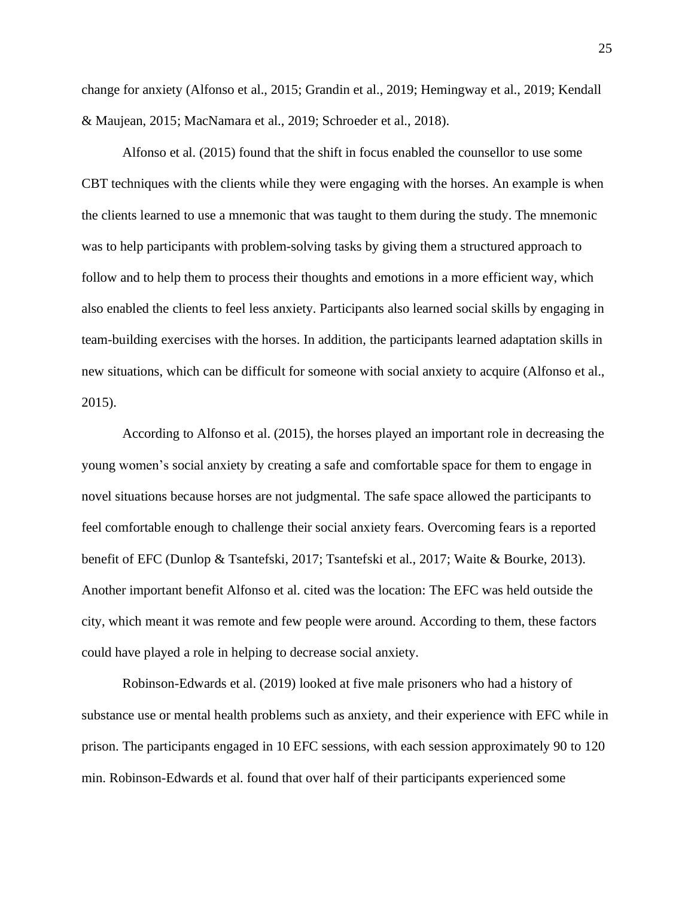change for anxiety (Alfonso et al., 2015; Grandin et al., 2019; Hemingway et al., 2019; Kendall & Maujean, 2015; MacNamara et al., 2019; Schroeder et al., 2018).

Alfonso et al. (2015) found that the shift in focus enabled the counsellor to use some CBT techniques with the clients while they were engaging with the horses. An example is when the clients learned to use a mnemonic that was taught to them during the study. The mnemonic was to help participants with problem-solving tasks by giving them a structured approach to follow and to help them to process their thoughts and emotions in a more efficient way, which also enabled the clients to feel less anxiety. Participants also learned social skills by engaging in team-building exercises with the horses. In addition, the participants learned adaptation skills in new situations, which can be difficult for someone with social anxiety to acquire (Alfonso et al., 2015).

According to Alfonso et al. (2015), the horses played an important role in decreasing the young women's social anxiety by creating a safe and comfortable space for them to engage in novel situations because horses are not judgmental. The safe space allowed the participants to feel comfortable enough to challenge their social anxiety fears. Overcoming fears is a reported benefit of EFC (Dunlop & Tsantefski, 2017; Tsantefski et al., 2017; Waite & Bourke, 2013). Another important benefit Alfonso et al. cited was the location: The EFC was held outside the city, which meant it was remote and few people were around. According to them, these factors could have played a role in helping to decrease social anxiety.

Robinson-Edwards et al. (2019) looked at five male prisoners who had a history of substance use or mental health problems such as anxiety, and their experience with EFC while in prison. The participants engaged in 10 EFC sessions, with each session approximately 90 to 120 min. Robinson-Edwards et al. found that over half of their participants experienced some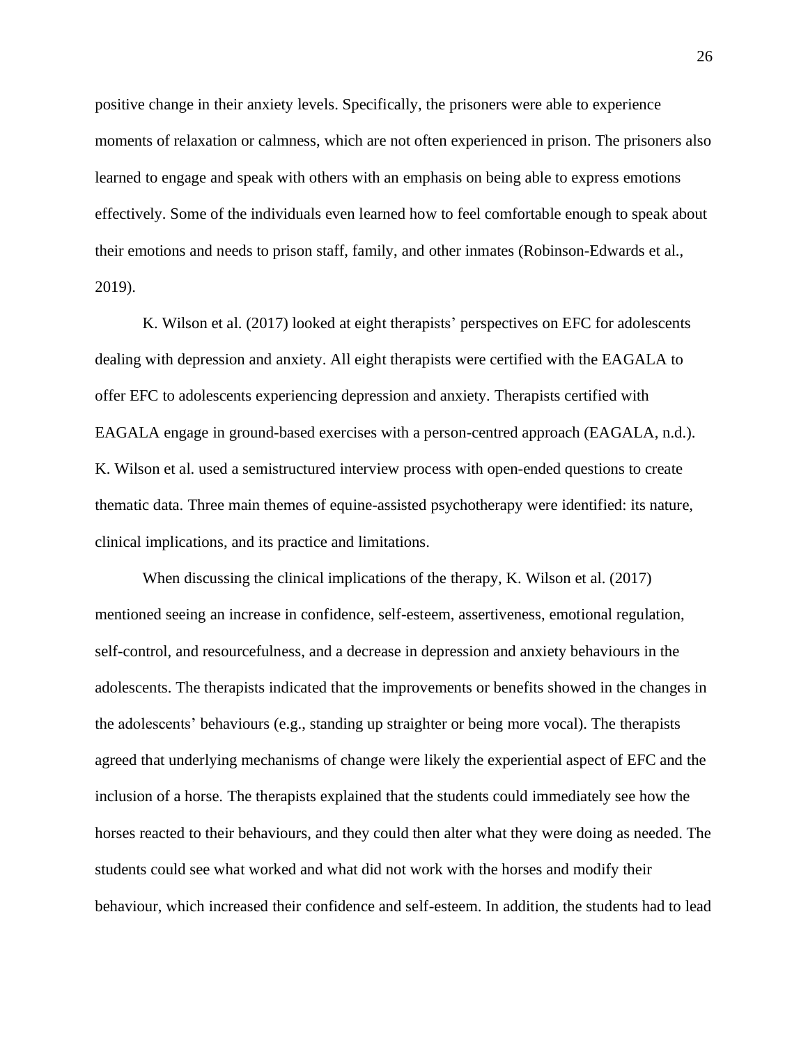positive change in their anxiety levels. Specifically, the prisoners were able to experience moments of relaxation or calmness, which are not often experienced in prison. The prisoners also learned to engage and speak with others with an emphasis on being able to express emotions effectively. Some of the individuals even learned how to feel comfortable enough to speak about their emotions and needs to prison staff, family, and other inmates (Robinson-Edwards et al., 2019).

K. Wilson et al. (2017) looked at eight therapists' perspectives on EFC for adolescents dealing with depression and anxiety. All eight therapists were certified with the EAGALA to offer EFC to adolescents experiencing depression and anxiety. Therapists certified with EAGALA engage in ground-based exercises with a person-centred approach (EAGALA, n.d.). K. Wilson et al. used a semistructured interview process with open-ended questions to create thematic data. Three main themes of equine-assisted psychotherapy were identified: its nature, clinical implications, and its practice and limitations.

When discussing the clinical implications of the therapy, K. Wilson et al. (2017) mentioned seeing an increase in confidence, self-esteem, assertiveness, emotional regulation, self-control, and resourcefulness, and a decrease in depression and anxiety behaviours in the adolescents. The therapists indicated that the improvements or benefits showed in the changes in the adolescents' behaviours (e.g., standing up straighter or being more vocal). The therapists agreed that underlying mechanisms of change were likely the experiential aspect of EFC and the inclusion of a horse. The therapists explained that the students could immediately see how the horses reacted to their behaviours, and they could then alter what they were doing as needed. The students could see what worked and what did not work with the horses and modify their behaviour, which increased their confidence and self-esteem. In addition, the students had to lead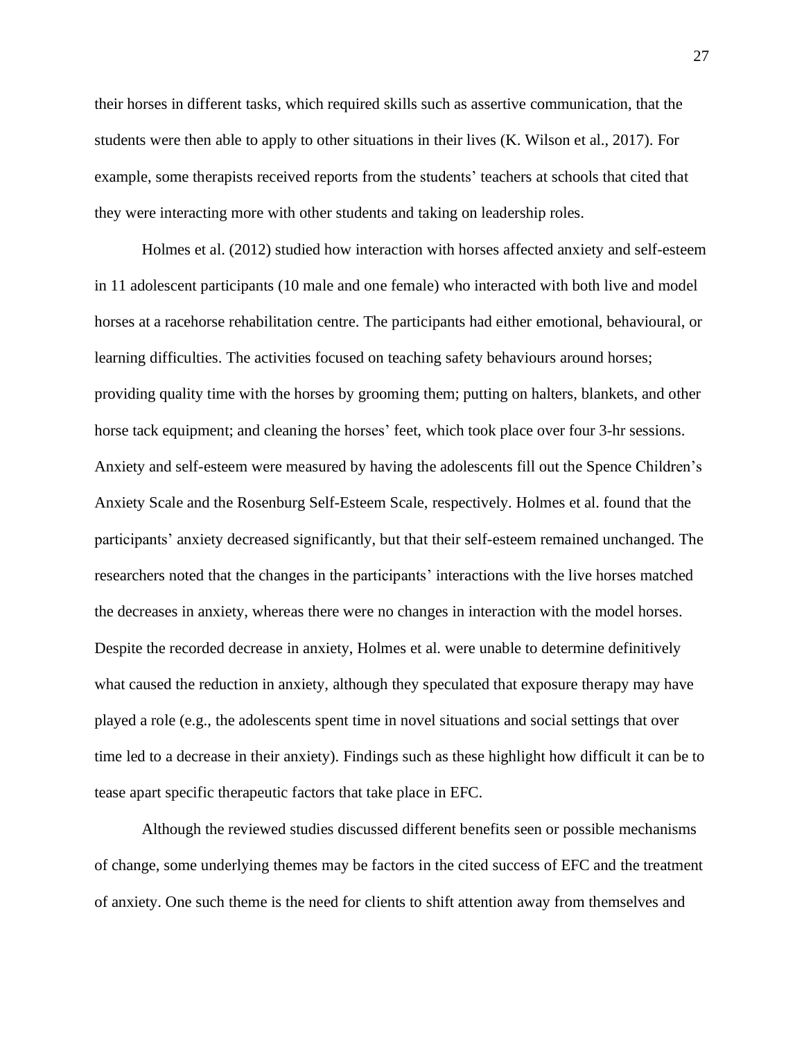their horses in different tasks, which required skills such as assertive communication, that the students were then able to apply to other situations in their lives (K. Wilson et al., 2017). For example, some therapists received reports from the students' teachers at schools that cited that they were interacting more with other students and taking on leadership roles.

Holmes et al. (2012) studied how interaction with horses affected anxiety and self-esteem in 11 adolescent participants (10 male and one female) who interacted with both live and model horses at a racehorse rehabilitation centre. The participants had either emotional, behavioural, or learning difficulties. The activities focused on teaching safety behaviours around horses; providing quality time with the horses by grooming them; putting on halters, blankets, and other horse tack equipment; and cleaning the horses' feet, which took place over four 3-hr sessions. Anxiety and self-esteem were measured by having the adolescents fill out the Spence Children's Anxiety Scale and the Rosenburg Self-Esteem Scale, respectively. Holmes et al. found that the participants' anxiety decreased significantly, but that their self-esteem remained unchanged. The researchers noted that the changes in the participants' interactions with the live horses matched the decreases in anxiety, whereas there were no changes in interaction with the model horses. Despite the recorded decrease in anxiety, Holmes et al. were unable to determine definitively what caused the reduction in anxiety, although they speculated that exposure therapy may have played a role (e.g., the adolescents spent time in novel situations and social settings that over time led to a decrease in their anxiety). Findings such as these highlight how difficult it can be to tease apart specific therapeutic factors that take place in EFC.

Although the reviewed studies discussed different benefits seen or possible mechanisms of change, some underlying themes may be factors in the cited success of EFC and the treatment of anxiety. One such theme is the need for clients to shift attention away from themselves and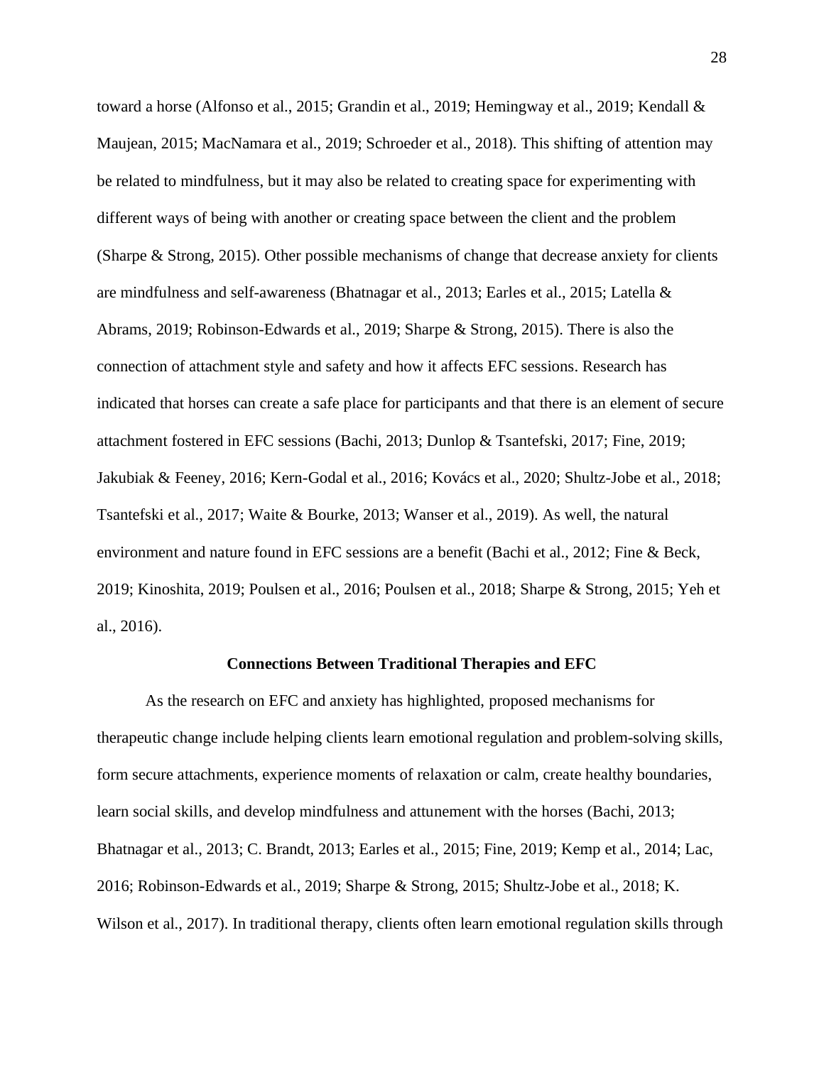toward a horse (Alfonso et al., 2015; Grandin et al., 2019; Hemingway et al., 2019; Kendall & Maujean, 2015; MacNamara et al., 2019; Schroeder et al., 2018). This shifting of attention may be related to mindfulness, but it may also be related to creating space for experimenting with different ways of being with another or creating space between the client and the problem (Sharpe & Strong, 2015). Other possible mechanisms of change that decrease anxiety for clients are mindfulness and self-awareness (Bhatnagar et al., 2013; Earles et al., 2015; Latella & Abrams, 2019; Robinson-Edwards et al., 2019; Sharpe & Strong, 2015). There is also the connection of attachment style and safety and how it affects EFC sessions. Research has indicated that horses can create a safe place for participants and that there is an element of secure attachment fostered in EFC sessions (Bachi, 2013; Dunlop & Tsantefski, 2017; Fine, 2019; Jakubiak & Feeney, 2016; Kern-Godal et al., 2016; Kovács et al., 2020; Shultz-Jobe et al., 2018; Tsantefski et al., 2017; Waite & Bourke, 2013; Wanser et al., 2019). As well, the natural environment and nature found in EFC sessions are a benefit (Bachi et al., 2012; Fine & Beck, 2019; Kinoshita, 2019; Poulsen et al., 2016; Poulsen et al., 2018; Sharpe & Strong, 2015; Yeh et al., 2016).

## Connections Between Traditional Therapies and EFC

As the research on EFC and anxiety has highlighted, proposed mechanisms for therapeutic change include helping clients learn emotional regulation and problem-solving skills, form secure attachments, experience moments of relaxation or calm, create healthy boundaries, learn social skills, and develop mindfulness and attunement with the horses (Bachi, 2013; Bhatnagar et al., 2013; C. Brandt, 2013; Earles et al., 2015; Fine, 2019; Kemp et al., 2014; Lac, 2016; Robinson-Edwards et al., 2019; Sharpe & Strong, 2015; Shultz-Jobe et al., 2018; K. Wilson et al., 2017). In traditional therapy, clients often learn emotional regulation skills through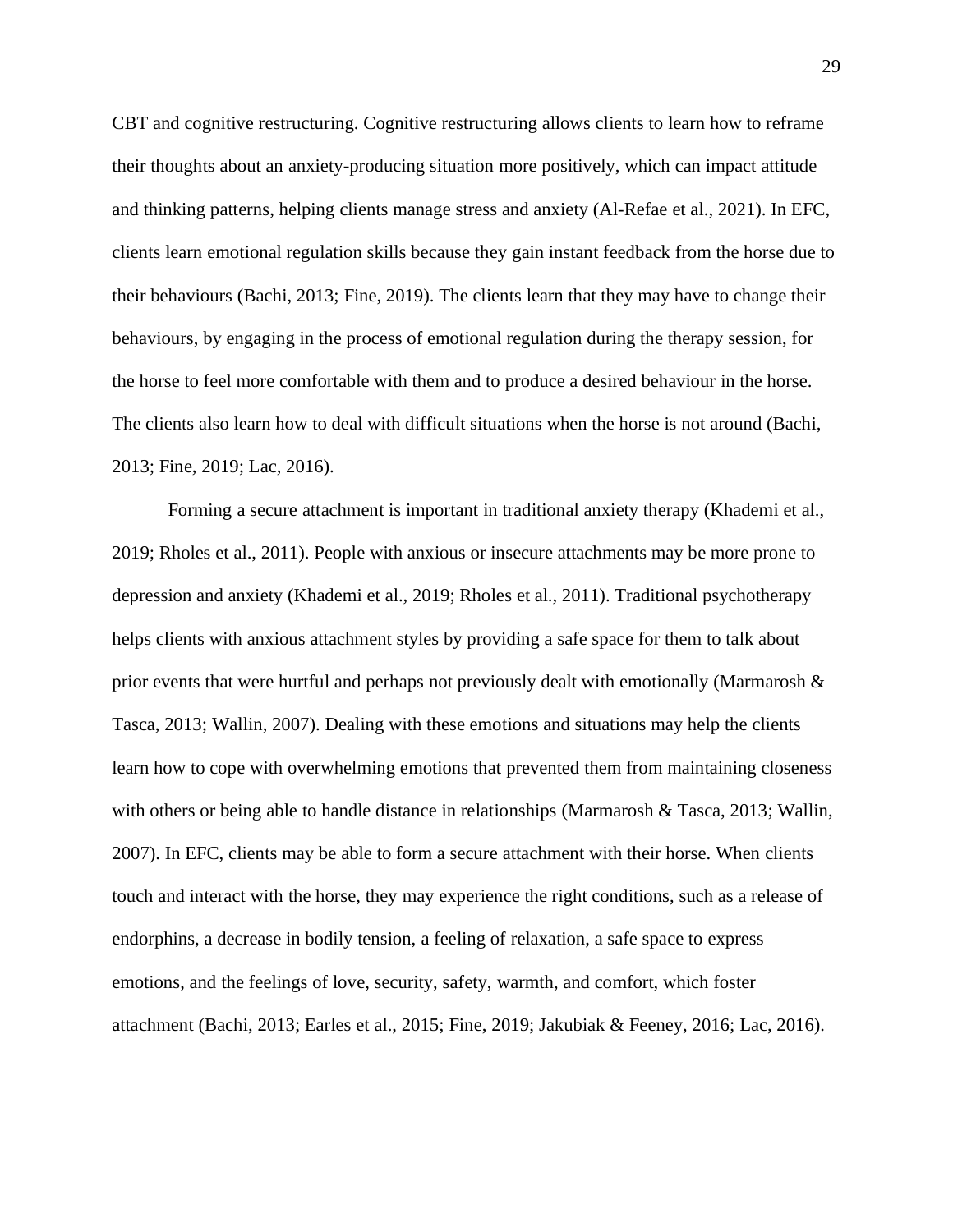CBT and cognitive restructuring. Cognitive restructuring allows clients to learn how to reframe their thoughts about an anxiety-producing situation more positively, which can impact attitude and thinking patterns, helping clients manage stress and anxiety (Al-Refae et al., 2021). In EFC, clients learn emotional regulation skills because they gain instant feedback from the horse due to their behaviours (Bachi, 2013; Fine, 2019). The clients learn that they may have to change their behaviours, by engaging in the process of emotional regulation during the therapy session, for the horse to feel more comfortable with them and to produce a desired behaviour in the horse. The clients also learn how to deal with difficult situations when the horse is not around (Bachi, 2013; Fine, 2019; Lac, 2016).

Forming a secure attachment is important in traditional anxiety therapy (Khademi et al., 2019; Rholes et al., 2011). People with anxious or insecure attachments may be more prone to depression and anxiety (Khademi et al., 2019; Rholes et al., 2011). Traditional psychotherapy helps clients with anxious attachment styles by providing a safe space for them to talk about prior events that were hurtful and perhaps not previously dealt with emotionally (Marmarosh & Tasca, 2013; Wallin, 2007). Dealing with these emotions and situations may help the clients learn how to cope with overwhelming emotions that prevented them from maintaining closeness with others or being able to handle distance in relationships (Marmarosh & Tasca, 2013; Wallin, 2007). In EFC, clients may be able to form a secure attachment with their horse. When clients touch and interact with the horse, they may experience the right conditions, such as a release of endorphins, a decrease in bodily tension, a feeling of relaxation, a safe space to express emotions, and the feelings of love, security, safety, warmth, and comfort, which foster attachment (Bachi, 2013; Earles et al., 2015; Fine, 2019; Jakubiak & Feeney, 2016; Lac, 2016).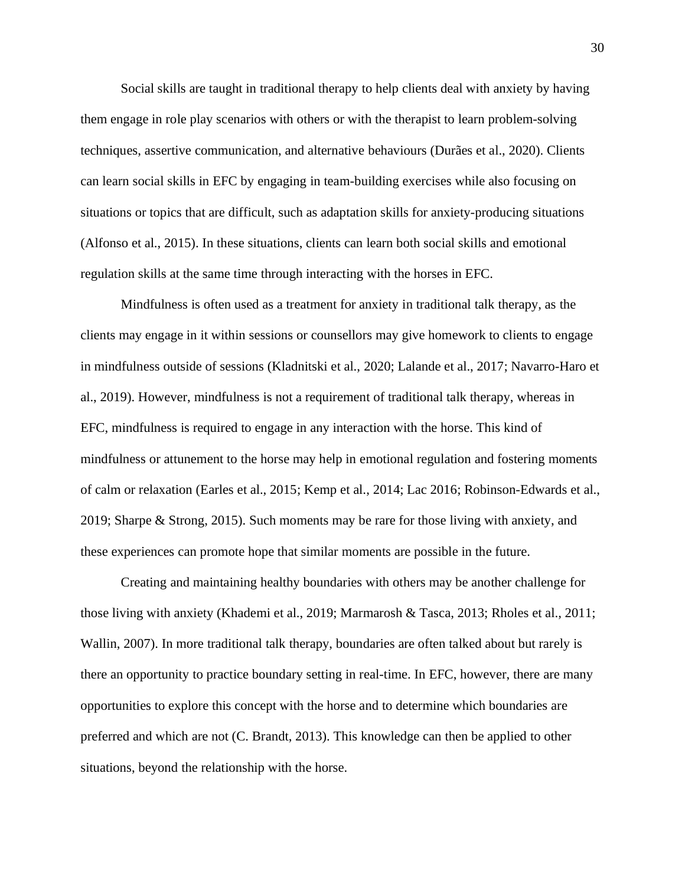Social skills are taught in traditional therapy to help clients deal with anxiety by having them engage in role play scenarios with others or with the therapist to learn problem-solving techniques, assertive communication, and alternative behaviours (Durães et al., 2020). Clients can learn social skills in EFC by engaging in team-building exercises while also focusing on situations or topics that are difficult, such as adaptation skills for anxiety-producing situations (Alfonso et al., 2015). In these situations, clients can learn both social skills and emotional regulation skills at the same time through interacting with the horses in EFC.

Mindfulness is often used as a treatment for anxiety in traditional talk therapy, as the clients may engage in it within sessions or counsellors may give homework to clients to engage in mindfulness outside of sessions (Kladnitski et al., 2020; Lalande et al., 2017; Navarro-Haro et al., 2019). However, mindfulness is not a requirement of traditional talk therapy, whereas in EFC, mindfulness is required to engage in any interaction with the horse. This kind of mindfulness or attunement to the horse may help in emotional regulation and fostering moments of calm or relaxation (Earles et al., 2015; Kemp et al., 2014; Lac 2016; Robinson-Edwards et al., 2019; Sharpe & Strong, 2015). Such moments may be rare for those living with anxiety, and these experiences can promote hope that similar moments are possible in the future.

Creating and maintaining healthy boundaries with others may be another challenge for those living with anxiety (Khademi et al., 2019; Marmarosh & Tasca, 2013; Rholes et al., 2011; Wallin, 2007). In more traditional talk therapy, boundaries are often talked about but rarely is there an opportunity to practice boundary setting in real-time. In EFC, however, there are many opportunities to explore this concept with the horse and to determine which boundaries are preferred and which are not (C. Brandt, 2013). This knowledge can then be applied to other situations, beyond the relationship with the horse.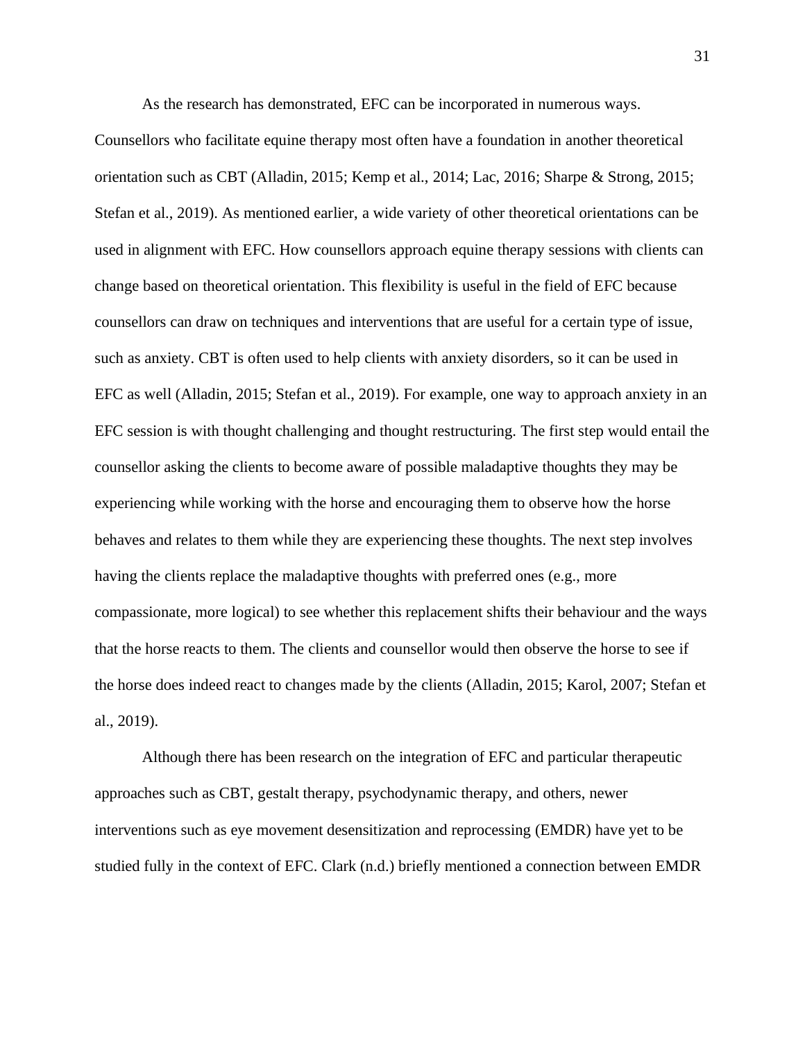As the research has demonstrated, EFC can be incorporated in numerous ways. Counsellors who facilitate equine therapy most often have a foundation in another theoretical orientation such as CBT (Alladin, 2015; Kemp et al., 2014; Lac, 2016; Sharpe & Strong, 2015; Stefan et al., 2019). As mentioned earlier, a wide variety of other theoretical orientations can be used in alignment with EFC. How counsellors approach equine therapy sessions with clients can change based on theoretical orientation. This flexibility is useful in the field of EFC because counsellors can draw on techniques and interventions that are useful for a certain type of issue, such as anxiety. CBT is often used to help clients with anxiety disorders, so it can be used in EFC as well (Alladin, 2015; Stefan et al., 2019). For example, one way to approach anxiety in an EFC session is with thought challenging and thought restructuring. The first step would entail the counsellor asking the clients to become aware of possible maladaptive thoughts they may be experiencing while working with the horse and encouraging them to observe how the horse behaves and relates to them while they are experiencing these thoughts. The next step involves having the clients replace the maladaptive thoughts with preferred ones (e.g., more compassionate, more logical) to see whether this replacement shifts their behaviour and the ways that the horse reacts to them. The clients and counsellor would then observe the horse to see if the horse does indeed react to changes made by the clients (Alladin, 2015; Karol, 2007; Stefan et al., 2019).

Although there has been research on the integration of EFC and particular therapeutic approaches such as CBT, gestalt therapy, psychodynamic therapy, and others, newer interventions such as eye movement desensitization and reprocessing (EMDR) have yet to be studied fully in the context of EFC. Clark (n.d.) briefly mentioned a connection between EMDR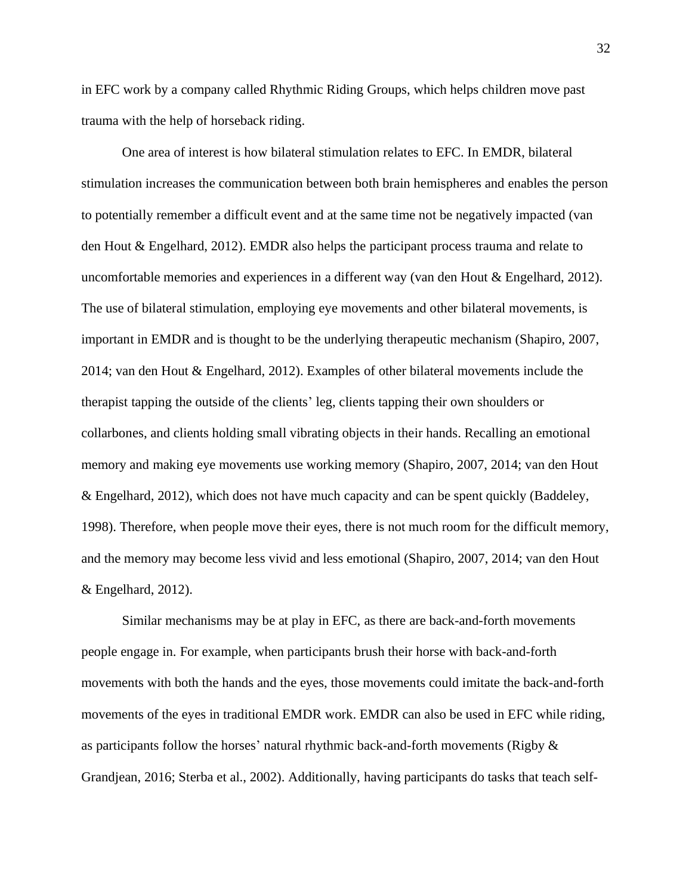in EFC work by a company called Rhythmic Riding Groups, which helps children move past trauma with the help of horseback riding.

One area of interest is how bilateral stimulation relates to EFC. In EMDR, bilateral stimulation increases the communication between both brain hemispheres and enables the person to potentially remember a difficult event and at the same time not be negatively impacted (van den Hout & Engelhard, 2012). EMDR also helps the participant process trauma and relate to uncomfortable memories and experiences in a different way (van den Hout & Engelhard, 2012). The use of bilateral stimulation, employing eye movements and other bilateral movements, is important in EMDR and is thought to be the underlying therapeutic mechanism (Shapiro, 2007, 2014; van den Hout & Engelhard, 2012). Examples of other bilateral movements include the therapist tapping the outside of the clients' leg, clients tapping their own shoulders or collarbones, and clients holding small vibrating objects in their hands. Recalling an emotional memory and making eye movements use working memory (Shapiro, 2007, 2014; van den Hout & Engelhard, 2012), which does not have much capacity and can be spent quickly (Baddeley, 1998). Therefore, when people move their eyes, there is not much room for the difficult memory, and the memory may become less vivid and less emotional (Shapiro, 2007, 2014; van den Hout & Engelhard, 2012).

Similar mechanisms may be at play in EFC, as there are back-and-forth movements people engage in. For example, when participants brush their horse with back-and-forth movements with both the hands and the eyes, those movements could imitate the back-and-forth movements of the eyes in traditional EMDR work. EMDR can also be used in EFC while riding, as participants follow the horses' natural rhythmic back-and-forth movements (Rigby & Grandjean, 2016; Sterba et al., 2002). Additionally, having participants do tasks that teach self-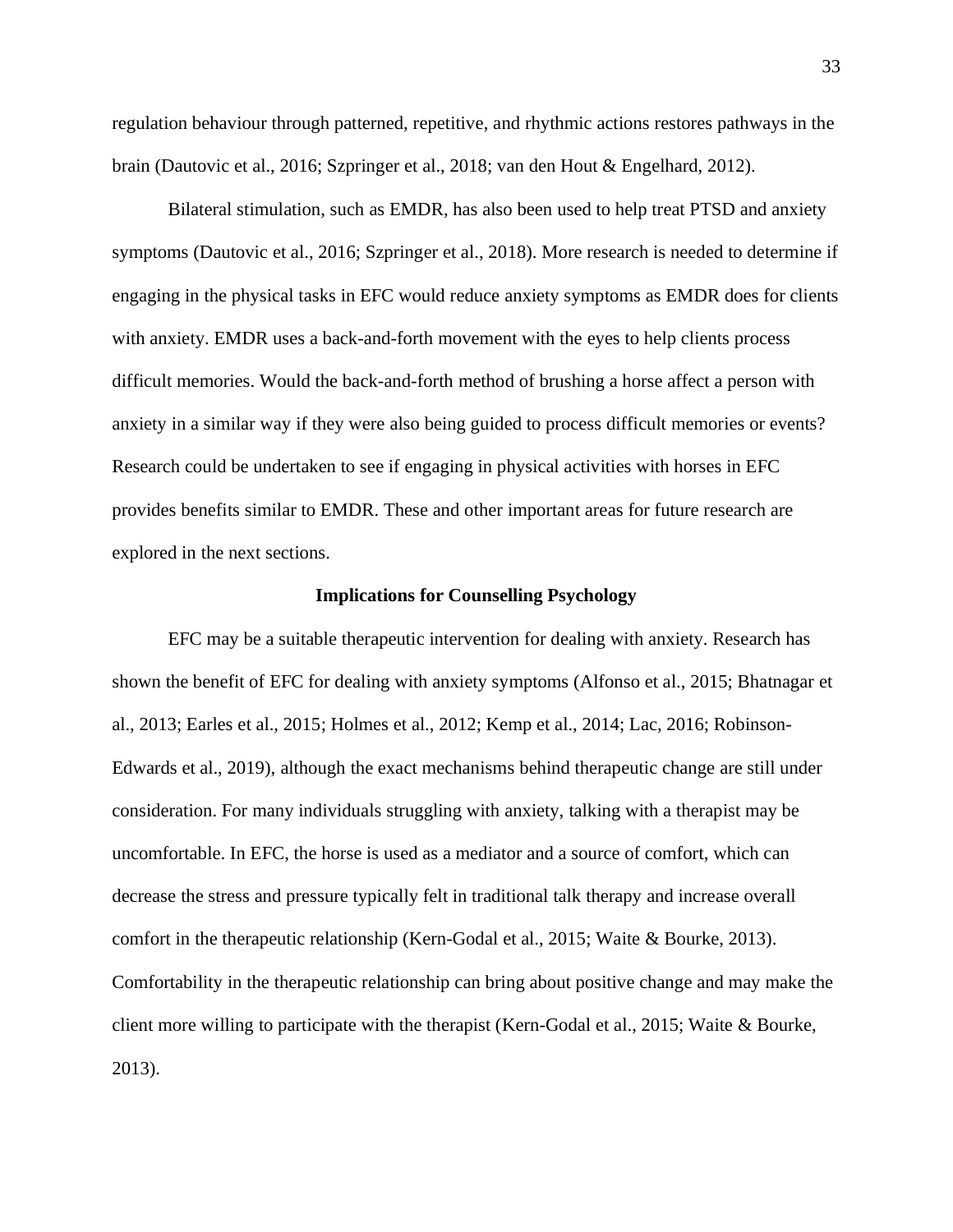regulation behaviour through patterned, repetitive, and rhythmic actions restores pathways in the brain (Dautovic et al., 2016; Szpringer et al., 2018; van den Hout & Engelhard, 2012).

Bilateral stimulation, such as EMDR, has also been used to help treat PTSD and anxiety symptoms (Dautovic et al., 2016; Szpringer et al., 2018). More research is needed to determine if engaging in the physical tasks in EFC would reduce anxiety symptoms as EMDR does for clients with anxiety. EMDR uses a back-and-forth movement with the eyes to help clients process difficult memories. Would the back-and-forth method of brushing a horse affect a person with anxiety in a similar way if they were also being guided to process difficult memories or events? Research could be undertaken to see if engaging in physical activities with horses in EFC provides benefits similar to EMDR. These and other important areas for future research are explored in the next sections.

## Implications for Counselling Psychology

EFC may be a suitable therapeutic intervention for dealing with anxiety. Research has shown the benefit of EFC for dealing with anxiety symptoms (Alfonso et al., 2015; Bhatnagar et al., 2013; Earles et al., 2015; Holmes et al., 2012; Kemp et al., 2014; Lac, 2016; Robinson-Edwards et al., 2019), although the exact mechanisms behind therapeutic change are still under consideration. For many individuals struggling with anxiety, talking with a therapist may be uncomfortable. In EFC, the horse is used as a mediator and a source of comfort, which can decrease the stress and pressure typically felt in traditional talk therapy and increase overall comfort in the therapeutic relationship (Kern-Godal et al., 2015; Waite & Bourke, 2013). Comfortability in the therapeutic relationship can bring about positive change and may make the client more willing to participate with the therapist (Kern-Godal et al., 2015; Waite & Bourke, 2013).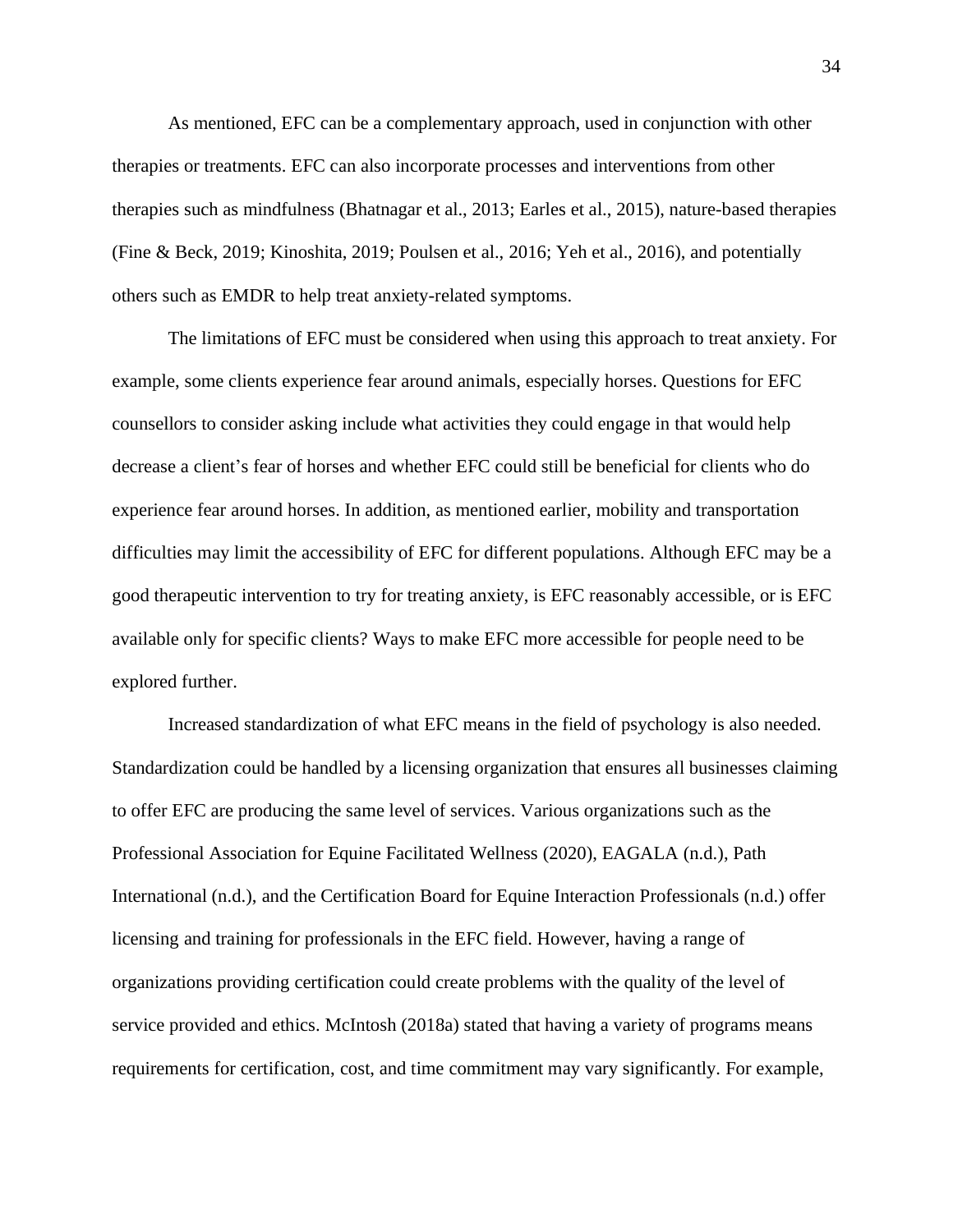As mentioned, EFC can be a complementary approach, used in conjunction with other therapies or treatments. EFC can also incorporate processes and interventions from other therapies such as mindfulness (Bhatnagar et al., 2013; Earles et al., 2015), nature-based therapies (Fine & Beck, 2019; Kinoshita, 2019; Poulsen et al., 2016; Yeh et al., 2016), and potentially others such as EMDR to help treat anxiety-related symptoms.

The limitations of EFC must be considered when using this approach to treat anxiety. For example, some clients experience fear around animals, especially horses. Questions for EFC counsellors to consider asking include what activities they could engage in that would help decrease a client's fear of horses and whether EFC could still be beneficial for clients who do experience fear around horses. In addition, as mentioned earlier, mobility and transportation difficulties may limit the accessibility of EFC for different populations. Although EFC may be a good therapeutic intervention to try for treating anxiety, is EFC reasonably accessible, or is EFC available only for specific clients? Ways to make EFC more accessible for people need to be explored further.

Increased standardization of what EFC means in the field of psychology is also needed. Standardization could be handled by a licensing organization that ensures all businesses claiming to offer EFC are producing the same level of services. Various organizations such as the Professional Association for Equine Facilitated Wellness (2020), EAGALA (n.d.), Path International (n.d.), and the Certification Board for Equine Interaction Professionals (n.d.) offer licensing and training for professionals in the EFC field. However, having a range of organizations providing certification could create problems with the quality of the level of service provided and ethics. McIntosh (2018a) stated that having a variety of programs means requirements for certification, cost, and time commitment may vary significantly. For example,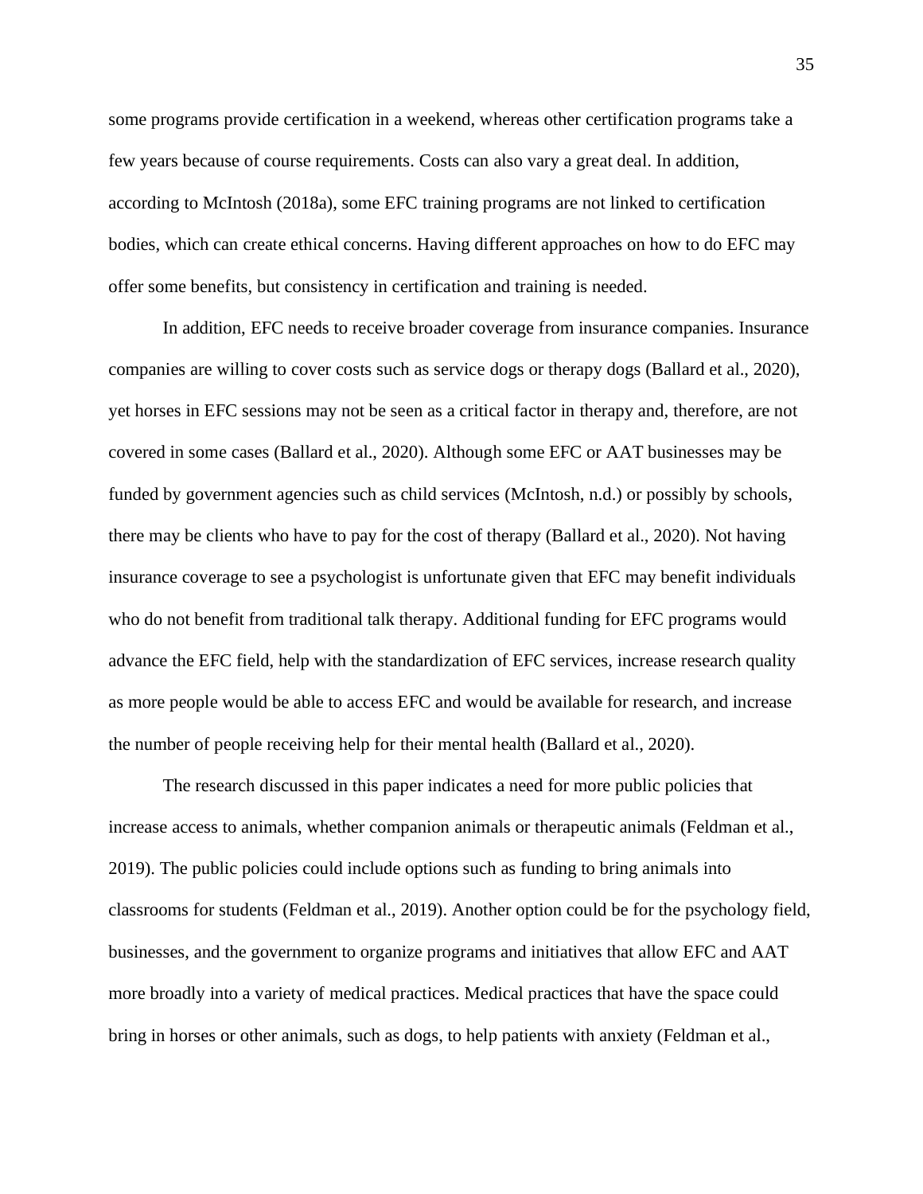some programs provide certification in a weekend, whereas other certification programs take a few years because of course requirements. Costs can also vary a great deal. In addition, according to McIntosh (2018a), some EFC training programs are not linked to certification bodies, which can create ethical concerns. Having different approaches on how to do EFC may offer some benefits, but consistency in certification and training is needed.

In addition, EFC needs to receive broader coverage from insurance companies. Insurance companies are willing to cover costs such as service dogs or therapy dogs (Ballard et al., 2020), yet horses in EFC sessions may not be seen as a critical factor in therapy and, therefore, are not covered in some cases (Ballard et al., 2020). Although some EFC or AAT businesses may be funded by government agencies such as child services (McIntosh, n.d.) or possibly by schools, there may be clients who have to pay for the cost of therapy (Ballard et al., 2020). Not having insurance coverage to see a psychologist is unfortunate given that EFC may benefit individuals who do not benefit from traditional talk therapy. Additional funding for EFC programs would advance the EFC field, help with the standardization of EFC services, increase research quality as more people would be able to access EFC and would be available for research, and increase the number of people receiving help for their mental health (Ballard et al., 2020).

The research discussed in this paper indicates a need for more public policies that increase access to animals, whether companion animals or therapeutic animals (Feldman et al., 2019). The public policies could include options such as funding to bring animals into classrooms for students (Feldman et al., 2019). Another option could be for the psychology field, businesses, and the government to organize programs and initiatives that allow EFC and AAT more broadly into a variety of medical practices. Medical practices that have the space could bring in horses or other animals, such as dogs, to help patients with anxiety (Feldman et al.,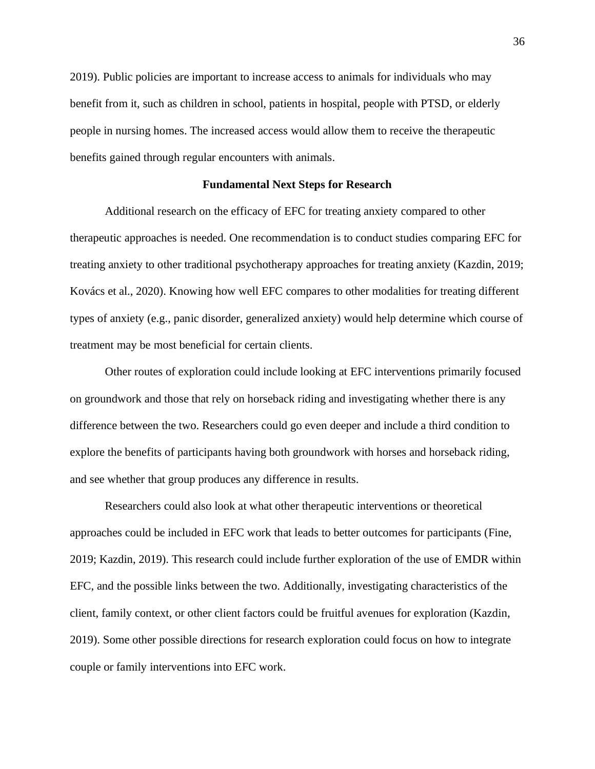2019). Public policies are important to increase access to animals for individuals who may benefit from it, such as children in school, patients in hospital, people with PTSD, or elderly people in nursing homes. The increased access would allow them to receive the therapeutic benefits gained through regular encounters with animals.

## Fundamental Next Steps for Research

Additional research on the efficacy of EFC for treating anxiety compared to other therapeutic approaches is needed. One recommendation is to conduct studies comparing EFC for treating anxiety to other traditional psychotherapy approaches for treating anxiety (Kazdin, 2019; Kovács et al., 2020). Knowing how well EFC compares to other modalities for treating different types of anxiety (e.g., panic disorder, generalized anxiety) would help determine which course of treatment may be most beneficial for certain clients.

Other routes of exploration could include looking at EFC interventions primarily focused on groundwork and those that rely on horseback riding and investigating whether there is any difference between the two. Researchers could go even deeper and include a third condition to explore the benefits of participants having both groundwork with horses and horseback riding, and see whether that group produces any difference in results.

Researchers could also look at what other therapeutic interventions or theoretical approaches could be included in EFC work that leads to better outcomes for participants (Fine, 2019; Kazdin, 2019). This research could include further exploration of the use of EMDR within EFC, and the possible links between the two. Additionally, investigating characteristics of the client, family context, or other client factors could be fruitful avenues for exploration (Kazdin, 2019). Some other possible directions for research exploration could focus on how to integrate couple or family interventions into EFC work.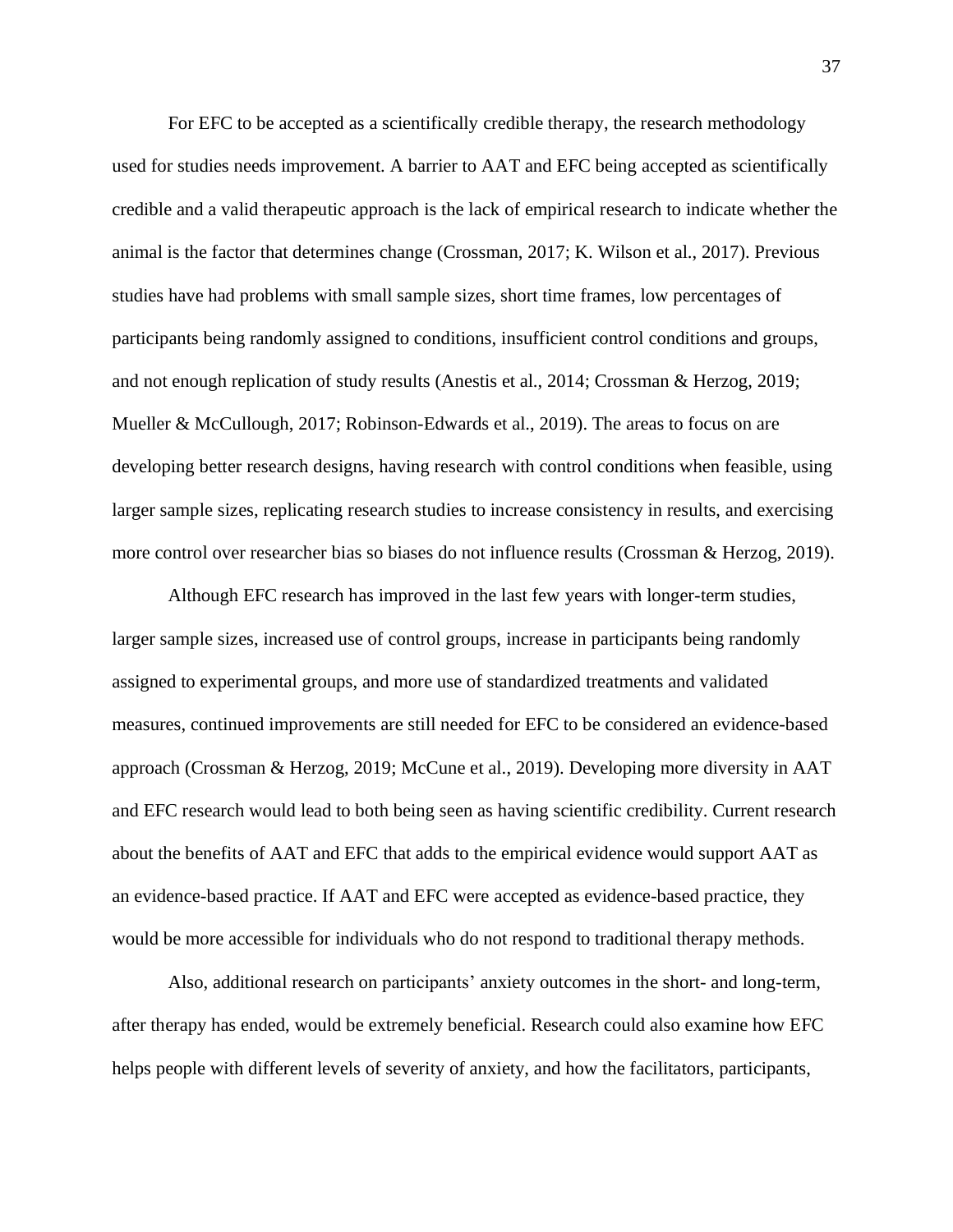For EFC to be accepted as a scientifically credible therapy, the research methodology used for studies needs improvement. A barrier to AAT and EFC being accepted as scientifically credible and a valid therapeutic approach is the lack of empirical research to indicate whether the animal is the factor that determines change (Crossman, 2017; K. Wilson et al., 2017). Previous studies have had problems with small sample sizes, short time frames, low percentages of participants being randomly assigned to conditions, insufficient control conditions and groups, and not enough replication of study results (Anestis et al., 2014; Crossman & Herzog, 2019; Mueller & McCullough, 2017; Robinson-Edwards et al., 2019). The areas to focus on are developing better research designs, having research with control conditions when feasible, using larger sample sizes, replicating research studies to increase consistency in results, and exercising more control over researcher bias so biases do not influence results (Crossman & Herzog, 2019).

Although EFC research has improved in the last few years with longer-term studies, larger sample sizes, increased use of control groups, increase in participants being randomly assigned to experimental groups, and more use of standardized treatments and validated measures, continued improvements are still needed for EFC to be considered an evidence-based approach (Crossman & Herzog, 2019; McCune et al., 2019). Developing more diversity in AAT and EFC research would lead to both being seen as having scientific credibility. Current research about the benefits of AAT and EFC that adds to the empirical evidence would support AAT as an evidence-based practice. If AAT and EFC were accepted as evidence-based practice, they would be more accessible for individuals who do not respond to traditional therapy methods.

Also, additional research on participants' anxiety outcomes in the short- and long-term, after therapy has ended, would be extremely beneficial. Research could also examine how EFC helps people with different levels of severity of anxiety, and how the facilitators, participants,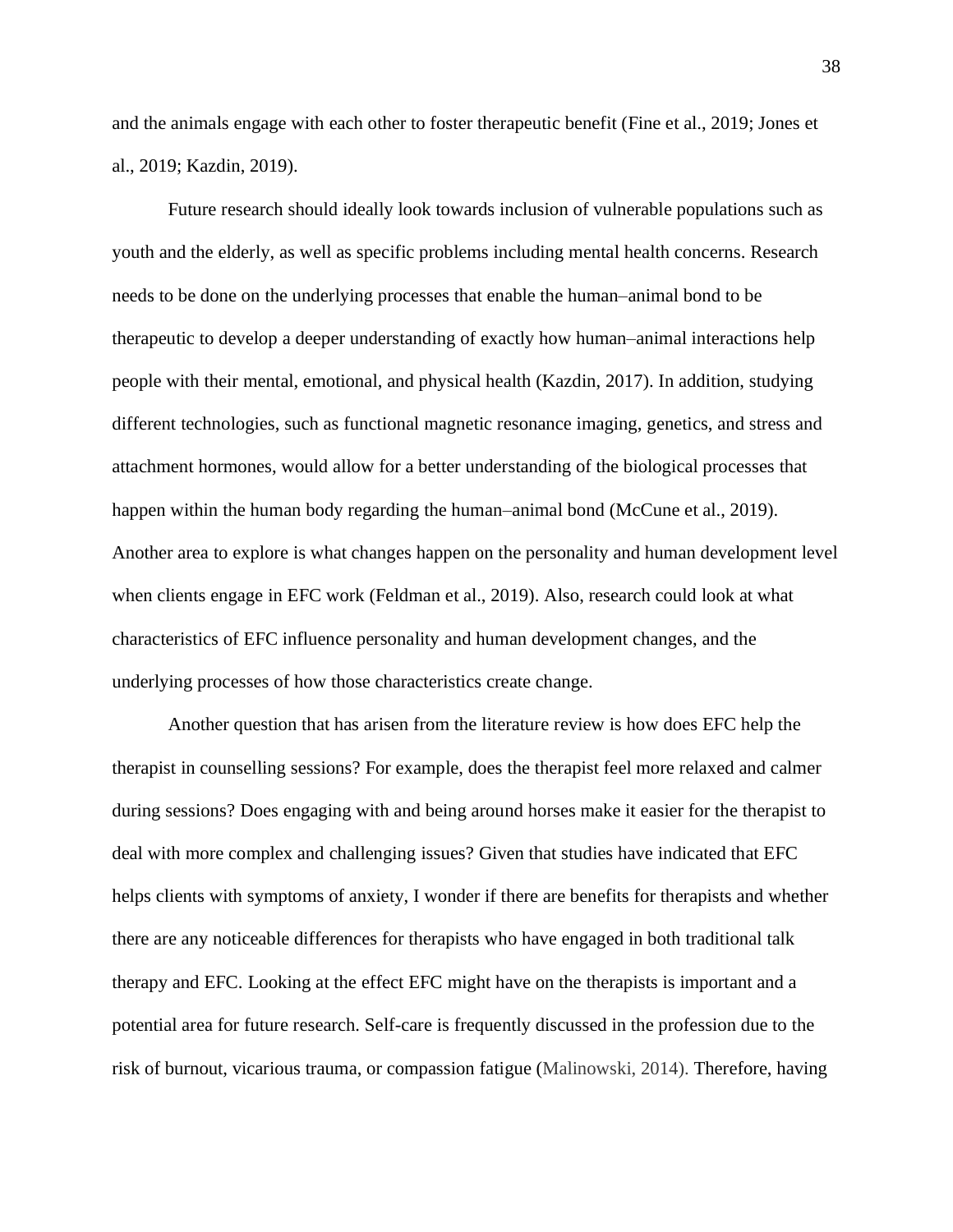and the animals engage with each other to foster therapeutic benefit (Fine et al., 2019; Jones et al., 2019; Kazdin, 2019).

Future research should ideally look towards inclusion of vulnerable populations such as youth and the elderly, as well as specific problems including mental health concerns. Research needs to be done on the underlying processes that enable the human–animal bond to be therapeutic to develop a deeper understanding of exactly how human–animal interactions help people with their mental, emotional, and physical health (Kazdin, 2017). In addition, studying different technologies, such as functional magnetic resonance imaging, genetics, and stress and attachment hormones, would allow for a better understanding of the biological processes that happen within the human body regarding the human–animal bond (McCune et al., 2019). Another area to explore is what changes happen on the personality and human development level when clients engage in EFC work (Feldman et al., 2019). Also, research could look at what characteristics of EFC influence personality and human development changes, and the underlying processes of how those characteristics create change.

Another question that has arisen from the literature review is how does EFC help the therapist in counselling sessions? For example, does the therapist feel more relaxed and calmer during sessions? Does engaging with and being around horses make it easier for the therapist to deal with more complex and challenging issues? Given that studies have indicated that EFC helps clients with symptoms of anxiety, I wonder if there are benefits for therapists and whether there are any noticeable differences for therapists who have engaged in both traditional talk therapy and EFC. Looking at the effect EFC might have on the therapists is important and a potential area for future research. Self-care is frequently discussed in the profession due to the risk of burnout, vicarious trauma, or compassion fatigue (Malinowski, 2014). Therefore, having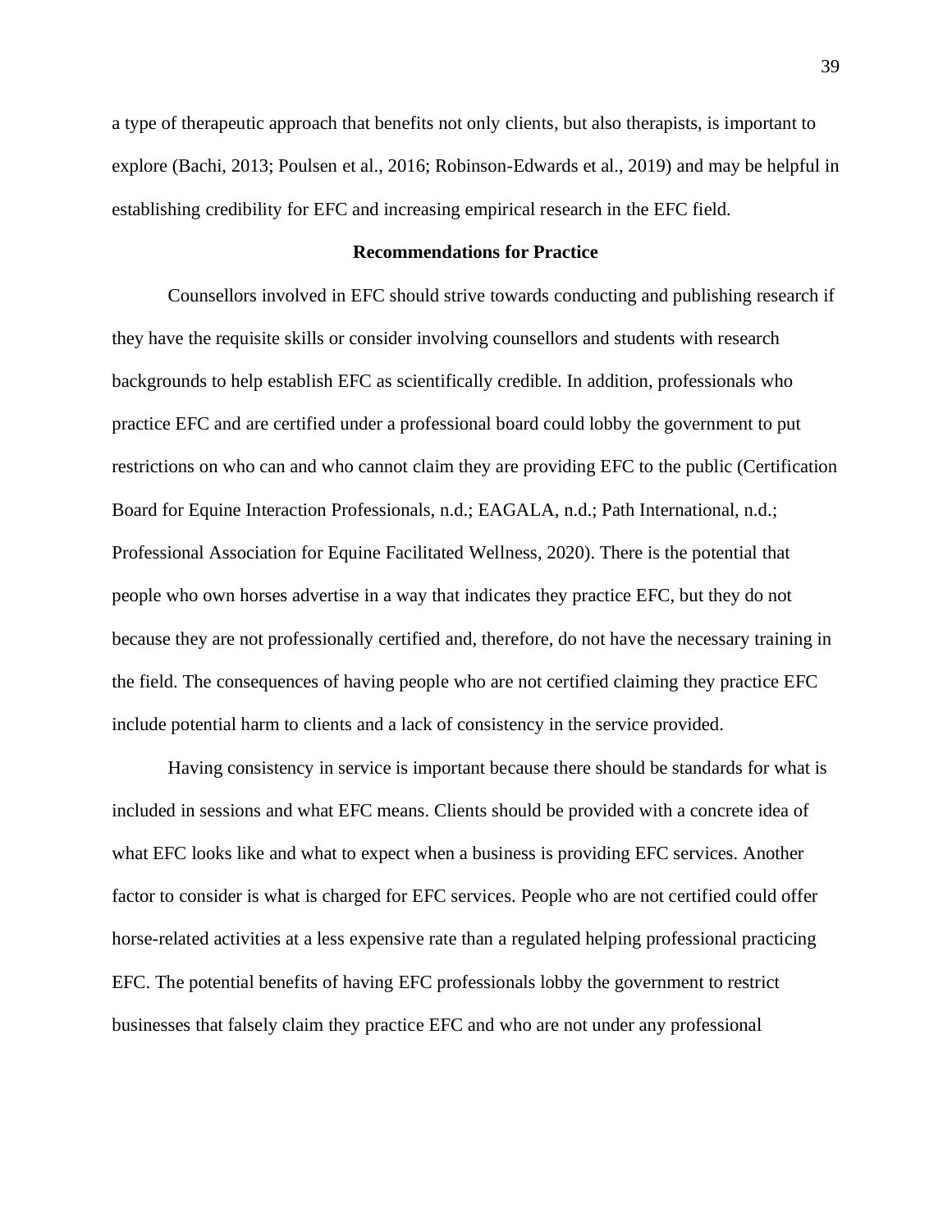a type of therapeutic approach that benefits not only clients, but also therapists, is important to explore (Bachi, 2013; Poulsen et al., 2016; Robinson-Edwards et al., 2019) and may be helpful in establishing credibility for EFC and increasing empirical research in the EFC field.

## Recommendations for Practice

Counsellors involved in EFC should strive towards conducting and publishing research if they have the requisite skills or consider involving counsellors and students with research backgrounds to help establish EFC as scientifically credible. In addition, professionals who practice EFC and are certified under a professional board could lobby the government to put restrictions on who can and who cannot claim they are providing EFC to the public (Certification Board for Equine Interaction Professionals, n.d.; EAGALA, n.d.; Path International, n.d.; Professional Association for Equine Facilitated Wellness, 2020). There is the potential that people who own horses advertise in a way that indicates they practice EFC, but they do not because they are not professionally certified and, therefore, do not have the necessary training in the field. The consequences of having people who are not certified claiming they practice EFC include potential harm to clients and a lack of consistency in the service provided.

Having consistency in service is important because there should be standards for what is included in sessions and what EFC means. Clients should be provided with a concrete idea of what EFC looks like and what to expect when a business is providing EFC services. Another factor to consider is what is charged for EFC services. People who are not certified could offer horse-related activities at a less expensive rate than a regulated helping professional practicing EFC. The potential benefits of having EFC professionals lobby the government to restrict businesses that falsely claim they practice EFC and who are not under any professional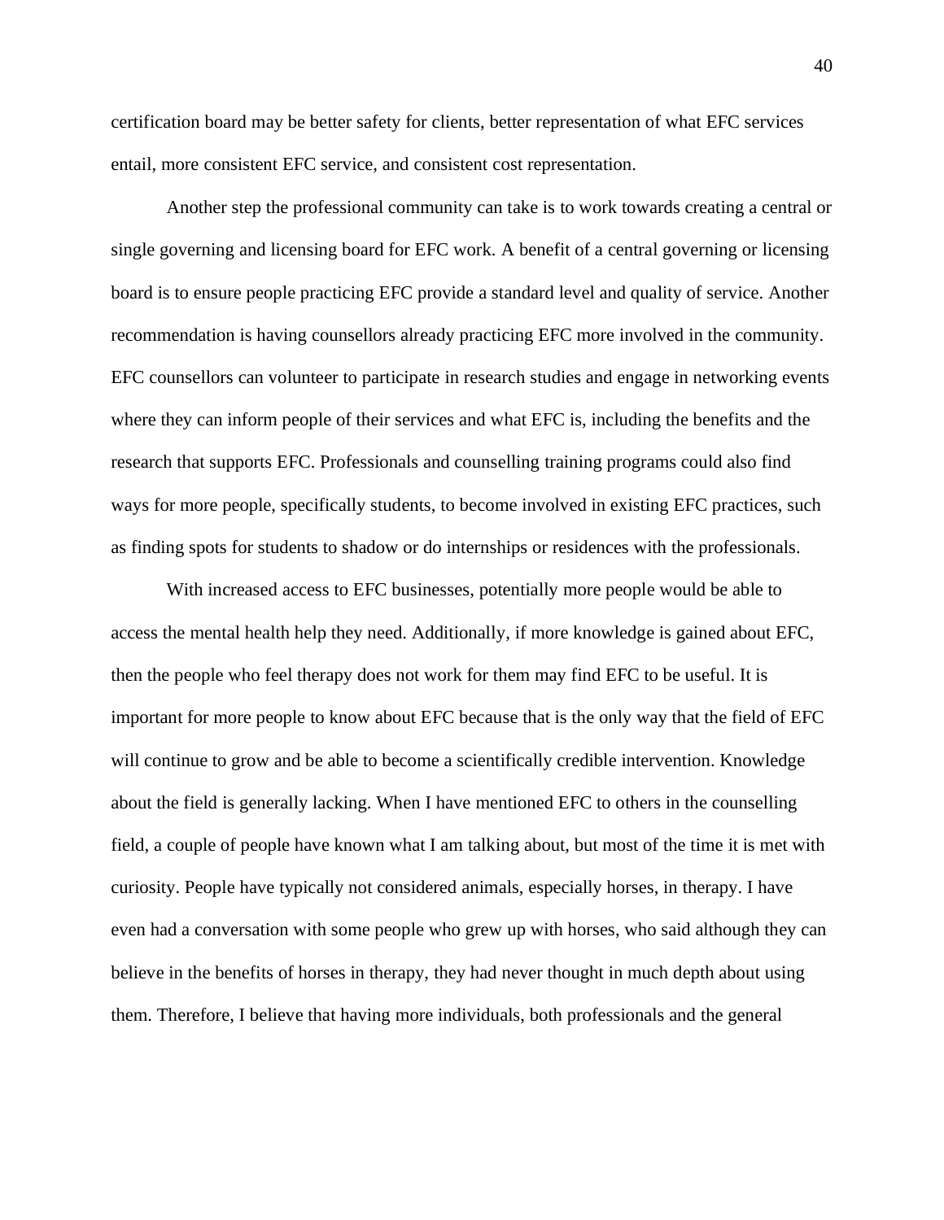certification board may be better safety for clients, better representation of what EFC services entail, more consistent EFC service, and consistent cost representation.

Another step the professional community can take is to work towards creating a central or single governing and licensing board for EFC work. A benefit of a central governing or licensing board is to ensure people practicing EFC provide a standard level and quality of service. Another recommendation is having counsellors already practicing EFC more involved in the community. EFC counsellors can volunteer to participate in research studies and engage in networking events where they can inform people of their services and what EFC is, including the benefits and the research that supports EFC. Professionals and counselling training programs could also find ways for more people, specifically students, to become involved in existing EFC practices, such as finding spots for students to shadow or do internships or residences with the professionals.

With increased access to EFC businesses, potentially more people would be able to access the mental health help they need. Additionally, if more knowledge is gained about EFC, then the people who feel therapy does not work for them may find EFC to be useful. It is important for more people to know about EFC because that is the only way that the field of EFC will continue to grow and be able to become a scientifically credible intervention. Knowledge about the field is generally lacking. When I have mentioned EFC to others in the counselling field, a couple of people have known what I am talking about, but most of the time it is met with curiosity. People have typically not considered animals, especially horses, in therapy. I have even had a conversation with some people who grew up with horses, who said although they can believe in the benefits of horses in therapy, they had never thought in much depth about using them. Therefore, I believe that having more individuals, both professionals and the general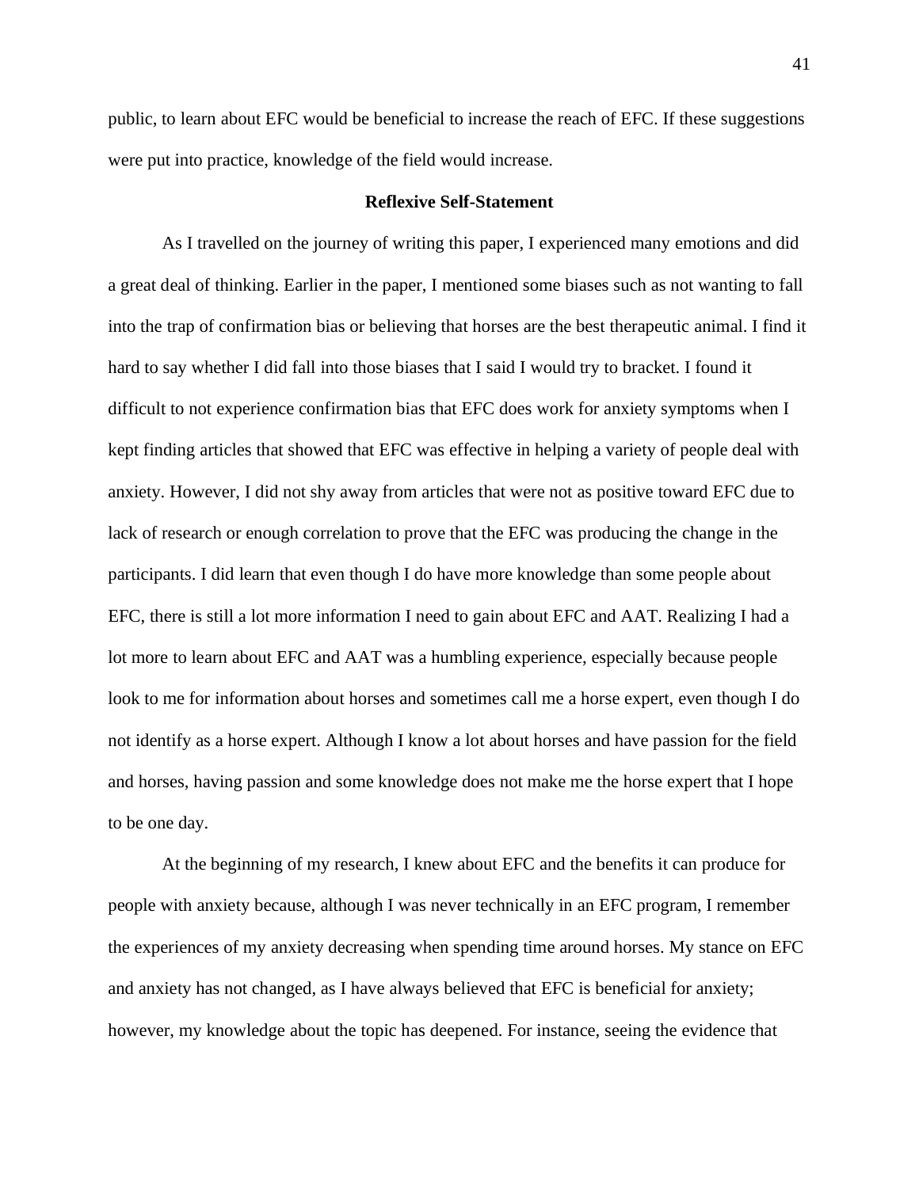public, to learn about EFC would be beneficial to increase the reach of EFC. If these suggestions were put into practice, knowledge of the field would increase.

## Reflexive Self-Statement

As I travelled on the journey of writing this paper, I experienced many emotions and did a great deal of thinking. Earlier in the paper, I mentioned some biases such as not wanting to fall into the trap of confirmation bias or believing that horses are the best therapeutic animal. I find it hard to say whether I did fall into those biases that I said I would try to bracket. I found it difficult to not experience confirmation bias that EFC does work for anxiety symptoms when I kept finding articles that showed that EFC was effective in helping a variety of people deal with anxiety. However, I did not shy away from articles that were not as positive toward EFC due to lack of research or enough correlation to prove that the EFC was producing the change in the participants. I did learn that even though I do have more knowledge than some people about EFC, there is still a lot more information I need to gain about EFC and AAT. Realizing I had a lot more to learn about EFC and AAT was a humbling experience, especially because people look to me for information about horses and sometimes call me a horse expert, even though I do not identify as a horse expert. Although I know a lot about horses and have passion for the field and horses, having passion and some knowledge does not make me the horse expert that I hope to be one day.

At the beginning of my research, I knew about EFC and the benefits it can produce for people with anxiety because, although I was never technically in an EFC program, I remember the experiences of my anxiety decreasing when spending time around horses. My stance on EFC and anxiety has not changed, as I have always believed that EFC is beneficial for anxiety; however, my knowledge about the topic has deepened. For instance, seeing the evidence that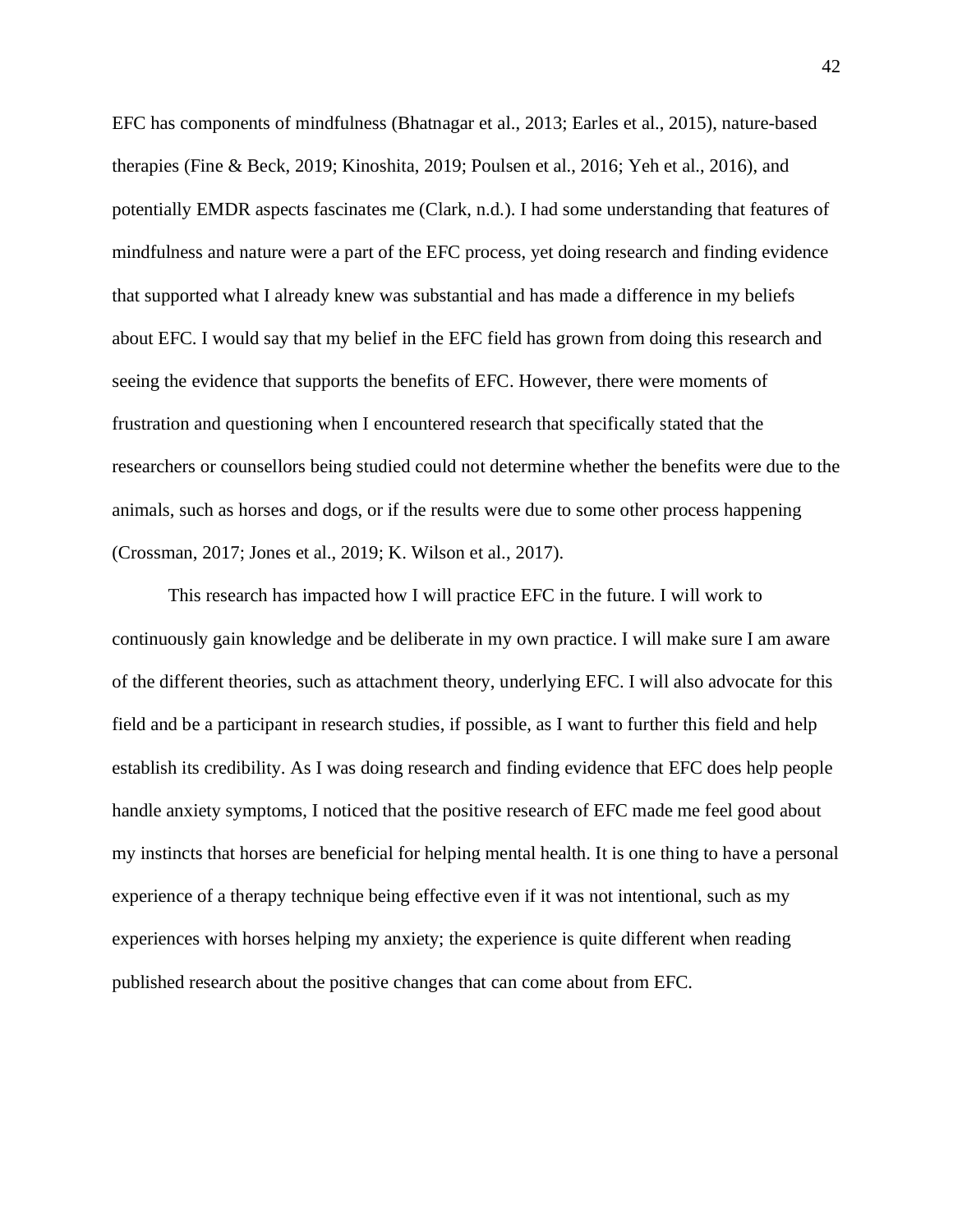EFC has components of mindfulness (Bhatnagar et al., 2013; Earles et al., 2015), nature-based therapies (Fine & Beck, 2019; Kinoshita, 2019; Poulsen et al., 2016; Yeh et al., 2016), and potentially EMDR aspects fascinates me (Clark, n.d.). I had some understanding that features of mindfulness and nature were a part of the EFC process, yet doing research and finding evidence that supported what I already knew was substantial and has made a difference in my beliefs about EFC. I would say that my belief in the EFC field has grown from doing this research and seeing the evidence that supports the benefits of EFC. However, there were moments of frustration and questioning when I encountered research that specifically stated that the researchers or counsellors being studied could not determine whether the benefits were due to the animals, such as horses and dogs, or if the results were due to some other process happening (Crossman, 2017; Jones et al., 2019; K. Wilson et al., 2017).

This research has impacted how I will practice EFC in the future. I will work to continuously gain knowledge and be deliberate in my own practice. I will make sure I am aware of the different theories, such as attachment theory, underlying EFC. I will also advocate for this field and be a participant in research studies, if possible, as I want to further this field and help establish its credibility. As I was doing research and finding evidence that EFC does help people handle anxiety symptoms, I noticed that the positive research of EFC made me feel good about my instincts that horses are beneficial for helping mental health. It is one thing to have a personal experience of a therapy technique being effective even if it was not intentional, such as my experiences with horses helping my anxiety; the experience is quite different when reading published research about the positive changes that can come about from EFC.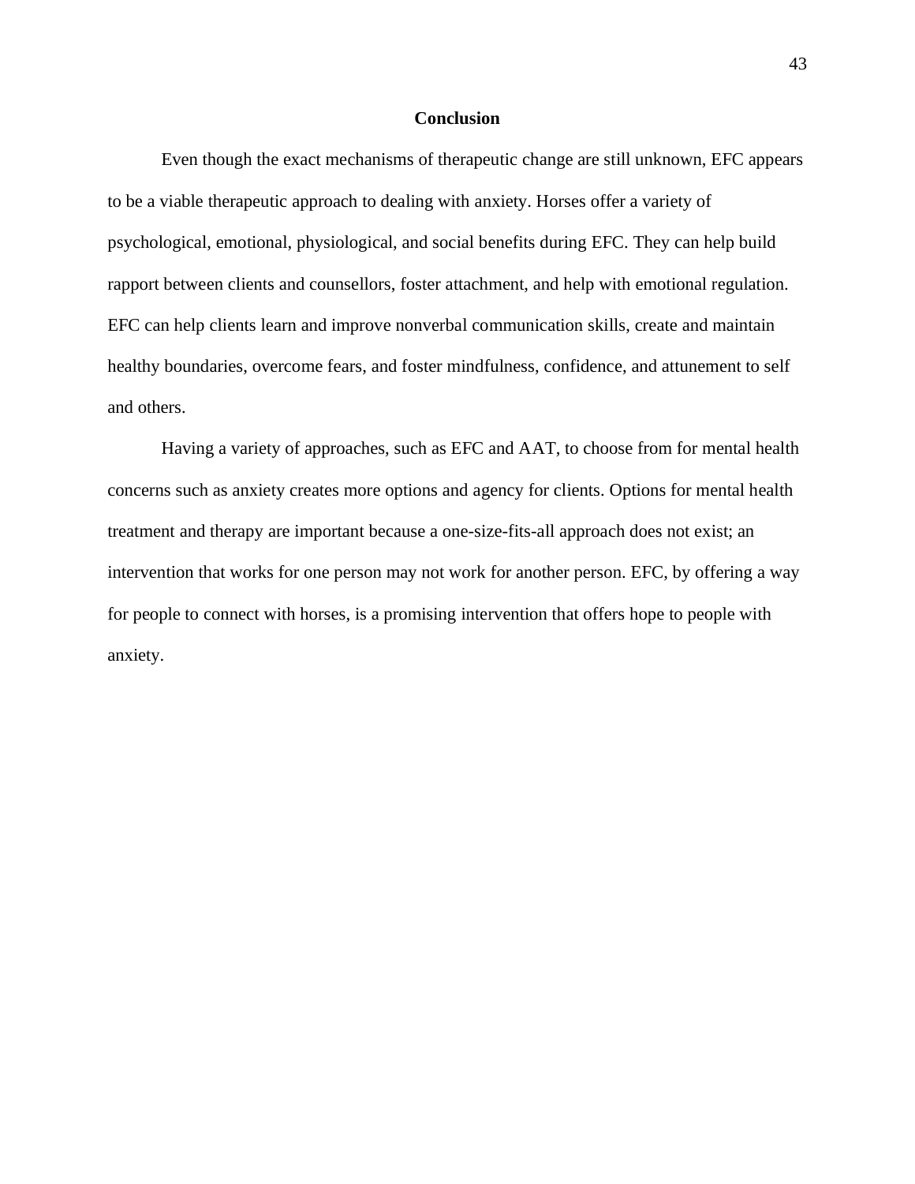## Conclusion

Even though the exact mechanisms of therapeutic change are still unknown, EFC appears to be a viable therapeutic approach to dealing with anxiety. Horses offer a variety of psychological, emotional, physiological, and social benefits during EFC. They can help build rapport between clients and counsellors, foster attachment, and help with emotional regulation. EFC can help clients learn and improve nonverbal communication skills, create and maintain healthy boundaries, overcome fears, and foster mindfulness, confidence, and attunement to self and others.

Having a variety of approaches, such as EFC and AAT, to choose from for mental health concerns such as anxiety creates more options and agency for clients. Options for mental health treatment and therapy are important because a one-size-fits-all approach does not exist; an intervention that works for one person may not work for another person. EFC, by offering a way for people to connect with horses, is a promising intervention that offers hope to people with anxiety.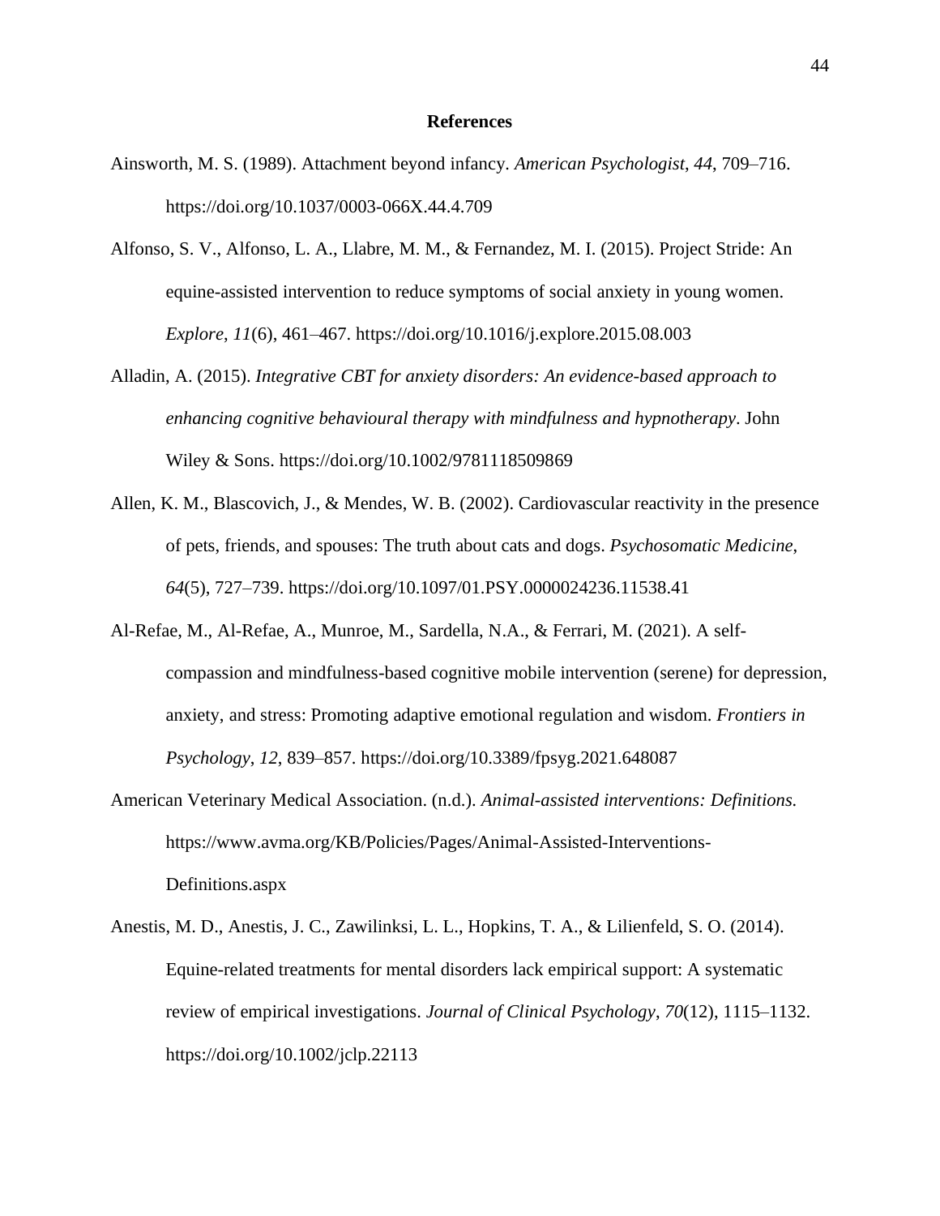**References**

Ainsworth, M. S. (1989). Attachment beyond infancy. *American Psychologist*, *44*, 709–716. https://doi.org/10.1037/0003-066X.44.4.709

Alfonso, S. V., Alfonso, L. A., Llabre, M. M., & Fernandez, M. I. (2015). Project Stride: An equine-assisted intervention to reduce symptoms of social anxiety in young women. *Explore*, *11*(6), 461–467. https://doi.org/10.1016/j.explore.2015.08.003

Alladin, A. (2015). *Integrative CBT for anxiety disorders: An evidence-based approach to enhancing cognitive behavioural therapy with mindfulness and hypnotherapy*. John Wiley & Sons. https://doi.org/10.1002/9781118509869

Allen, K. M., Blascovich, J., & Mendes, W. B. (2002). Cardiovascular reactivity in the presence of pets, friends, and spouses: The truth about cats and dogs. *Psychosomatic Medicine*, *64*(5), 727–739. https://doi.org/10.1097/01.PSY.0000024236.11538.41

Al-Refae, M., Al-Refae, A., Munroe, M., Sardella, N.A., & Ferrari, M. (2021). A self-compassion and mindfulness-based cognitive mobile intervention (serene) for depression, anxiety, and stress: Promoting adaptive emotional regulation and wisdom. *Frontiers in Psychology*, *12*, 839–857. https://doi.org/10.3389/fpsyg.2021.648087

American Veterinary Medical Association. (n.d.). *Animal-assisted interventions: Definitions.* https://www.avma.org/KB/Policies/Pages/Animal-Assisted-Interventions-Definitions.aspx

Anestis, M. D., Anestis, J. C., Zawilinksi, L. L., Hopkins, T. A., & Lilienfeld, S. O. (2014). Equine-related treatments for mental disorders lack empirical support: A systematic review of empirical investigations. *Journal of Clinical Psychology*, *70*(12), 1115–1132. https://doi.org/10.1002/jclp.22113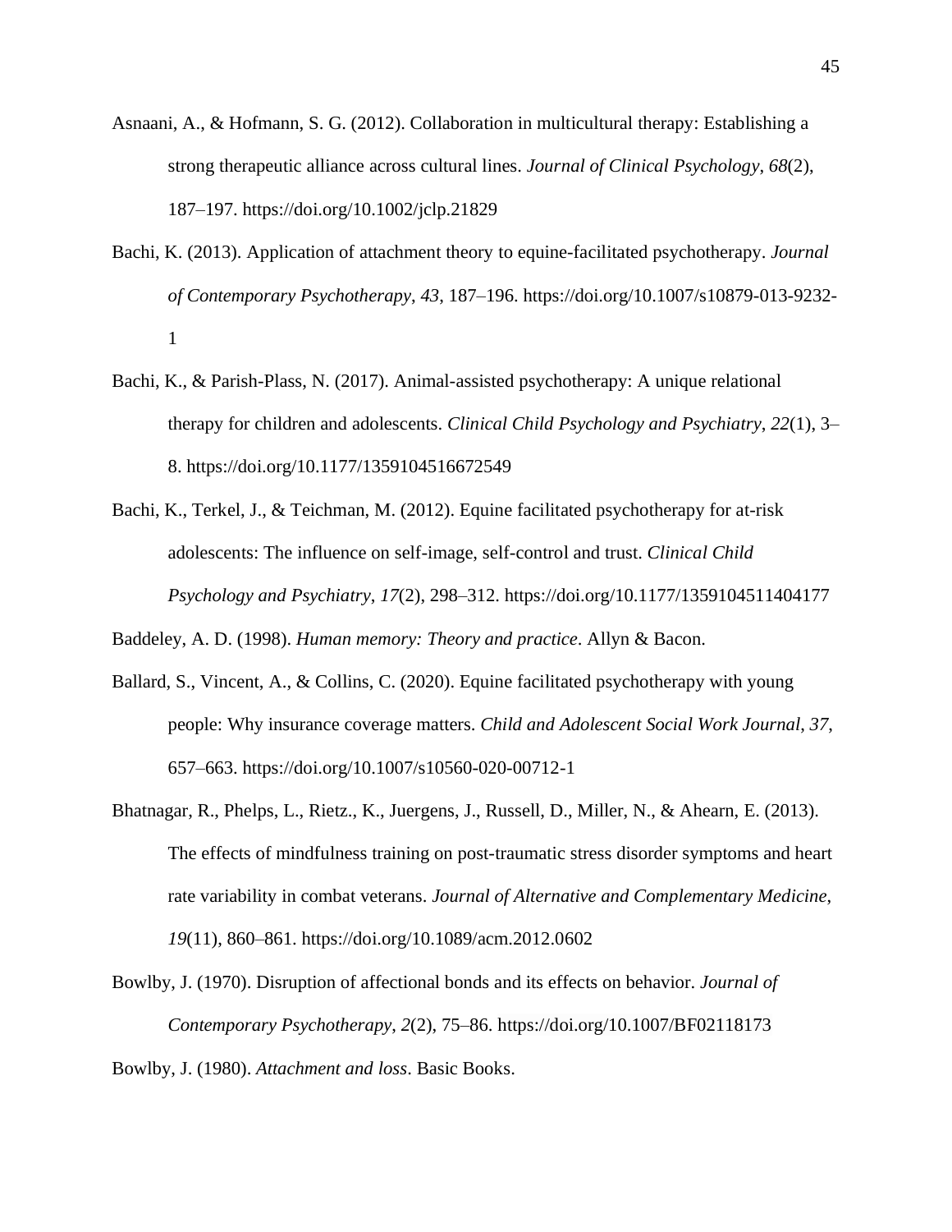Asnaani, A., & Hofmann, S. G. (2012). Collaboration in multicultural therapy: Establishing a strong therapeutic alliance across cultural lines. *Journal of Clinical Psychology*, *68*(2), 187–197. https://doi.org/10.1002/jclp.21829

Bachi, K. (2013). Application of attachment theory to equine-facilitated psychotherapy. *Journal of Contemporary Psychotherapy*, *43*, 187–196. https://doi.org/10.1007/s10879-013-9232-1

Bachi, K., & Parish-Plass, N. (2017). Animal-assisted psychotherapy: A unique relational therapy for children and adolescents. *Clinical Child Psychology and Psychiatry*, *22*(1), 3–8. https://doi.org/10.1177/1359104516672549

Bachi, K., Terkel, J., & Teichman, M. (2012). Equine facilitated psychotherapy for at-risk adolescents: The influence on self-image, self-control and trust. *Clinical Child Psychology and Psychiatry*, *17*(2), 298–312. https://doi.org/10.1177/1359104511404177

Baddeley, A. D. (1998). *Human memory: Theory and practice*. Allyn & Bacon.

Ballard, S., Vincent, A., & Collins, C. (2020). Equine facilitated psychotherapy with young people: Why insurance coverage matters. *Child and Adolescent Social Work Journal*, *37*, 657–663. https://doi.org/10.1007/s10560-020-00712-1

Bhatnagar, R., Phelps, L., Rietz., K., Juergens, J., Russell, D., Miller, N., & Ahearn, E. (2013). The effects of mindfulness training on post-traumatic stress disorder symptoms and heart rate variability in combat veterans. *Journal of Alternative and Complementary Medicine*, *19*(11), 860–861. https://doi.org/10.1089/acm.2012.0602

Bowlby, J. (1970). Disruption of affectional bonds and its effects on behavior. *Journal of Contemporary Psychotherapy*, *2*(2), 75–86. https://doi.org/10.1007/BF02118173

Bowlby, J. (1980). *Attachment and loss*. Basic Books.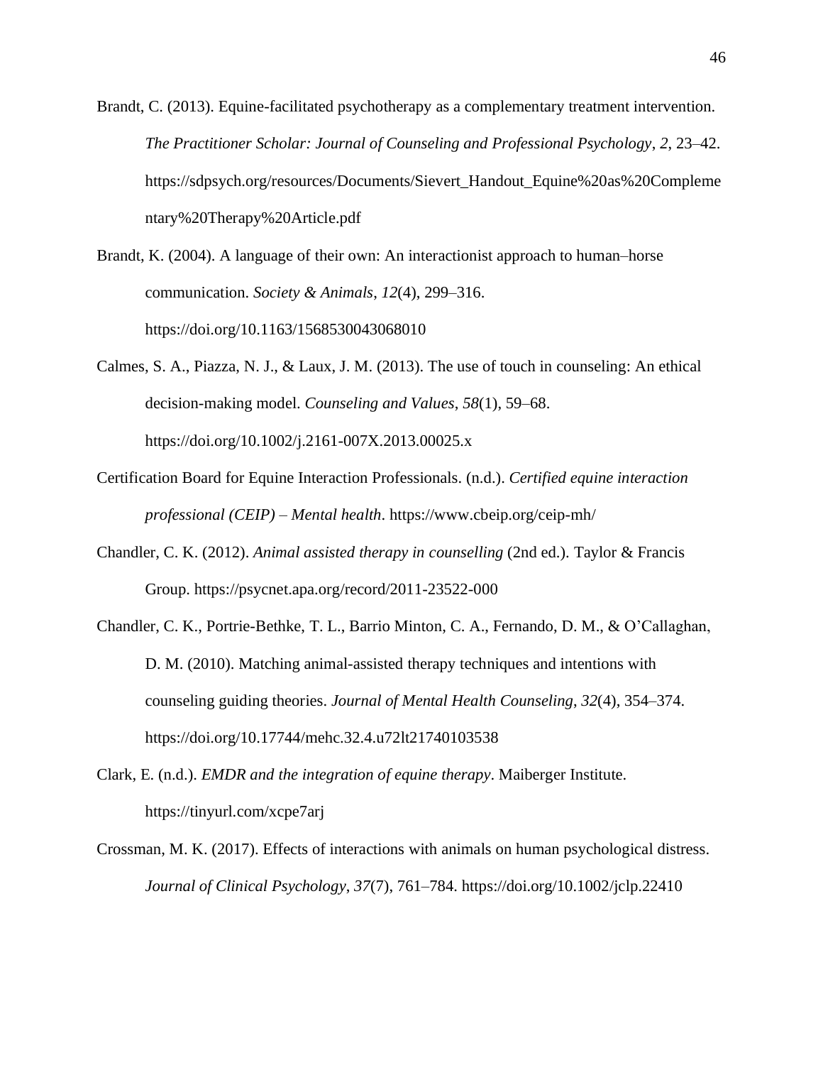Brandt, C. (2013). Equine-facilitated psychotherapy as a complementary treatment intervention. *The Practitioner Scholar: Journal of Counseling and Professional Psychology*, *2*, 23–42. https://sdpsych.org/resources/Documents/Sievert_Handout_Equine%20as%20Complementary%20Therapy%20Article.pdf

Brandt, K. (2004). A language of their own: An interactionist approach to human–horse communication. *Society & Animals*, *12*(4), 299–316. https://doi.org/10.1163/1568530043068010

Calmes, S. A., Piazza, N. J., & Laux, J. M. (2013). The use of touch in counseling: An ethical decision-making model. *Counseling and Values*, *58*(1), 59–68. https://doi.org/10.1002/j.2161-007X.2013.00025.x

Certification Board for Equine Interaction Professionals. (n.d.). *Certified equine interaction professional (CEIP) – Mental health*. https://www.cbeip.org/ceip-mh/

Chandler, C. K. (2012). *Animal assisted therapy in counselling* (2nd ed.). Taylor & Francis Group. https://psycnet.apa.org/record/2011-23522-000

Chandler, C. K., Portrie-Bethke, T. L., Barrio Minton, C. A., Fernando, D. M., & O'Callaghan, D. M. (2010). Matching animal-assisted therapy techniques and intentions with counseling guiding theories. *Journal of Mental Health Counseling*, *32*(4), 354–374. https://doi.org/10.17744/mehc.32.4.u72lt21740103538

Clark, E. (n.d.). *EMDR and the integration of equine therapy*. Maiberger Institute. https://tinyurl.com/xcpe7arj

Crossman, M. K. (2017). Effects of interactions with animals on human psychological distress. *Journal of Clinical Psychology*, *37*(7), 761–784. https://doi.org/10.1002/jclp.22410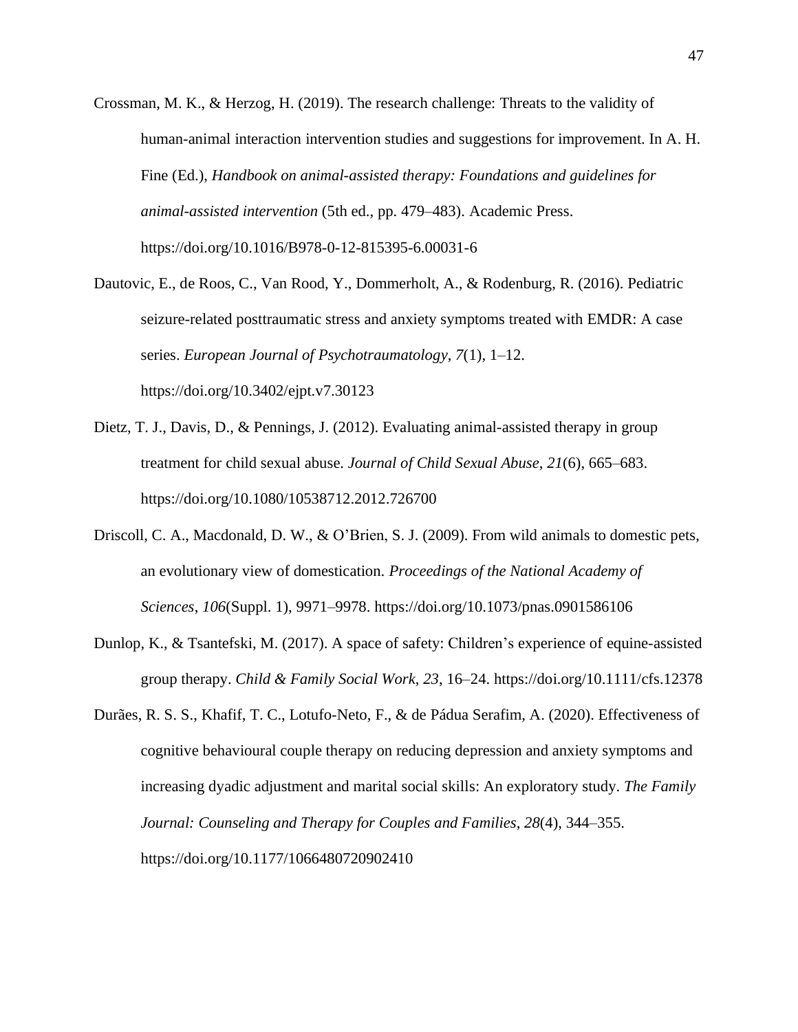Crossman, M. K., & Herzog, H. (2019). The research challenge: Threats to the validity of human-animal interaction intervention studies and suggestions for improvement. In A. H. Fine (Ed.), *Handbook on animal-assisted therapy: Foundations and guidelines for animal-assisted intervention* (5th ed., pp. 479–483). Academic Press. https://doi.org/10.1016/B978-0-12-815395-6.00031-6

Dautovic, E., de Roos, C., Van Rood, Y., Dommerholt, A., & Rodenburg, R. (2016). Pediatric seizure-related posttraumatic stress and anxiety symptoms treated with EMDR: A case series. *European Journal of Psychotraumatology*, *7*(1), 1–12. https://doi.org/10.3402/ejpt.v7.30123

Dietz, T. J., Davis, D., & Pennings, J. (2012). Evaluating animal-assisted therapy in group treatment for child sexual abuse. *Journal of Child Sexual Abuse*, *21*(6), 665–683. https://doi.org/10.1080/10538712.2012.726700

Driscoll, C. A., Macdonald, D. W., & O'Brien, S. J. (2009). From wild animals to domestic pets, an evolutionary view of domestication. *Proceedings of the National Academy of Sciences*, *106*(Suppl. 1), 9971–9978. https://doi.org/10.1073/pnas.0901586106

Dunlop, K., & Tsantefski, M. (2017). A space of safety: Children's experience of equine-assisted group therapy. *Child & Family Social Work*, *23*, 16–24. https://doi.org/10.1111/cfs.12378

Durães, R. S. S., Khafif, T. C., Lotufo-Neto, F., & de Pádua Serafim, A. (2020). Effectiveness of cognitive behavioural couple therapy on reducing depression and anxiety symptoms and increasing dyadic adjustment and marital social skills: An exploratory study. *The Family Journal: Counseling and Therapy for Couples and Families*, *28*(4), 344–355. https://doi.org/10.1177/1066480720902410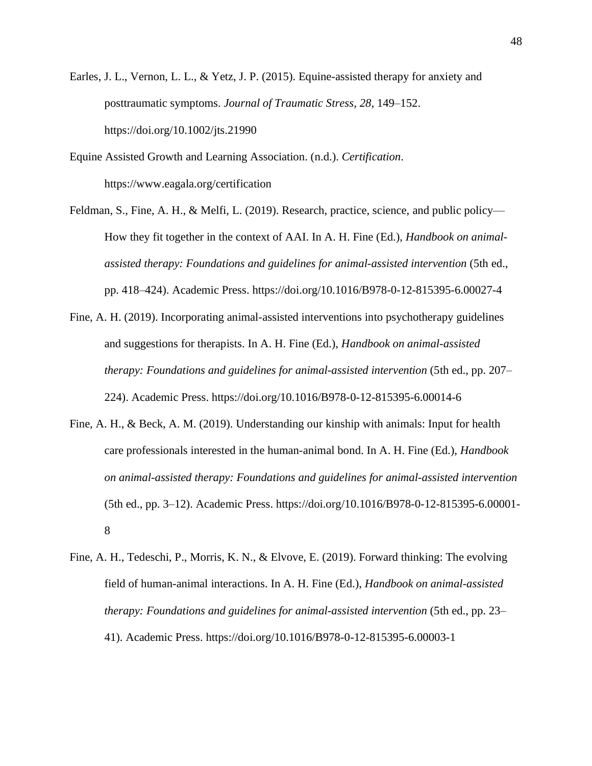Earles, J. L., Vernon, L. L., & Yetz, J. P. (2015). Equine-assisted therapy for anxiety and posttraumatic symptoms. *Journal of Traumatic Stress*, *28*, 149–152. https://doi.org/10.1002/jts.21990

Equine Assisted Growth and Learning Association. (n.d.). *Certification*. https://www.eagala.org/certification

Feldman, S., Fine, A. H., & Melfi, L. (2019). Research, practice, science, and public policy—How they fit together in the context of AAI. In A. H. Fine (Ed.), *Handbook on animal-assisted therapy: Foundations and guidelines for animal-assisted intervention* (5th ed., pp. 418–424). Academic Press. https://doi.org/10.1016/B978-0-12-815395-6.00027-4

Fine, A. H. (2019). Incorporating animal-assisted interventions into psychotherapy guidelines and suggestions for therapists. In A. H. Fine (Ed.), *Handbook on animal-assisted therapy: Foundations and guidelines for animal-assisted intervention* (5th ed., pp. 207–224). Academic Press. https://doi.org/10.1016/B978-0-12-815395-6.00014-6

Fine, A. H., & Beck, A. M. (2019). Understanding our kinship with animals: Input for health care professionals interested in the human-animal bond. In A. H. Fine (Ed.), *Handbook on animal-assisted therapy: Foundations and guidelines for animal-assisted intervention* (5th ed., pp. 3–12). Academic Press. https://doi.org/10.1016/B978-0-12-815395-6.00001-8

Fine, A. H., Tedeschi, P., Morris, K. N., & Elvove, E. (2019). Forward thinking: The evolving field of human-animal interactions. In A. H. Fine (Ed.), *Handbook on animal-assisted therapy: Foundations and guidelines for animal-assisted intervention* (5th ed., pp. 23–41). Academic Press. https://doi.org/10.1016/B978-0-12-815395-6.00003-1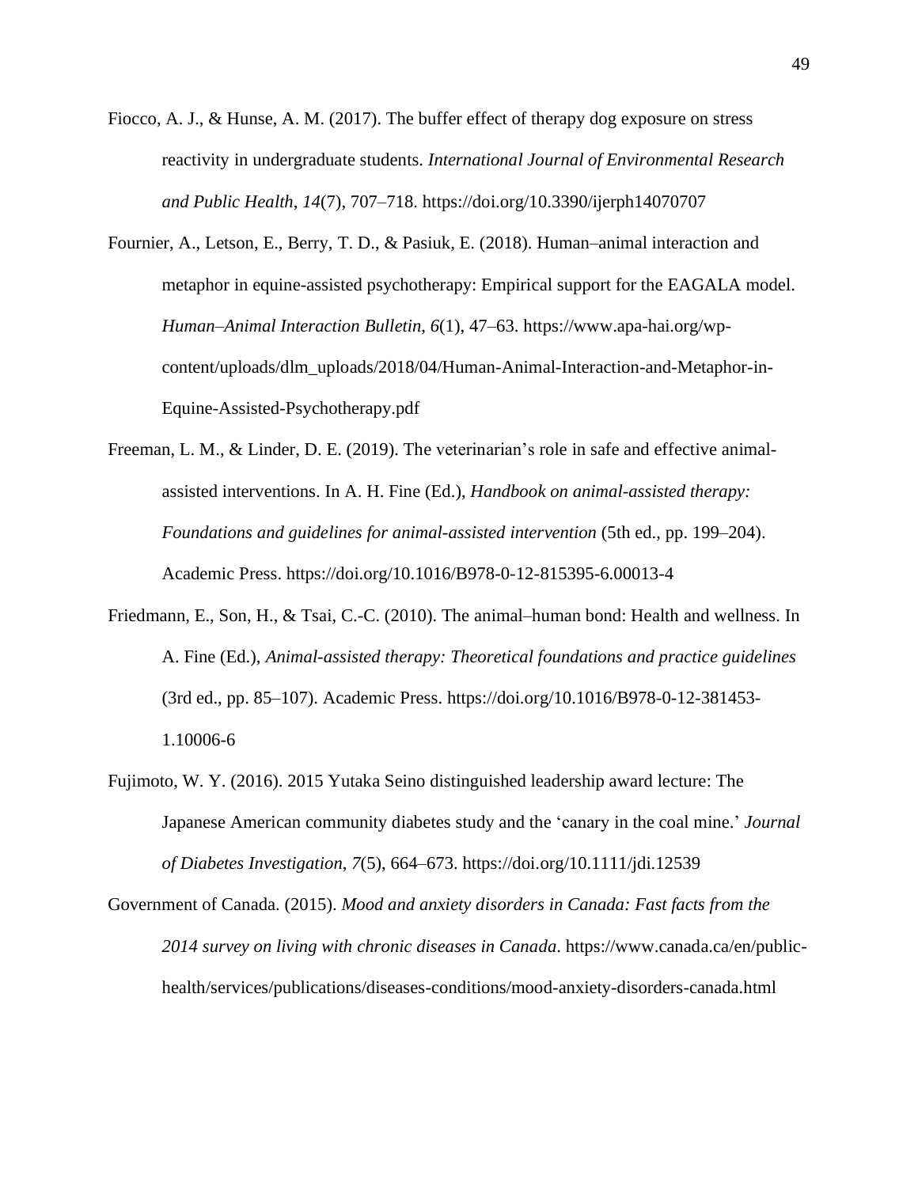Fiocco, A. J., & Hunse, A. M. (2017). The buffer effect of therapy dog exposure on stress reactivity in undergraduate students. *International Journal of Environmental Research and Public Health*, *14*(7), 707–718. https://doi.org/10.3390/ijerph14070707

Fournier, A., Letson, E., Berry, T. D., & Pasiuk, E. (2018). Human–animal interaction and metaphor in equine-assisted psychotherapy: Empirical support for the EAGALA model. *Human–Animal Interaction Bulletin*, *6*(1), 47–63. https://www.apa-hai.org/wp-content/uploads/dlm_uploads/2018/04/Human-Animal-Interaction-and-Metaphor-in-Equine-Assisted-Psychotherapy.pdf

Freeman, L. M., & Linder, D. E. (2019). The veterinarian's role in safe and effective animal-assisted interventions. In A. H. Fine (Ed.), *Handbook on animal-assisted therapy: Foundations and guidelines for animal-assisted intervention* (5th ed., pp. 199–204). Academic Press. https://doi.org/10.1016/B978-0-12-815395-6.00013-4

Friedmann, E., Son, H., & Tsai, C.-C. (2010). The animal–human bond: Health and wellness. In A. Fine (Ed.), *Animal-assisted therapy: Theoretical foundations and practice guidelines* (3rd ed., pp. 85–107). Academic Press. https://doi.org/10.1016/B978-0-12-381453-1.10006-6

Fujimoto, W. Y. (2016). 2015 Yutaka Seino distinguished leadership award lecture: The Japanese American community diabetes study and the 'canary in the coal mine.' *Journal of Diabetes Investigation*, *7*(5), 664–673. https://doi.org/10.1111/jdi.12539

Government of Canada. (2015). *Mood and anxiety disorders in Canada: Fast facts from the 2014 survey on living with chronic diseases in Canada*. https://www.canada.ca/en/public-health/services/publications/diseases-conditions/mood-anxiety-disorders-canada.html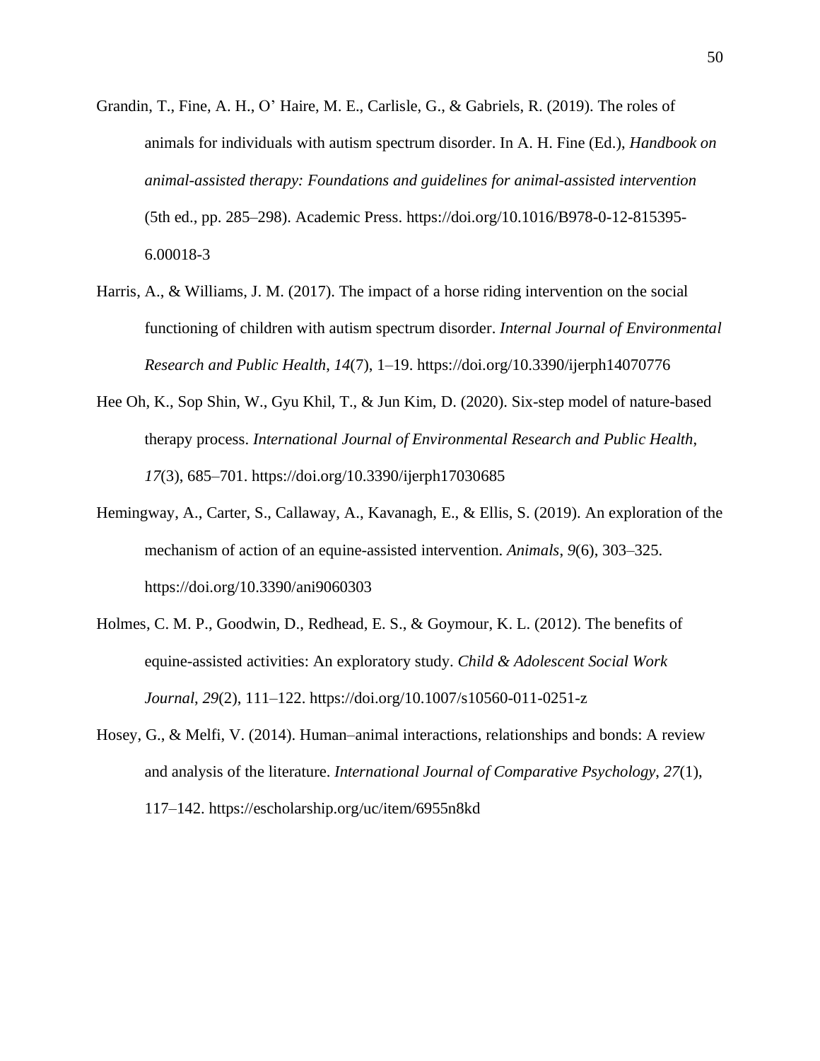Grandin, T., Fine, A. H., O' Haire, M. E., Carlisle, G., & Gabriels, R. (2019). The roles of animals for individuals with autism spectrum disorder. In A. H. Fine (Ed.), *Handbook on animal-assisted therapy: Foundations and guidelines for animal-assisted intervention* (5th ed., pp. 285–298). Academic Press. https://doi.org/10.1016/B978-0-12-815395-6.00018-3

Harris, A., & Williams, J. M. (2017). The impact of a horse riding intervention on the social functioning of children with autism spectrum disorder. *Internal Journal of Environmental Research and Public Health*, *14*(7), 1–19. https://doi.org/10.3390/ijerph14070776

Hee Oh, K., Sop Shin, W., Gyu Khil, T., & Jun Kim, D. (2020). Six-step model of nature-based therapy process. *International Journal of Environmental Research and Public Health*, *17*(3), 685–701. https://doi.org/10.3390/ijerph17030685

Hemingway, A., Carter, S., Callaway, A., Kavanagh, E., & Ellis, S. (2019). An exploration of the mechanism of action of an equine-assisted intervention. *Animals*, *9*(6), 303–325. https://doi.org/10.3390/ani9060303

Holmes, C. M. P., Goodwin, D., Redhead, E. S., & Goymour, K. L. (2012). The benefits of equine-assisted activities: An exploratory study. *Child & Adolescent Social Work Journal*, *29*(2), 111–122. https://doi.org/10.1007/s10560-011-0251-z

Hosey, G., & Melfi, V. (2014). Human–animal interactions, relationships and bonds: A review and analysis of the literature. *International Journal of Comparative Psychology*, *27*(1), 117–142. https://escholarship.org/uc/item/6955n8kd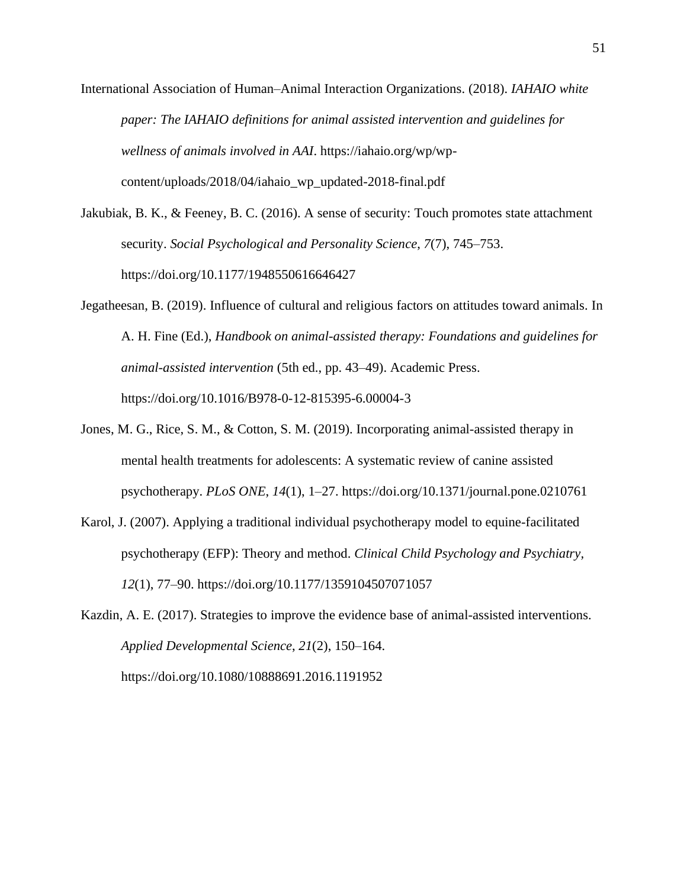International Association of Human–Animal Interaction Organizations. (2018). *IAHAIO white paper: The IAHAIO definitions for animal assisted intervention and guidelines for wellness of animals involved in AAI*. https://iahaio.org/wp/wp-content/uploads/2018/04/iahaio_wp_updated-2018-final.pdf

Jakubiak, B. K., & Feeney, B. C. (2016). A sense of security: Touch promotes state attachment security. *Social Psychological and Personality Science*, *7*(7), 745–753. https://doi.org/10.1177/1948550616646427

Jegatheesan, B. (2019). Influence of cultural and religious factors on attitudes toward animals. In A. H. Fine (Ed.), *Handbook on animal-assisted therapy: Foundations and guidelines for animal-assisted intervention* (5th ed., pp. 43–49). Academic Press. https://doi.org/10.1016/B978-0-12-815395-6.00004-3

Jones, M. G., Rice, S. M., & Cotton, S. M. (2019). Incorporating animal-assisted therapy in mental health treatments for adolescents: A systematic review of canine assisted psychotherapy. *PLoS ONE*, *14*(1), 1–27. https://doi.org/10.1371/journal.pone.0210761

Karol, J. (2007). Applying a traditional individual psychotherapy model to equine-facilitated psychotherapy (EFP): Theory and method. *Clinical Child Psychology and Psychiatry*, *12*(1), 77–90. https://doi.org/10.1177/1359104507071057

Kazdin, A. E. (2017). Strategies to improve the evidence base of animal-assisted interventions. *Applied Developmental Science*, *21*(2), 150–164. https://doi.org/10.1080/10888691.2016.1191952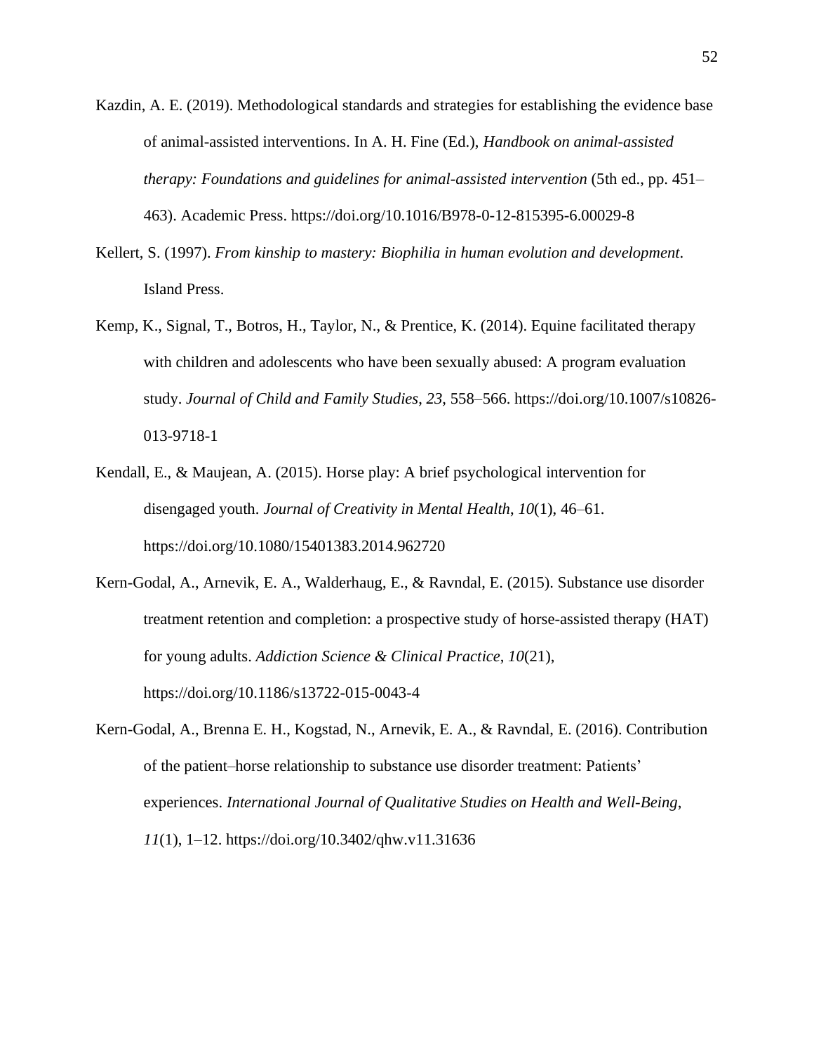Kazdin, A. E. (2019). Methodological standards and strategies for establishing the evidence base of animal-assisted interventions. In A. H. Fine (Ed.), *Handbook on animal-assisted therapy: Foundations and guidelines for animal-assisted intervention* (5th ed., pp. 451–463). Academic Press. https://doi.org/10.1016/B978-0-12-815395-6.00029-8

Kellert, S. (1997). *From kinship to mastery: Biophilia in human evolution and development*. Island Press.

Kemp, K., Signal, T., Botros, H., Taylor, N., & Prentice, K. (2014). Equine facilitated therapy with children and adolescents who have been sexually abused: A program evaluation study. *Journal of Child and Family Studies*, *23*, 558–566. https://doi.org/10.1007/s10826-013-9718-1

Kendall, E., & Maujean, A. (2015). Horse play: A brief psychological intervention for disengaged youth. *Journal of Creativity in Mental Health*, *10*(1), 46–61. https://doi.org/10.1080/15401383.2014.962720

Kern-Godal, A., Arnevik, E. A., Walderhaug, E., & Ravndal, E. (2015). Substance use disorder treatment retention and completion: a prospective study of horse-assisted therapy (HAT) for young adults. *Addiction Science & Clinical Practice*, *10*(21), https://doi.org/10.1186/s13722-015-0043-4

Kern-Godal, A., Brenna E. H., Kogstad, N., Arnevik, E. A., & Ravndal, E. (2016). Contribution of the patient–horse relationship to substance use disorder treatment: Patients' experiences. *International Journal of Qualitative Studies on Health and Well-Being*, *11*(1), 1–12. https://doi.org/10.3402/qhw.v11.31636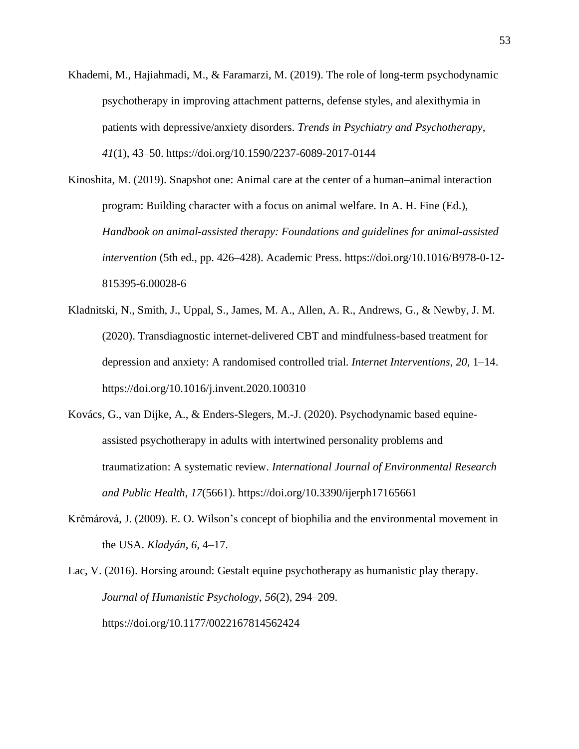Khademi, M., Hajiahmadi, M., & Faramarzi, M. (2019). The role of long-term psychodynamic psychotherapy in improving attachment patterns, defense styles, and alexithymia in patients with depressive/anxiety disorders. *Trends in Psychiatry and Psychotherapy*, *41*(1), 43–50. https://doi.org/10.1590/2237-6089-2017-0144

Kinoshita, M. (2019). Snapshot one: Animal care at the center of a human–animal interaction program: Building character with a focus on animal welfare. In A. H. Fine (Ed.), *Handbook on animal-assisted therapy: Foundations and guidelines for animal-assisted intervention* (5th ed., pp. 426–428). Academic Press. https://doi.org/10.1016/B978-0-12-815395-6.00028-6

Kladnitski, N., Smith, J., Uppal, S., James, M. A., Allen, A. R., Andrews, G., & Newby, J. M. (2020). Transdiagnostic internet-delivered CBT and mindfulness-based treatment for depression and anxiety: A randomised controlled trial. *Internet Interventions*, *20*, 1–14. https://doi.org/10.1016/j.invent.2020.100310

Kovács, G., van Dijke, A., & Enders-Slegers, M.-J. (2020). Psychodynamic based equine-assisted psychotherapy in adults with intertwined personality problems and traumatization: A systematic review. *International Journal of Environmental Research and Public Health*, *17*(5661). https://doi.org/10.3390/ijerph17165661

Krčmárová, J. (2009). E. O. Wilson's concept of biophilia and the environmental movement in the USA. *Kladyán*, *6*, 4–17.

Lac, V. (2016). Horsing around: Gestalt equine psychotherapy as humanistic play therapy. *Journal of Humanistic Psychology*, *56*(2), 294–209. https://doi.org/10.1177/0022167814562424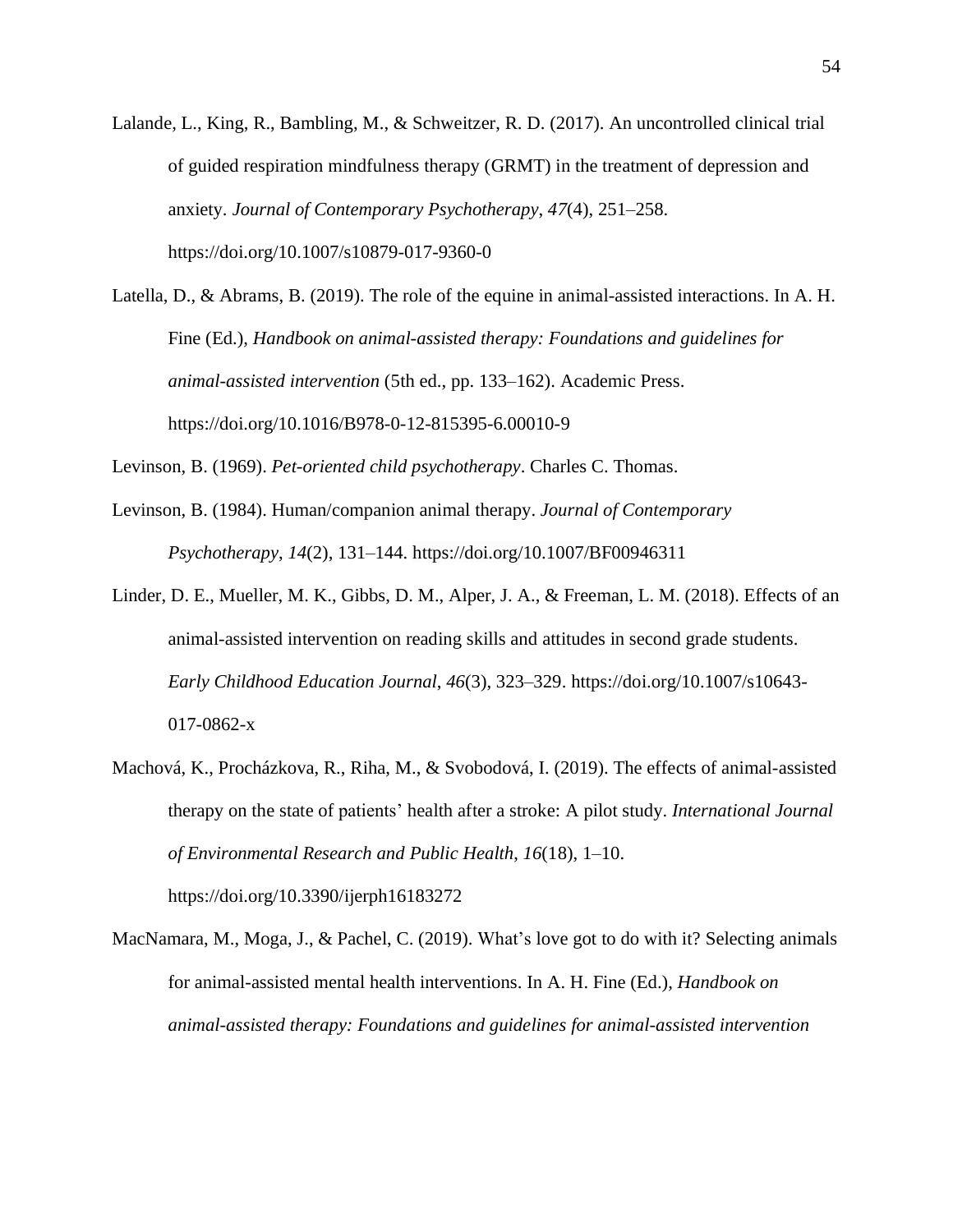Lalande, L., King, R., Bambling, M., & Schweitzer, R. D. (2017). An uncontrolled clinical trial of guided respiration mindfulness therapy (GRMT) in the treatment of depression and anxiety. *Journal of Contemporary Psychotherapy*, *47*(4), 251–258. https://doi.org/10.1007/s10879-017-9360-0

Latella, D., & Abrams, B. (2019). The role of the equine in animal-assisted interactions. In A. H. Fine (Ed.), *Handbook on animal-assisted therapy: Foundations and guidelines for animal-assisted intervention* (5th ed., pp. 133–162). Academic Press. https://doi.org/10.1016/B978-0-12-815395-6.00010-9

Levinson, B. (1969). *Pet-oriented child psychotherapy*. Charles C. Thomas.

Levinson, B. (1984). Human/companion animal therapy. *Journal of Contemporary Psychotherapy*, *14*(2), 131–144. https://doi.org/10.1007/BF00946311

Linder, D. E., Mueller, M. K., Gibbs, D. M., Alper, J. A., & Freeman, L. M. (2018). Effects of an animal-assisted intervention on reading skills and attitudes in second grade students. *Early Childhood Education Journal*, *46*(3), 323–329. https://doi.org/10.1007/s10643-017-0862-x

Machová, K., Procházkova, R., Riha, M., & Svobodová, I. (2019). The effects of animal-assisted therapy on the state of patients' health after a stroke: A pilot study. *International Journal of Environmental Research and Public Health*, *16*(18), 1–10. https://doi.org/10.3390/ijerph16183272

MacNamara, M., Moga, J., & Pachel, C. (2019). What's love got to do with it? Selecting animals for animal-assisted mental health interventions. In A. H. Fine (Ed.), *Handbook on animal-assisted therapy: Foundations and guidelines for animal-assisted intervention*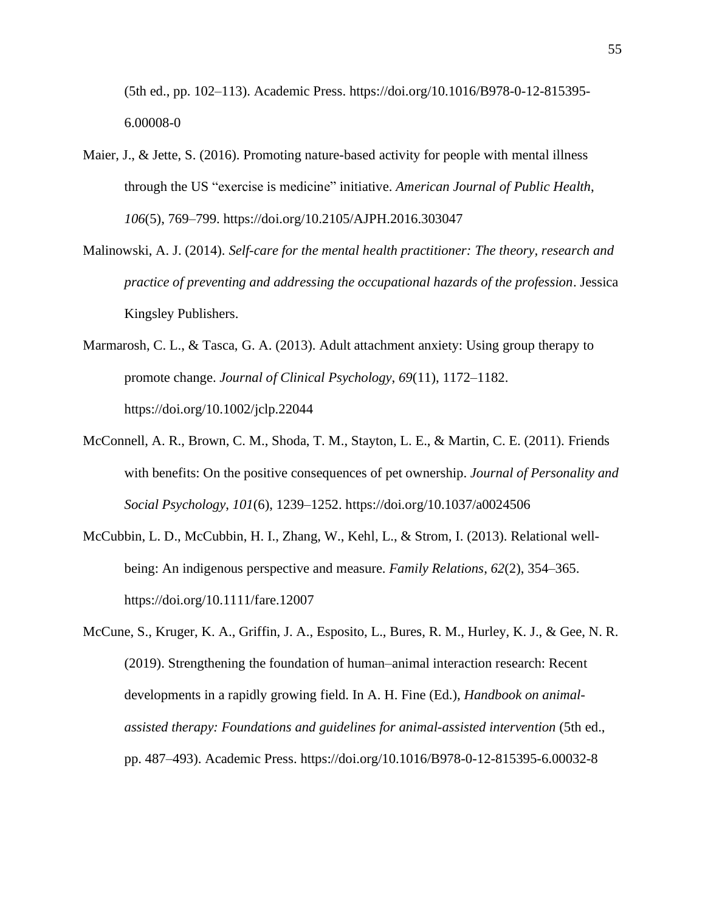(5th ed., pp. 102–113). Academic Press. https://doi.org/10.1016/B978-0-12-815395-6.00008-0

Maier, J., & Jette, S. (2016). Promoting nature-based activity for people with mental illness through the US "exercise is medicine" initiative. *American Journal of Public Health*, *106*(5), 769–799. https://doi.org/10.2105/AJPH.2016.303047

Malinowski, A. J. (2014). *Self-care for the mental health practitioner: The theory, research and practice of preventing and addressing the occupational hazards of the profession*. Jessica Kingsley Publishers.

Marmarosh, C. L., & Tasca, G. A. (2013). Adult attachment anxiety: Using group therapy to promote change. *Journal of Clinical Psychology*, *69*(11), 1172–1182. https://doi.org/10.1002/jclp.22044

McConnell, A. R., Brown, C. M., Shoda, T. M., Stayton, L. E., & Martin, C. E. (2011). Friends with benefits: On the positive consequences of pet ownership. *Journal of Personality and Social Psychology*, *101*(6), 1239–1252. https://doi.org/10.1037/a0024506

McCubbin, L. D., McCubbin, H. I., Zhang, W., Kehl, L., & Strom, I. (2013). Relational well-being: An indigenous perspective and measure. *Family Relations*, *62*(2), 354–365. https://doi.org/10.1111/fare.12007

McCune, S., Kruger, K. A., Griffin, J. A., Esposito, L., Bures, R. M., Hurley, K. J., & Gee, N. R. (2019). Strengthening the foundation of human–animal interaction research: Recent developments in a rapidly growing field. In A. H. Fine (Ed.), *Handbook on animal-assisted therapy: Foundations and guidelines for animal-assisted intervention* (5th ed., pp. 487–493). Academic Press. https://doi.org/10.1016/B978-0-12-815395-6.00032-8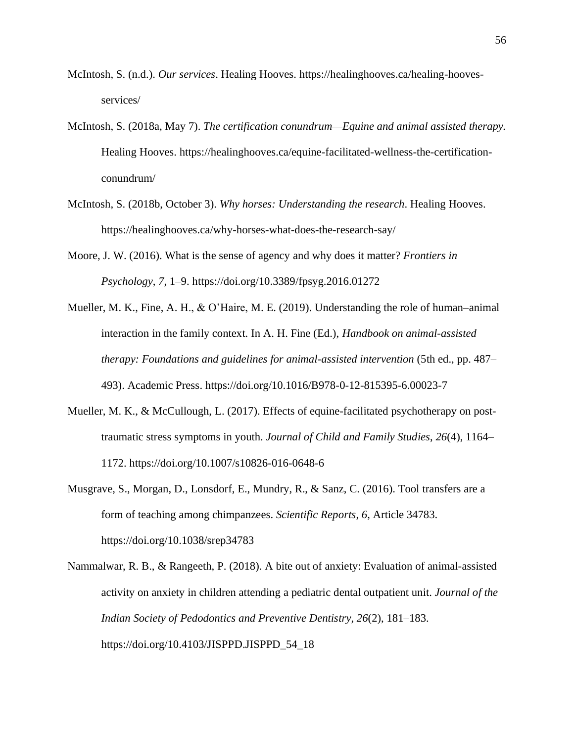McIntosh, S. (n.d.). *Our services*. Healing Hooves. https://healinghooves.ca/healing-hooves-services/

McIntosh, S. (2018a, May 7). *The certification conundrum—Equine and animal assisted therapy.* Healing Hooves. https://healinghooves.ca/equine-facilitated-wellness-the-certification-conundrum/

McIntosh, S. (2018b, October 3). *Why horses: Understanding the research*. Healing Hooves. https://healinghooves.ca/why-horses-what-does-the-research-say/

Moore, J. W. (2016). What is the sense of agency and why does it matter? *Frontiers in Psychology*, *7*, 1–9. https://doi.org/10.3389/fpsyg.2016.01272

Mueller, M. K., Fine, A. H., & O'Haire, M. E. (2019). Understanding the role of human–animal interaction in the family context. In A. H. Fine (Ed.), *Handbook on animal-assisted therapy: Foundations and guidelines for animal-assisted intervention* (5th ed., pp. 487–493). Academic Press. https://doi.org/10.1016/B978-0-12-815395-6.00023-7

Mueller, M. K., & McCullough, L. (2017). Effects of equine-facilitated psychotherapy on post-traumatic stress symptoms in youth. *Journal of Child and Family Studies*, *26*(4), 1164–1172. https://doi.org/10.1007/s10826-016-0648-6

Musgrave, S., Morgan, D., Lonsdorf, E., Mundry, R., & Sanz, C. (2016). Tool transfers are a form of teaching among chimpanzees. *Scientific Reports*, *6*, Article 34783. https://doi.org/10.1038/srep34783

Nammalwar, R. B., & Rangeeth, P. (2018). A bite out of anxiety: Evaluation of animal-assisted activity on anxiety in children attending a pediatric dental outpatient unit. *Journal of the Indian Society of Pedodontics and Preventive Dentistry*, *26*(2), 181–183. https://doi.org/10.4103/JISPPD.JISPPD_54_18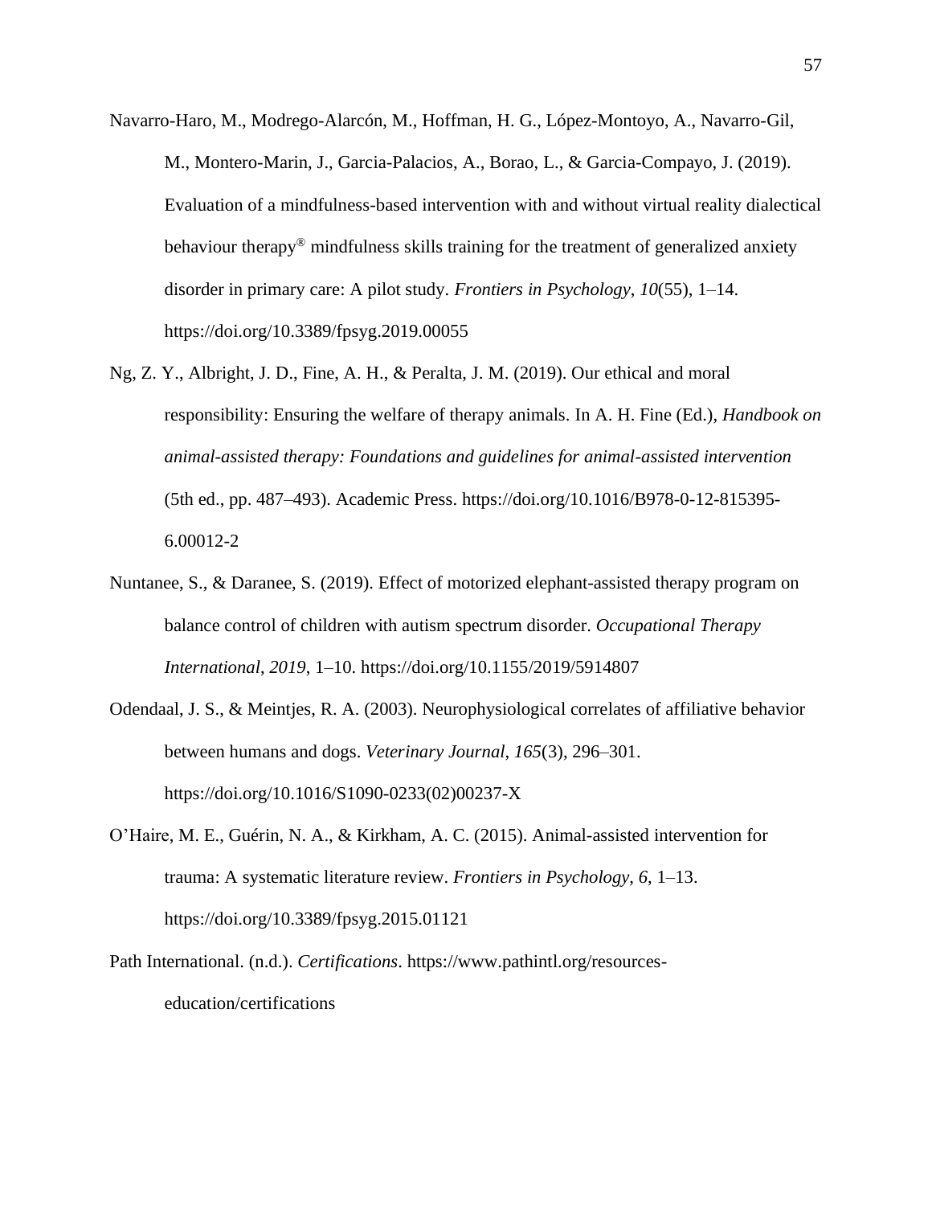Navarro-Haro, M., Modrego-Alarcón, M., Hoffman, H. G., López-Montoyo, A., Navarro-Gil, M., Montero-Marin, J., Garcia-Palacios, A., Borao, L., & Garcia-Compayo, J. (2019). Evaluation of a mindfulness-based intervention with and without virtual reality dialectical behaviour therapy® mindfulness skills training for the treatment of generalized anxiety disorder in primary care: A pilot study. *Frontiers in Psychology*, *10*(55), 1–14. https://doi.org/10.3389/fpsyg.2019.00055

Ng, Z. Y., Albright, J. D., Fine, A. H., & Peralta, J. M. (2019). Our ethical and moral responsibility: Ensuring the welfare of therapy animals. In A. H. Fine (Ed.), *Handbook on animal-assisted therapy: Foundations and guidelines for animal-assisted intervention* (5th ed., pp. 487–493). Academic Press. https://doi.org/10.1016/B978-0-12-815395-6.00012-2

Nuntanee, S., & Daranee, S. (2019). Effect of motorized elephant-assisted therapy program on balance control of children with autism spectrum disorder. *Occupational Therapy International*, *2019*, 1–10. https://doi.org/10.1155/2019/5914807

Odendaal, J. S., & Meintjes, R. A. (2003). Neurophysiological correlates of affiliative behavior between humans and dogs. *Veterinary Journal*, *165*(3), 296–301. https://doi.org/10.1016/S1090-0233(02)00237-X

O'Haire, M. E., Guérin, N. A., & Kirkham, A. C. (2015). Animal-assisted intervention for trauma: A systematic literature review. *Frontiers in Psychology*, *6*, 1–13. https://doi.org/10.3389/fpsyg.2015.01121

Path International. (n.d.). *Certifications*. https://www.pathintl.org/resources-education/certifications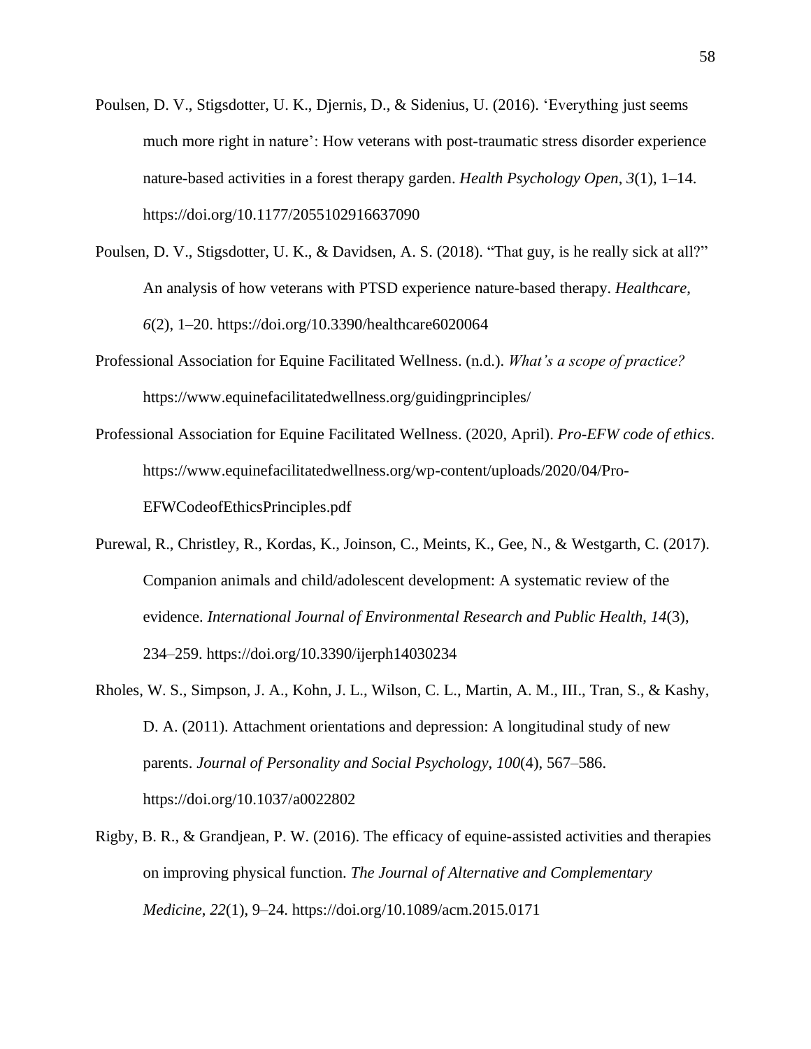Poulsen, D. V., Stigsdotter, U. K., Djernis, D., & Sidenius, U. (2016). 'Everything just seems much more right in nature': How veterans with post-traumatic stress disorder experience nature-based activities in a forest therapy garden. *Health Psychology Open*, *3*(1), 1–14. https://doi.org/10.1177/2055102916637090

Poulsen, D. V., Stigsdotter, U. K., & Davidsen, A. S. (2018). "That guy, is he really sick at all?" An analysis of how veterans with PTSD experience nature-based therapy. *Healthcare*, *6*(2), 1–20. https://doi.org/10.3390/healthcare6020064

Professional Association for Equine Facilitated Wellness. (n.d.). *What's a scope of practice?* https://www.equinefacilitatedwellness.org/guidingprinciples/

Professional Association for Equine Facilitated Wellness. (2020, April). *Pro-EFW code of ethics*. https://www.equinefacilitatedwellness.org/wp-content/uploads/2020/04/Pro-EFWCodeofEthicsPrinciples.pdf

Purewal, R., Christley, R., Kordas, K., Joinson, C., Meints, K., Gee, N., & Westgarth, C. (2017). Companion animals and child/adolescent development: A systematic review of the evidence. *International Journal of Environmental Research and Public Health*, *14*(3), 234–259. https://doi.org/10.3390/ijerph14030234

Rholes, W. S., Simpson, J. A., Kohn, J. L., Wilson, C. L., Martin, A. M., III., Tran, S., & Kashy, D. A. (2011). Attachment orientations and depression: A longitudinal study of new parents. *Journal of Personality and Social Psychology*, *100*(4), 567–586. https://doi.org/10.1037/a0022802

Rigby, B. R., & Grandjean, P. W. (2016). The efficacy of equine-assisted activities and therapies on improving physical function. *The Journal of Alternative and Complementary Medicine*, *22*(1), 9–24. https://doi.org/10.1089/acm.2015.0171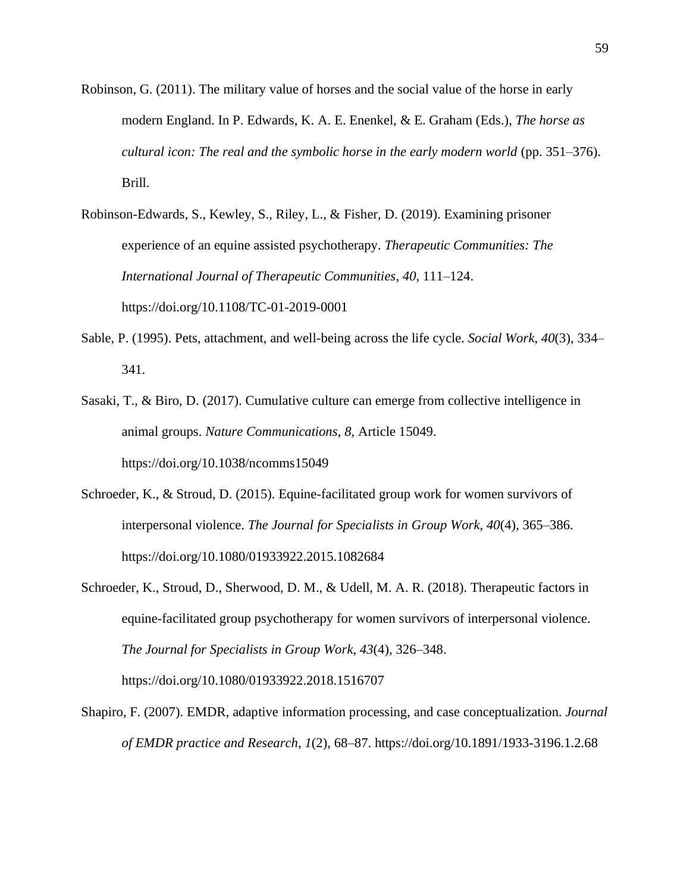Robinson, G. (2011). The military value of horses and the social value of the horse in early modern England. In P. Edwards, K. A. E. Enenkel, & E. Graham (Eds.), *The horse as cultural icon: The real and the symbolic horse in the early modern world* (pp. 351–376). Brill.

Robinson-Edwards, S., Kewley, S., Riley, L., & Fisher, D. (2019). Examining prisoner experience of an equine assisted psychotherapy. *Therapeutic Communities: The International Journal of Therapeutic Communities*, *40*, 111–124. https://doi.org/10.1108/TC-01-2019-0001

Sable, P. (1995). Pets, attachment, and well-being across the life cycle. *Social Work*, *40*(3), 334–341.

Sasaki, T., & Biro, D. (2017). Cumulative culture can emerge from collective intelligence in animal groups. *Nature Communications*, *8*, Article 15049. https://doi.org/10.1038/ncomms15049

Schroeder, K., & Stroud, D. (2015). Equine-facilitated group work for women survivors of interpersonal violence. *The Journal for Specialists in Group Work*, *40*(4), 365–386. https://doi.org/10.1080/01933922.2015.1082684

Schroeder, K., Stroud, D., Sherwood, D. M., & Udell, M. A. R. (2018). Therapeutic factors in equine-facilitated group psychotherapy for women survivors of interpersonal violence. *The Journal for Specialists in Group Work*, *43*(4), 326–348. https://doi.org/10.1080/01933922.2018.1516707

Shapiro, F. (2007). EMDR, adaptive information processing, and case conceptualization. *Journal of EMDR practice and Research*, *1*(2), 68–87. https://doi.org/10.1891/1933-3196.1.2.68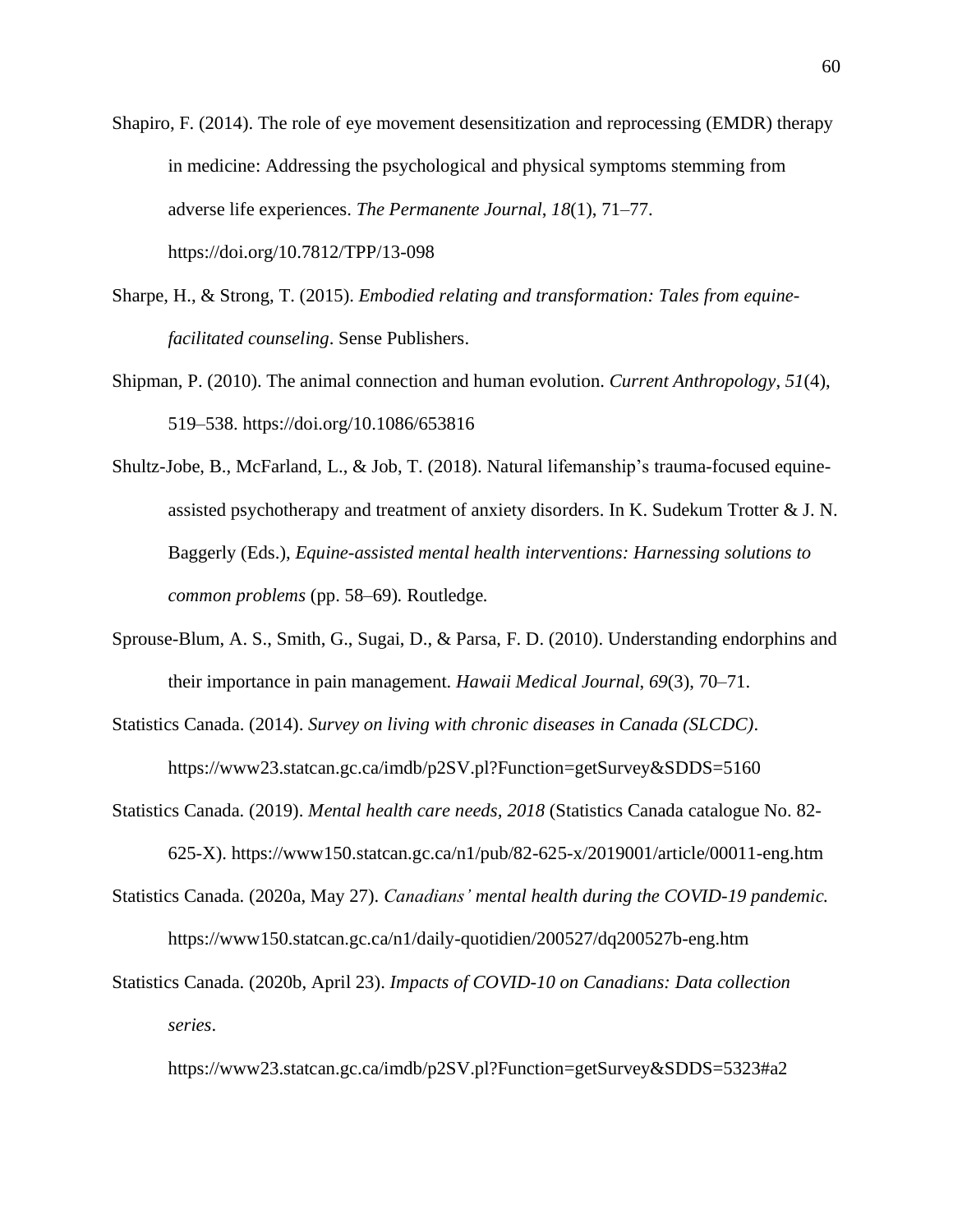Shapiro, F. (2014). The role of eye movement desensitization and reprocessing (EMDR) therapy in medicine: Addressing the psychological and physical symptoms stemming from adverse life experiences. *The Permanente Journal*, *18*(1), 71–77. https://doi.org/10.7812/TPP/13-098

Sharpe, H., & Strong, T. (2015). *Embodied relating and transformation: Tales from equine-facilitated counseling*. Sense Publishers.

Shipman, P. (2010). The animal connection and human evolution. *Current Anthropology*, *51*(4), 519–538. https://doi.org/10.1086/653816

Shultz-Jobe, B., McFarland, L., & Job, T. (2018). Natural lifemanship's trauma-focused equine-assisted psychotherapy and treatment of anxiety disorders. In K. Sudekum Trotter & J. N. Baggerly (Eds.), *Equine-assisted mental health interventions: Harnessing solutions to common problems* (pp. 58–69). Routledge.

Sprouse-Blum, A. S., Smith, G., Sugai, D., & Parsa, F. D. (2010). Understanding endorphins and their importance in pain management. *Hawaii Medical Journal*, *69*(3), 70–71.

Statistics Canada. (2014). *Survey on living with chronic diseases in Canada (SLCDC)*. https://www23.statcan.gc.ca/imdb/p2SV.pl?Function=getSurvey&SDDS=5160

Statistics Canada. (2019). *Mental health care needs, 2018* (Statistics Canada catalogue No. 82-625-X). https://www150.statcan.gc.ca/n1/pub/82-625-x/2019001/article/00011-eng.htm

Statistics Canada. (2020a, May 27). *Canadians' mental health during the COVID-19 pandemic.* https://www150.statcan.gc.ca/n1/daily-quotidien/200527/dq200527b-eng.htm

Statistics Canada. (2020b, April 23). *Impacts of COVID-10 on Canadians: Data collection series*. https://www23.statcan.gc.ca/imdb/p2SV.pl?Function=getSurvey&SDDS=5323#a2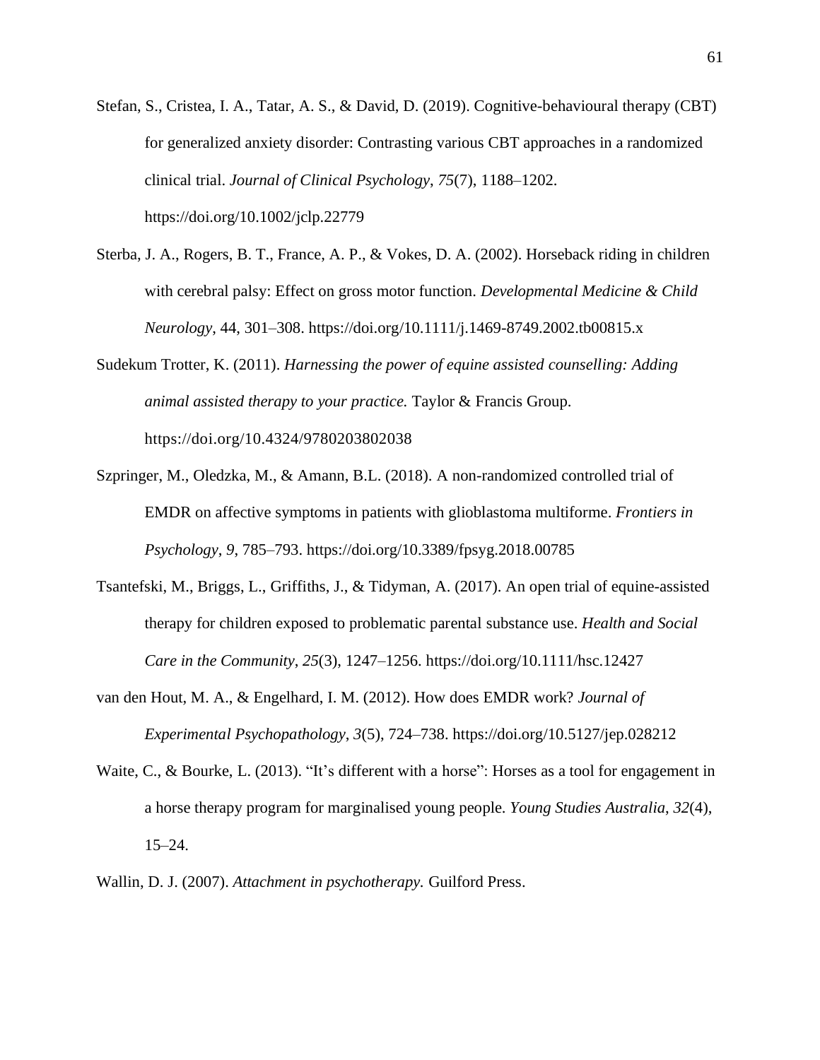Stefan, S., Cristea, I. A., Tatar, A. S., & David, D. (2019). Cognitive-behavioural therapy (CBT) for generalized anxiety disorder: Contrasting various CBT approaches in a randomized clinical trial. *Journal of Clinical Psychology*, *75*(7), 1188–1202. https://doi.org/10.1002/jclp.22779

Sterba, J. A., Rogers, B. T., France, A. P., & Vokes, D. A. (2002). Horseback riding in children with cerebral palsy: Effect on gross motor function. *Developmental Medicine & Child Neurology*, 44, 301–308. https://doi.org/10.1111/j.1469-8749.2002.tb00815.x

Sudekum Trotter, K. (2011). *Harnessing the power of equine assisted counselling: Adding animal assisted therapy to your practice.* Taylor & Francis Group. https://doi.org/10.4324/9780203802038

Szpringer, M., Oledzka, M., & Amann, B.L. (2018). A non-randomized controlled trial of EMDR on affective symptoms in patients with glioblastoma multiforme. *Frontiers in Psychology, 9*, 785–793. https://doi.org/10.3389/fpsyg.2018.00785

Tsantefski, M., Briggs, L., Griffiths, J., & Tidyman, A. (2017). An open trial of equine-assisted therapy for children exposed to problematic parental substance use. *Health and Social Care in the Community*, *25*(3), 1247–1256. https://doi.org/10.1111/hsc.12427

van den Hout, M. A., & Engelhard, I. M. (2012). How does EMDR work? *Journal of Experimental Psychopathology*, *3*(5), 724–738. https://doi.org/10.5127/jep.028212

Waite, C., & Bourke, L. (2013). "It's different with a horse": Horses as a tool for engagement in a horse therapy program for marginalised young people. *Young Studies Australia*, *32*(4), 15–24.

Wallin, D. J. (2007). *Attachment in psychotherapy.* Guilford Press.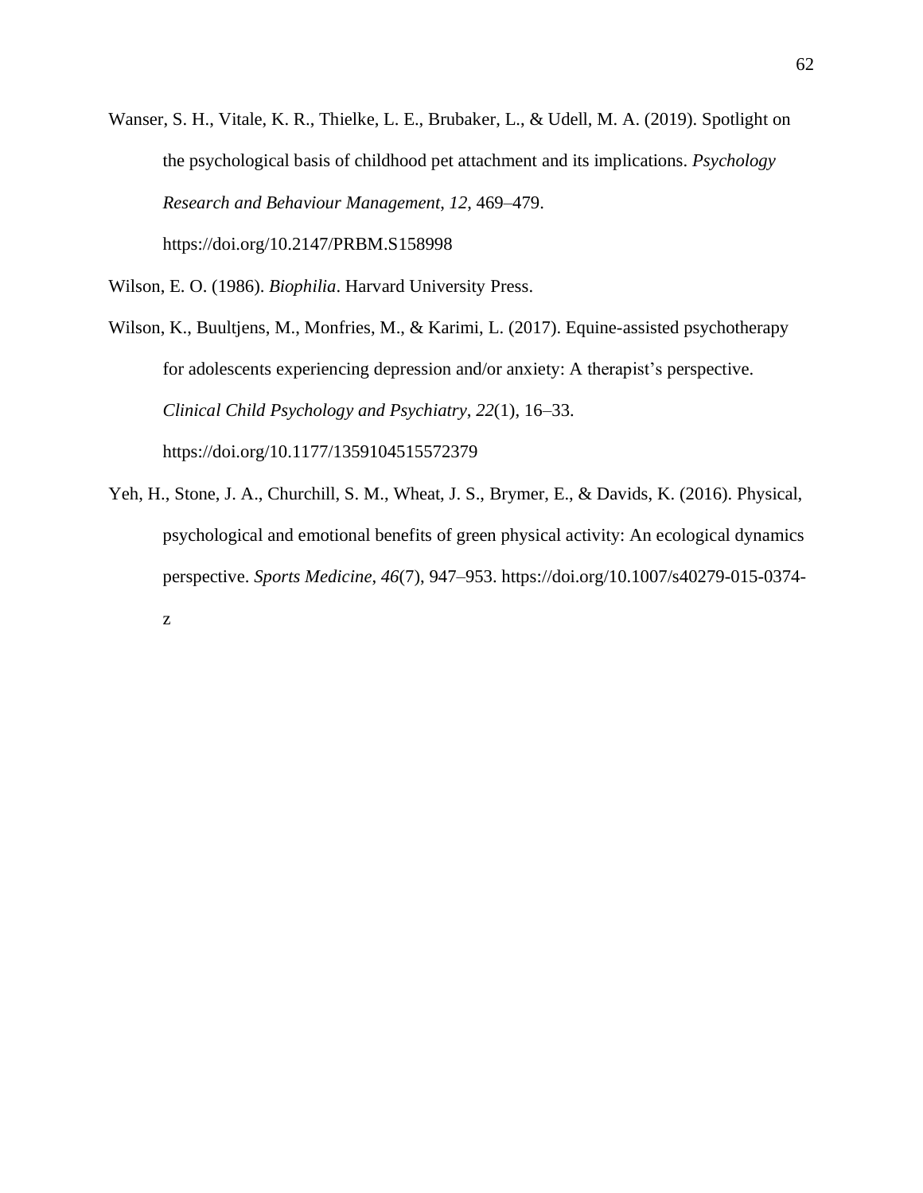Wanser, S. H., Vitale, K. R., Thielke, L. E., Brubaker, L., & Udell, M. A. (2019). Spotlight on the psychological basis of childhood pet attachment and its implications. *Psychology Research and Behaviour Management*, *12*, 469–479. https://doi.org/10.2147/PRBM.S158998

Wilson, E. O. (1986). *Biophilia*. Harvard University Press.

Wilson, K., Buultjens, M., Monfries, M., & Karimi, L. (2017). Equine-assisted psychotherapy for adolescents experiencing depression and/or anxiety: A therapist's perspective. *Clinical Child Psychology and Psychiatry*, *22*(1), 16–33. https://doi.org/10.1177/1359104515572379

Yeh, H., Stone, J. A., Churchill, S. M., Wheat, J. S., Brymer, E., & Davids, K. (2016). Physical, psychological and emotional benefits of green physical activity: An ecological dynamics perspective. *Sports Medicine*, *46*(7), 947–953. https://doi.org/10.1007/s40279-015-0374-z